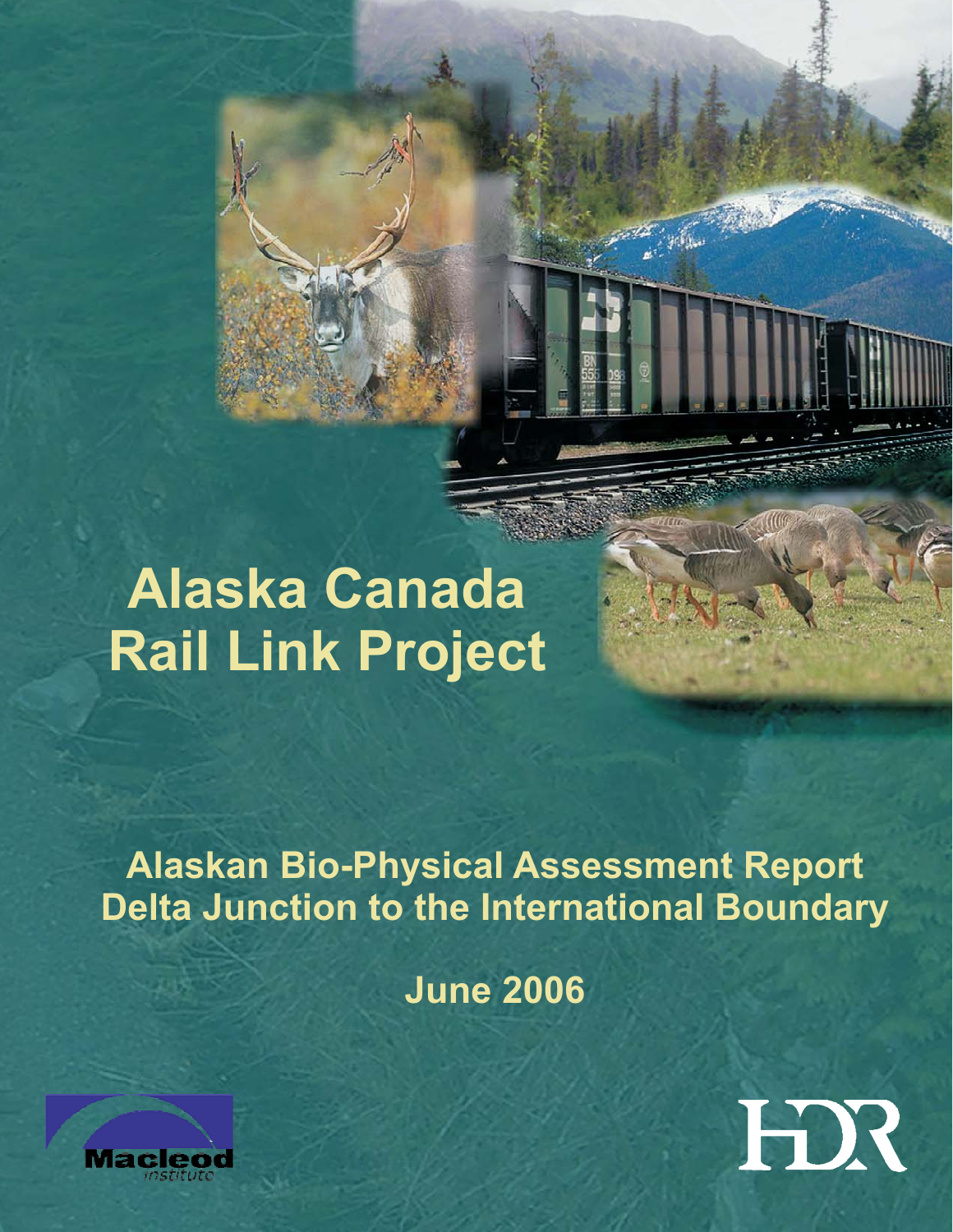# Alaska Canada Rail Link Project

## Alaskan Bio-Physical Assessment Report
## Delta Junction to the International Boundary

**June 2006**

Macleod institute

HDR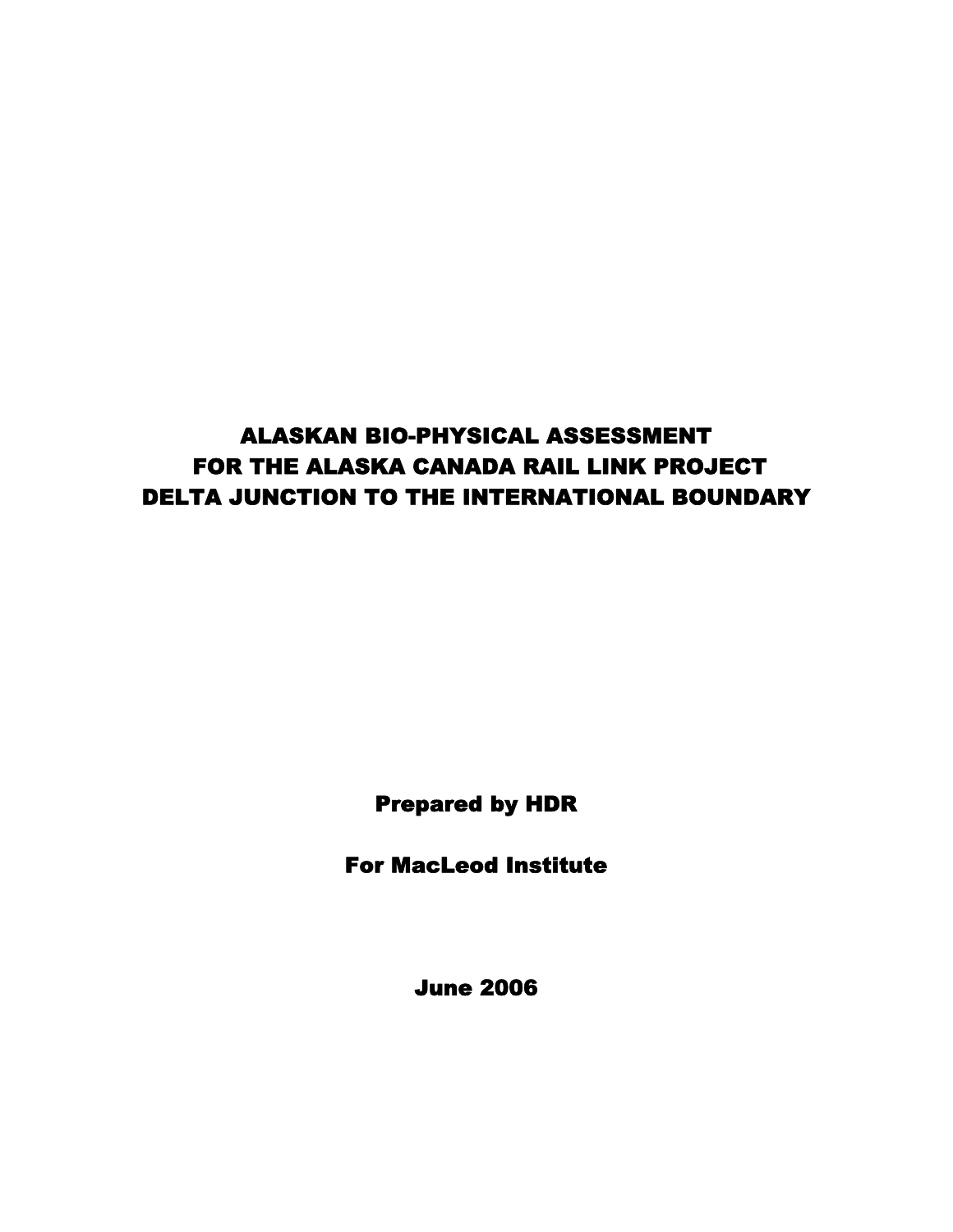# ALASKAN BIO-PHYSICAL ASSESSMENT FOR THE ALASKA CANADA RAIL LINK PROJECT DELTA JUNCTION TO THE INTERNATIONAL BOUNDARY

**Prepared by HDR**

**For MacLeod Institute**

**June 2006**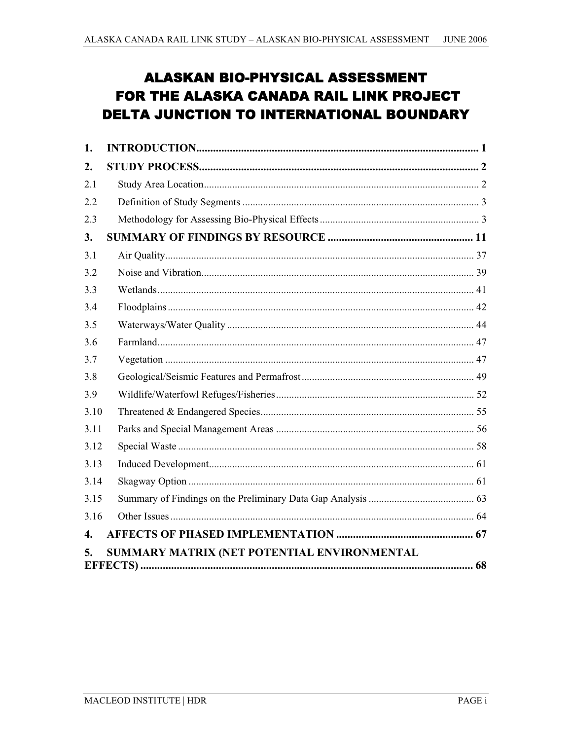# ALASKAN BIO-PHYSICAL ASSESSMENT FOR THE ALASKA CANADA RAIL LINK PROJECT DELTA JUNCTION TO INTERNATIONAL BOUNDARY

**1. INTRODUCTION...................................................................................................... 1**

**2. STUDY PROCESS.................................................................................................... 2**

2.1 Study Area Location........................................................................................................ 2

2.2 Definition of Study Segments .......................................................................................... 3

2.3 Methodology for Assessing Bio-Physical Effects ............................................................. 3

**3. SUMMARY OF FINDINGS BY RESOURCE .................................................... 11**

3.1 Air Quality...................................................................................................................... 37

3.2 Noise and Vibration........................................................................................................ 39

3.3 Wetlands......................................................................................................................... 41

3.4 Floodplains ..................................................................................................................... 42

3.5 Waterways/Water Quality .............................................................................................. 44

3.6 Farmland......................................................................................................................... 47

3.7 Vegetation ...................................................................................................................... 47

3.8 Geological/Seismic Features and Permafrost .................................................................. 49

3.9 Wildlife/Waterfowl Refuges/Fisheries ............................................................................ 52

3.10 Threatened & Endangered Species.................................................................................. 55

3.11 Parks and Special Management Areas ............................................................................ 56

3.12 Special Waste ................................................................................................................. 58

3.13 Induced Development...................................................................................................... 61

3.14 Skagway Option .............................................................................................................. 61

3.15 Summary of Findings on the Preliminary Data Gap Analysis ......................................... 63

3.16 Other Issues ..................................................................................................................... 64

**4. AFFECTS OF PHASED IMPLEMENTATION ................................................. 67**

**5. SUMMARY MATRIX (NET POTENTIAL ENVIRONMENTAL EFFECTS) ....................................................................................................................... 68**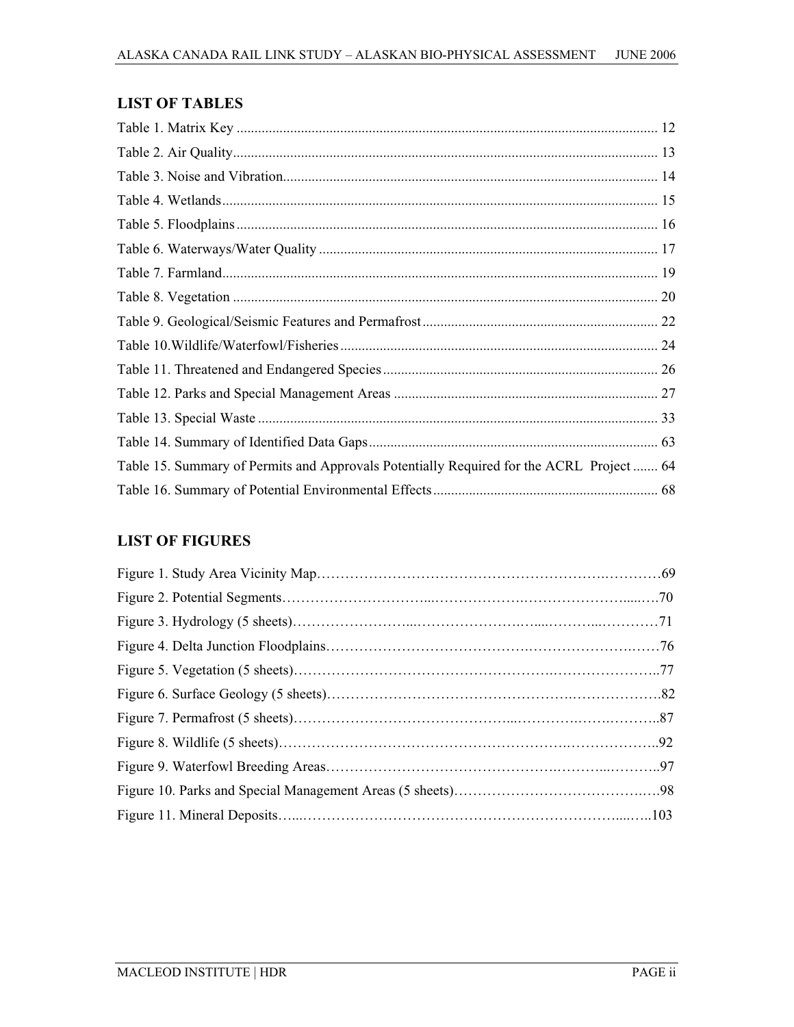## LIST OF TABLES

Table 1. Matrix Key ..................................................................................................................... 12
Table 2. Air Quality...................................................................................................................... 13
Table 3. Noise and Vibration........................................................................................................ 14
Table 4. Wetlands......................................................................................................................... 15
Table 5. Floodplains..................................................................................................................... 16
Table 6. Waterways/Water Quality .............................................................................................. 17
Table 7. Farmland......................................................................................................................... 19
Table 8. Vegetation ...................................................................................................................... 20
Table 9. Geological/Seismic Features and Permafrost.................................................................. 22
Table 10.Wildlife/Waterfowl/Fisheries......................................................................................... 24
Table 11. Threatened and Endangered Species............................................................................. 26
Table 12. Parks and Special Management Areas .......................................................................... 27
Table 13. Special Waste ............................................................................................................... 33
Table 14. Summary of Identified Data Gaps................................................................................. 63
Table 15. Summary of Permits and Approvals Potentially Required for the ACRL Project ....... 64
Table 16. Summary of Potential Environmental Effects............................................................... 68

## LIST OF FIGURES

Figure 1. Study Area Vicinity Map……………………………………………………….…………69
Figure 2. Potential Segments…………………………...……………….……………………....….70
Figure 3. Hydrology (5 sheets)……………………...………………….…....………..…………71
Figure 4. Delta Junction Floodplains………………………………….……………………….……76
Figure 5. Vegetation (5 sheets)…………………………………………….…………………..77
Figure 6. Surface Geology (5 sheets)…………………………………………….……………….82
Figure 7. Permafrost (5 sheets)…………………………………….....……….……….………..87
Figure 8. Wildlife (5 sheets)…………………………………………………….………………..92
Figure 9. Waterfowl Breeding Areas……………………………………….……...………..97
Figure 10. Parks and Special Management Areas (5 sheets)……………………………….….98
Figure 11. Mineral Deposits…...………………………………………………………......…..103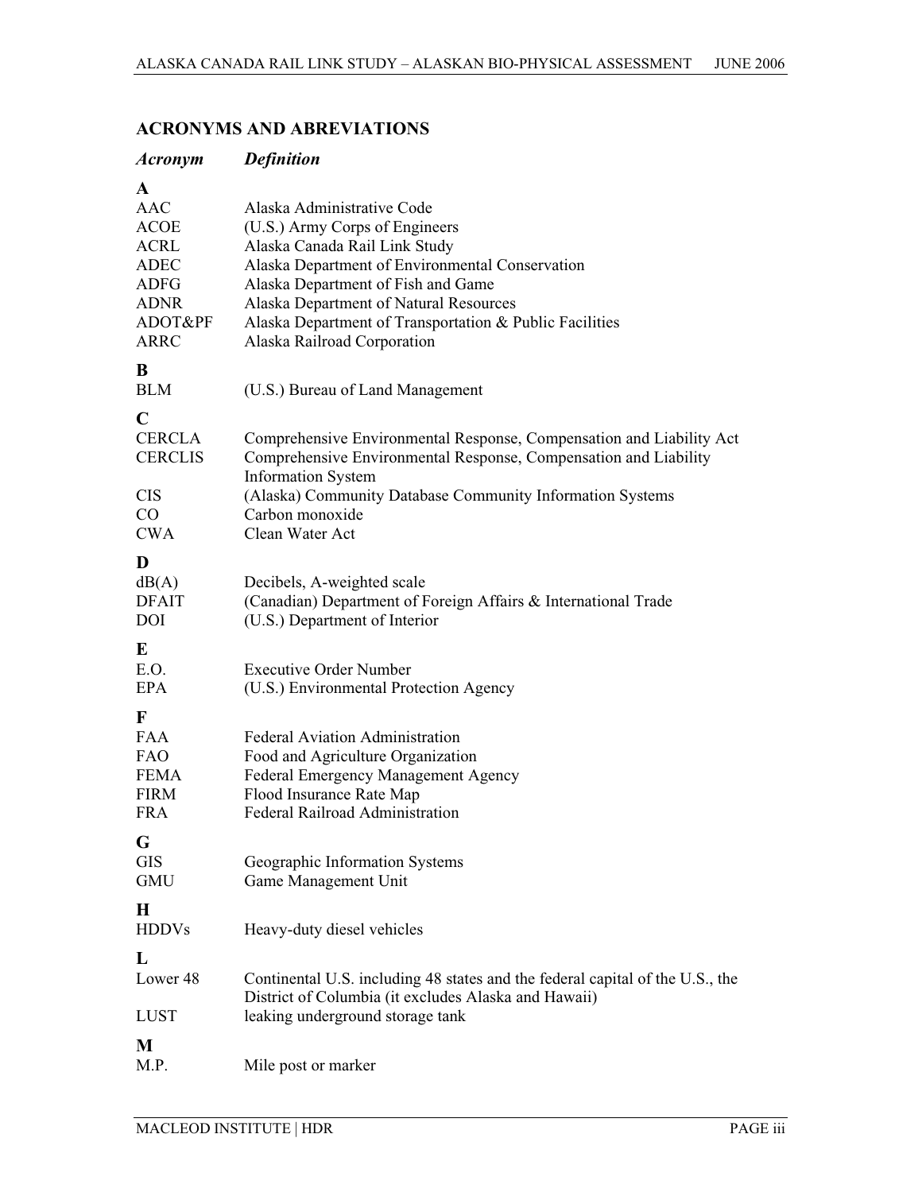## ACRONYMS AND ABREVIATIONS

| *Acronym* | *Definition* |
|---|---|
| **A** | |
| AAC | Alaska Administrative Code |
| ACOE | (U.S.) Army Corps of Engineers |
| ACRL | Alaska Canada Rail Link Study |
| ADEC | Alaska Department of Environmental Conservation |
| ADFG | Alaska Department of Fish and Game |
| ADNR | Alaska Department of Natural Resources |
| ADOT&PF | Alaska Department of Transportation & Public Facilities |
| ARRC | Alaska Railroad Corporation |
| **B** | |
| BLM | (U.S.) Bureau of Land Management |
| **C** | |
| CERCLA | Comprehensive Environmental Response, Compensation and Liability Act |
| CERCLIS | Comprehensive Environmental Response, Compensation and Liability Information System |
| CIS | (Alaska) Community Database Community Information Systems |
| CO | Carbon monoxide |
| CWA | Clean Water Act |
| **D** | |
| dB(A) | Decibels, A-weighted scale |
| DFAIT | (Canadian) Department of Foreign Affairs & International Trade |
| DOI | (U.S.) Department of Interior |
| **E** | |
| E.O. | Executive Order Number |
| EPA | (U.S.) Environmental Protection Agency |
| **F** | |
| FAA | Federal Aviation Administration |
| FAO | Food and Agriculture Organization |
| FEMA | Federal Emergency Management Agency |
| FIRM | Flood Insurance Rate Map |
| FRA | Federal Railroad Administration |
| **G** | |
| GIS | Geographic Information Systems |
| GMU | Game Management Unit |
| **H** | |
| HDDVs | Heavy-duty diesel vehicles |
| **L** | |
| Lower 48 | Continental U.S. including 48 states and the federal capital of the U.S., the District of Columbia (it excludes Alaska and Hawaii) |
| LUST | leaking underground storage tank |
| **M** | |
| M.P. | Mile post or marker |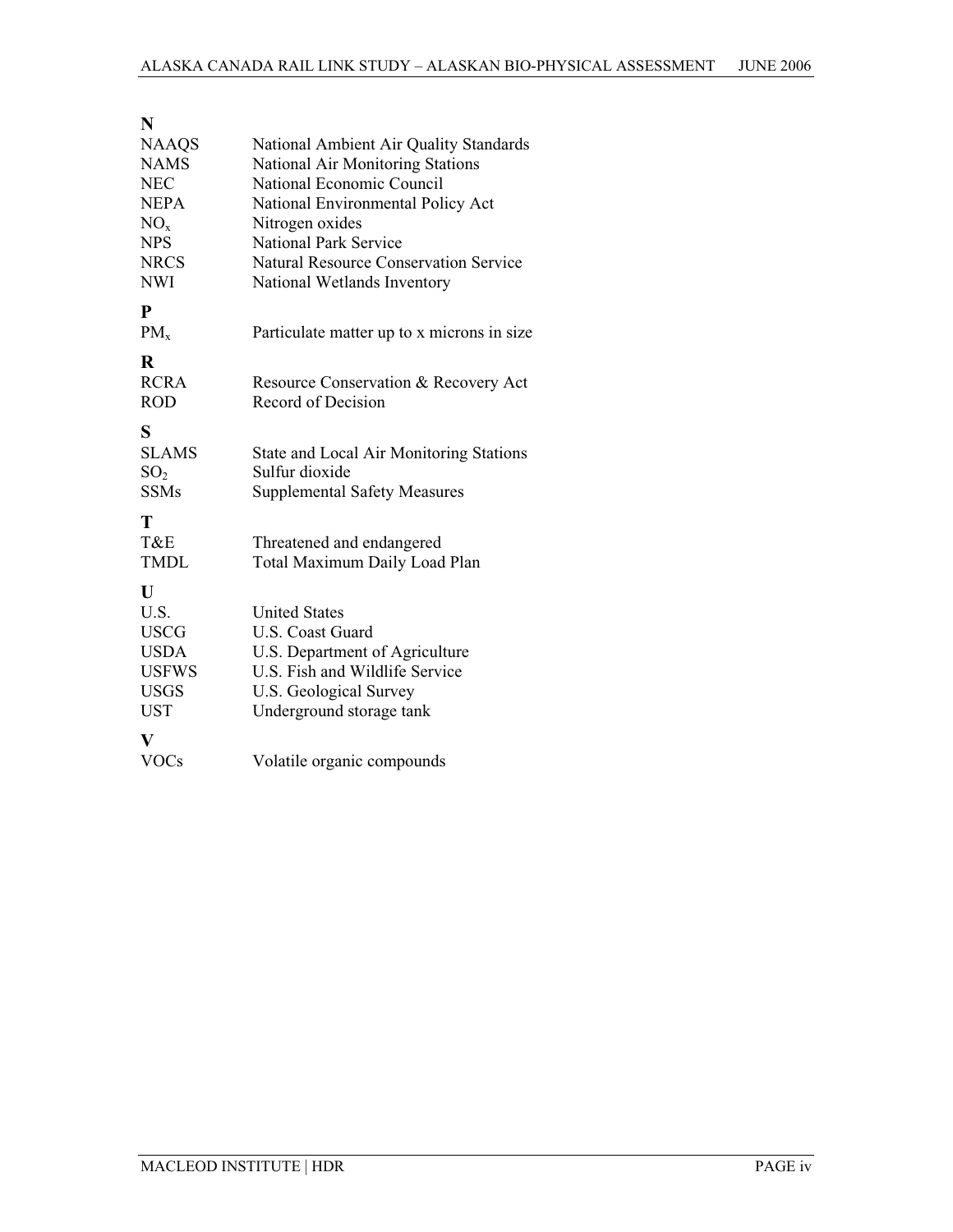**N**

| | |
|---|---|
| NAAQS | National Ambient Air Quality Standards |
| NAMS | National Air Monitoring Stations |
| NEC | National Economic Council |
| NEPA | National Environmental Policy Act |
| $NO_x$ | Nitrogen oxides |
| NPS | National Park Service |
| NRCS | Natural Resource Conservation Service |
| NWI | National Wetlands Inventory |

**P**

| | |
|---|---|
| $PM_x$ | Particulate matter up to x microns in size |

**R**

| | |
|---|---|
| RCRA | Resource Conservation & Recovery Act |
| ROD | Record of Decision |

**S**

| | |
|---|---|
| SLAMS | State and Local Air Monitoring Stations |
| $SO_2$ | Sulfur dioxide |
| SSMs | Supplemental Safety Measures |

**T**

| | |
|---|---|
| T&E | Threatened and endangered |
| TMDL | Total Maximum Daily Load Plan |

**U**

| | |
|---|---|
| U.S. | United States |
| USCG | U.S. Coast Guard |
| USDA | U.S. Department of Agriculture |
| USFWS | U.S. Fish and Wildlife Service |
| USGS | U.S. Geological Survey |
| UST | Underground storage tank |

**V**

| | |
|---|---|
| VOCs | Volatile organic compounds |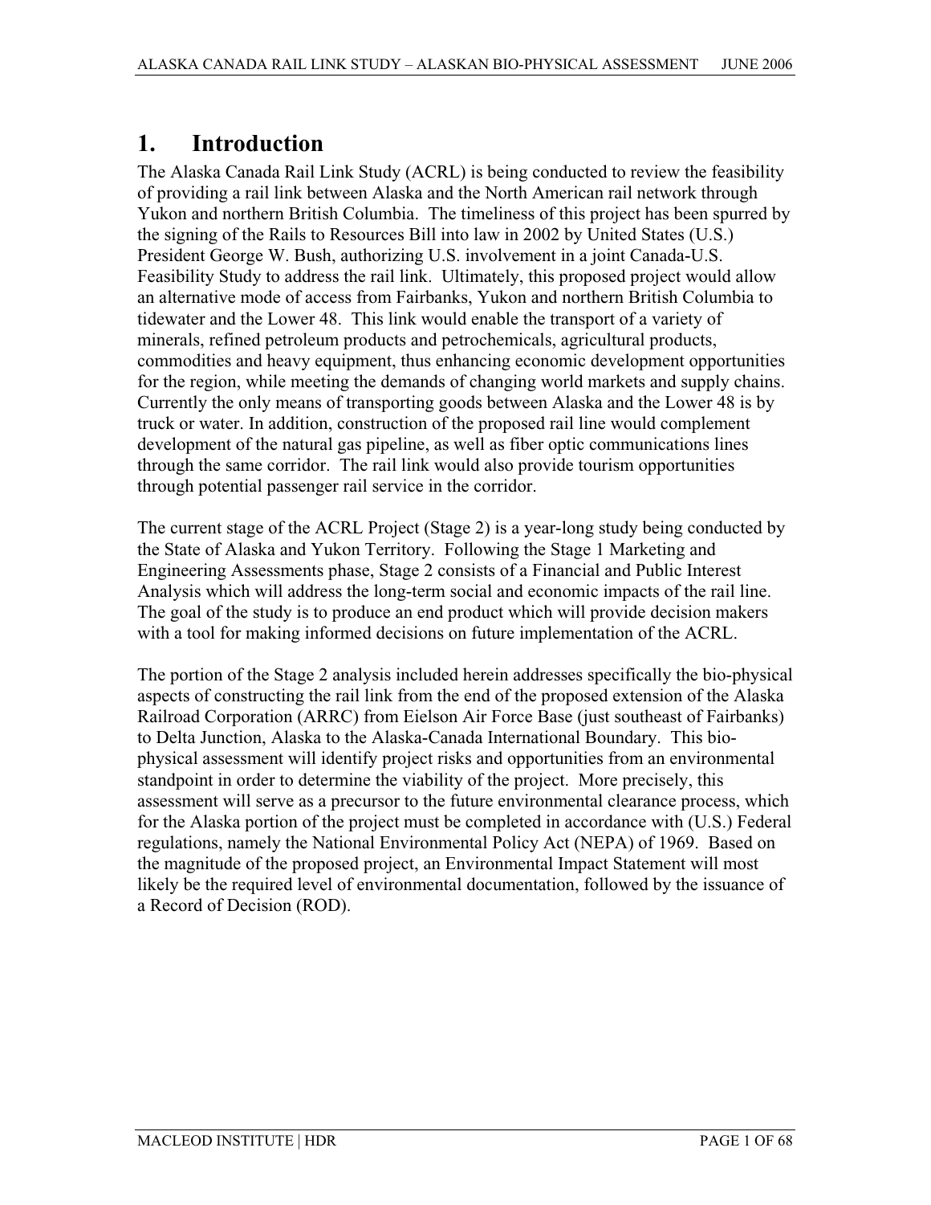# 1. Introduction

The Alaska Canada Rail Link Study (ACRL) is being conducted to review the feasibility of providing a rail link between Alaska and the North American rail network through Yukon and northern British Columbia. The timeliness of this project has been spurred by the signing of the Rails to Resources Bill into law in 2002 by United States (U.S.) President George W. Bush, authorizing U.S. involvement in a joint Canada-U.S. Feasibility Study to address the rail link. Ultimately, this proposed project would allow an alternative mode of access from Fairbanks, Yukon and northern British Columbia to tidewater and the Lower 48. This link would enable the transport of a variety of minerals, refined petroleum products and petrochemicals, agricultural products, commodities and heavy equipment, thus enhancing economic development opportunities for the region, while meeting the demands of changing world markets and supply chains. Currently the only means of transporting goods between Alaska and the Lower 48 is by truck or water. In addition, construction of the proposed rail line would complement development of the natural gas pipeline, as well as fiber optic communications lines through the same corridor. The rail link would also provide tourism opportunities through potential passenger rail service in the corridor.

The current stage of the ACRL Project (Stage 2) is a year-long study being conducted by the State of Alaska and Yukon Territory. Following the Stage 1 Marketing and Engineering Assessments phase, Stage 2 consists of a Financial and Public Interest Analysis which will address the long-term social and economic impacts of the rail line. The goal of the study is to produce an end product which will provide decision makers with a tool for making informed decisions on future implementation of the ACRL.

The portion of the Stage 2 analysis included herein addresses specifically the bio-physical aspects of constructing the rail link from the end of the proposed extension of the Alaska Railroad Corporation (ARRC) from Eielson Air Force Base (just southeast of Fairbanks) to Delta Junction, Alaska to the Alaska-Canada International Boundary. This bio-physical assessment will identify project risks and opportunities from an environmental standpoint in order to determine the viability of the project. More precisely, this assessment will serve as a precursor to the future environmental clearance process, which for the Alaska portion of the project must be completed in accordance with (U.S.) Federal regulations, namely the National Environmental Policy Act (NEPA) of 1969. Based on the magnitude of the proposed project, an Environmental Impact Statement will most likely be the required level of environmental documentation, followed by the issuance of a Record of Decision (ROD).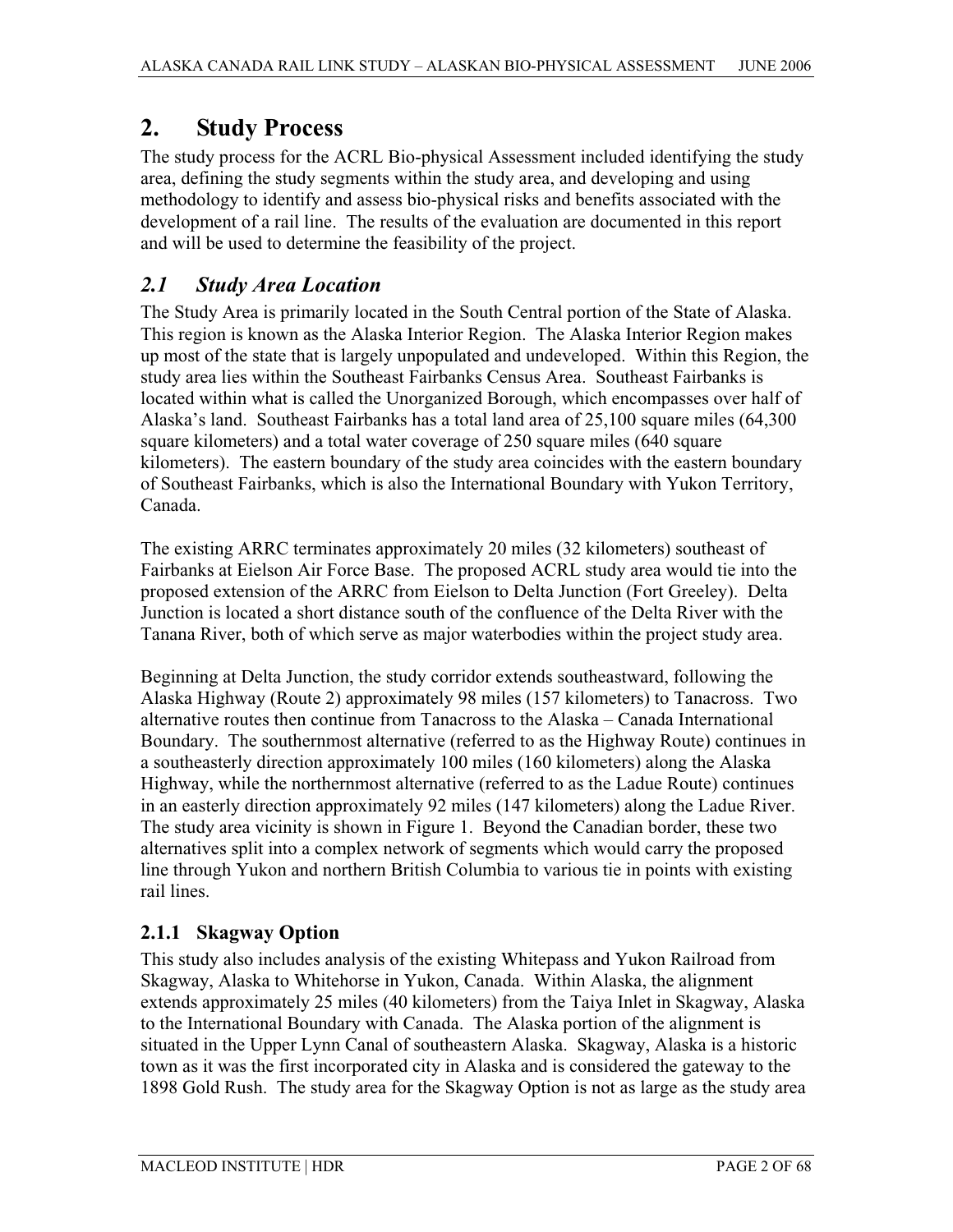# 2. Study Process

The study process for the ACRL Bio-physical Assessment included identifying the study area, defining the study segments within the study area, and developing and using methodology to identify and assess bio-physical risks and benefits associated with the development of a rail line. The results of the evaluation are documented in this report and will be used to determine the feasibility of the project.

## *2.1 Study Area Location*

The Study Area is primarily located in the South Central portion of the State of Alaska. This region is known as the Alaska Interior Region. The Alaska Interior Region makes up most of the state that is largely unpopulated and undeveloped. Within this Region, the study area lies within the Southeast Fairbanks Census Area. Southeast Fairbanks is located within what is called the Unorganized Borough, which encompasses over half of Alaska's land. Southeast Fairbanks has a total land area of 25,100 square miles (64,300 square kilometers) and a total water coverage of 250 square miles (640 square kilometers). The eastern boundary of the study area coincides with the eastern boundary of Southeast Fairbanks, which is also the International Boundary with Yukon Territory, Canada.

The existing ARRC terminates approximately 20 miles (32 kilometers) southeast of Fairbanks at Eielson Air Force Base. The proposed ACRL study area would tie into the proposed extension of the ARRC from Eielson to Delta Junction (Fort Greeley). Delta Junction is located a short distance south of the confluence of the Delta River with the Tanana River, both of which serve as major waterbodies within the project study area.

Beginning at Delta Junction, the study corridor extends southeastward, following the Alaska Highway (Route 2) approximately 98 miles (157 kilometers) to Tanacross. Two alternative routes then continue from Tanacross to the Alaska – Canada International Boundary. The southernmost alternative (referred to as the Highway Route) continues in a southeasterly direction approximately 100 miles (160 kilometers) along the Alaska Highway, while the northernmost alternative (referred to as the Ladue Route) continues in an easterly direction approximately 92 miles (147 kilometers) along the Ladue River. The study area vicinity is shown in Figure 1. Beyond the Canadian border, these two alternatives split into a complex network of segments which would carry the proposed line through Yukon and northern British Columbia to various tie in points with existing rail lines.

### 2.1.1 Skagway Option

This study also includes analysis of the existing Whitepass and Yukon Railroad from Skagway, Alaska to Whitehorse in Yukon, Canada. Within Alaska, the alignment extends approximately 25 miles (40 kilometers) from the Taiya Inlet in Skagway, Alaska to the International Boundary with Canada. The Alaska portion of the alignment is situated in the Upper Lynn Canal of southeastern Alaska. Skagway, Alaska is a historic town as it was the first incorporated city in Alaska and is considered the gateway to the 1898 Gold Rush. The study area for the Skagway Option is not as large as the study area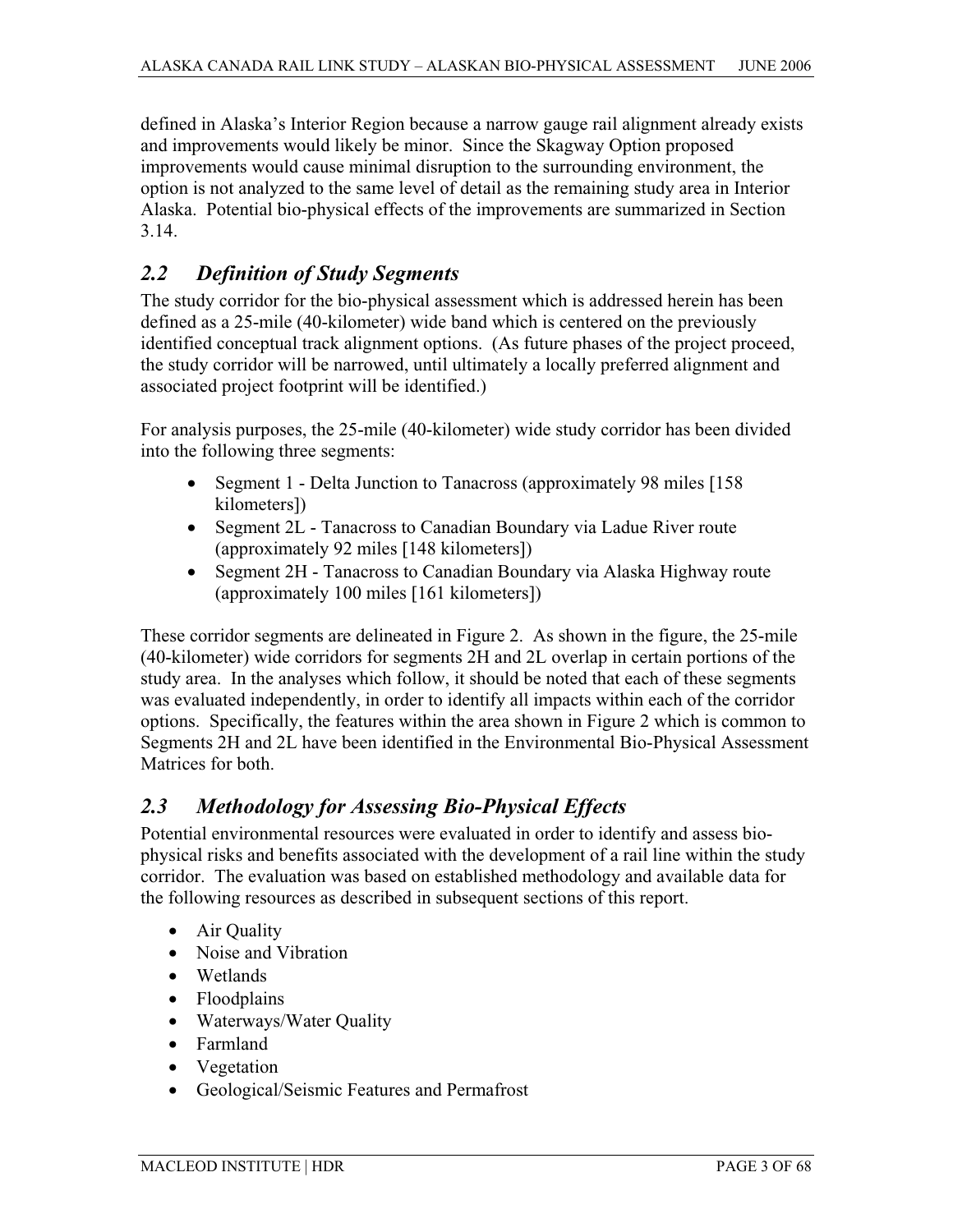defined in Alaska's Interior Region because a narrow gauge rail alignment already exists and improvements would likely be minor. Since the Skagway Option proposed improvements would cause minimal disruption to the surrounding environment, the option is not analyzed to the same level of detail as the remaining study area in Interior Alaska. Potential bio-physical effects of the improvements are summarized in Section 3.14.

## *2.2 Definition of Study Segments*

The study corridor for the bio-physical assessment which is addressed herein has been defined as a 25-mile (40-kilometer) wide band which is centered on the previously identified conceptual track alignment options. (As future phases of the project proceed, the study corridor will be narrowed, until ultimately a locally preferred alignment and associated project footprint will be identified.)

For analysis purposes, the 25-mile (40-kilometer) wide study corridor has been divided into the following three segments:

- Segment 1 - Delta Junction to Tanacross (approximately 98 miles [158 kilometers])
- Segment 2L - Tanacross to Canadian Boundary via Ladue River route (approximately 92 miles [148 kilometers])
- Segment 2H - Tanacross to Canadian Boundary via Alaska Highway route (approximately 100 miles [161 kilometers])

These corridor segments are delineated in Figure 2. As shown in the figure, the 25-mile (40-kilometer) wide corridors for segments 2H and 2L overlap in certain portions of the study area. In the analyses which follow, it should be noted that each of these segments was evaluated independently, in order to identify all impacts within each of the corridor options. Specifically, the features within the area shown in Figure 2 which is common to Segments 2H and 2L have been identified in the Environmental Bio-Physical Assessment Matrices for both.

## *2.3 Methodology for Assessing Bio-Physical Effects*

Potential environmental resources were evaluated in order to identify and assess bio-physical risks and benefits associated with the development of a rail line within the study corridor. The evaluation was based on established methodology and available data for the following resources as described in subsequent sections of this report.

- Air Quality
- Noise and Vibration
- Wetlands
- Floodplains
- Waterways/Water Quality
- Farmland
- Vegetation
- Geological/Seismic Features and Permafrost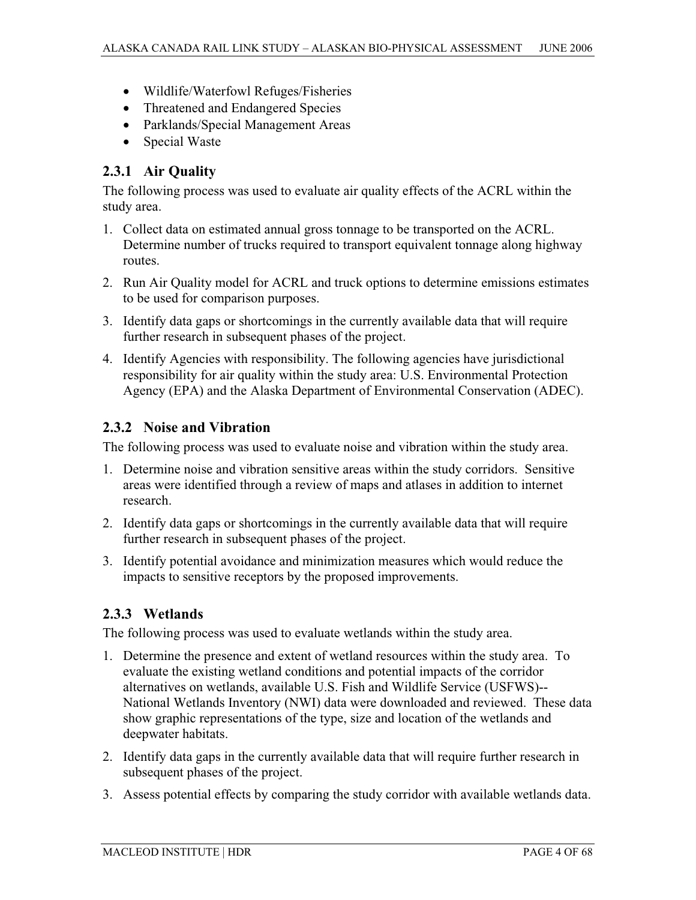- Wildlife/Waterfowl Refuges/Fisheries
- Threatened and Endangered Species
- Parklands/Special Management Areas
- Special Waste

### 2.3.1 Air Quality

The following process was used to evaluate air quality effects of the ACRL within the study area.

1. Collect data on estimated annual gross tonnage to be transported on the ACRL. Determine number of trucks required to transport equivalent tonnage along highway routes.
2. Run Air Quality model for ACRL and truck options to determine emissions estimates to be used for comparison purposes.
3. Identify data gaps or shortcomings in the currently available data that will require further research in subsequent phases of the project.
4. Identify Agencies with responsibility. The following agencies have jurisdictional responsibility for air quality within the study area: U.S. Environmental Protection Agency (EPA) and the Alaska Department of Environmental Conservation (ADEC).

### 2.3.2 Noise and Vibration

The following process was used to evaluate noise and vibration within the study area.

1. Determine noise and vibration sensitive areas within the study corridors. Sensitive areas were identified through a review of maps and atlases in addition to internet research.
2. Identify data gaps or shortcomings in the currently available data that will require further research in subsequent phases of the project.
3. Identify potential avoidance and minimization measures which would reduce the impacts to sensitive receptors by the proposed improvements.

### 2.3.3 Wetlands

The following process was used to evaluate wetlands within the study area.

1. Determine the presence and extent of wetland resources within the study area. To evaluate the existing wetland conditions and potential impacts of the corridor alternatives on wetlands, available U.S. Fish and Wildlife Service (USFWS)--National Wetlands Inventory (NWI) data were downloaded and reviewed. These data show graphic representations of the type, size and location of the wetlands and deepwater habitats.
2. Identify data gaps in the currently available data that will require further research in subsequent phases of the project.
3. Assess potential effects by comparing the study corridor with available wetlands data.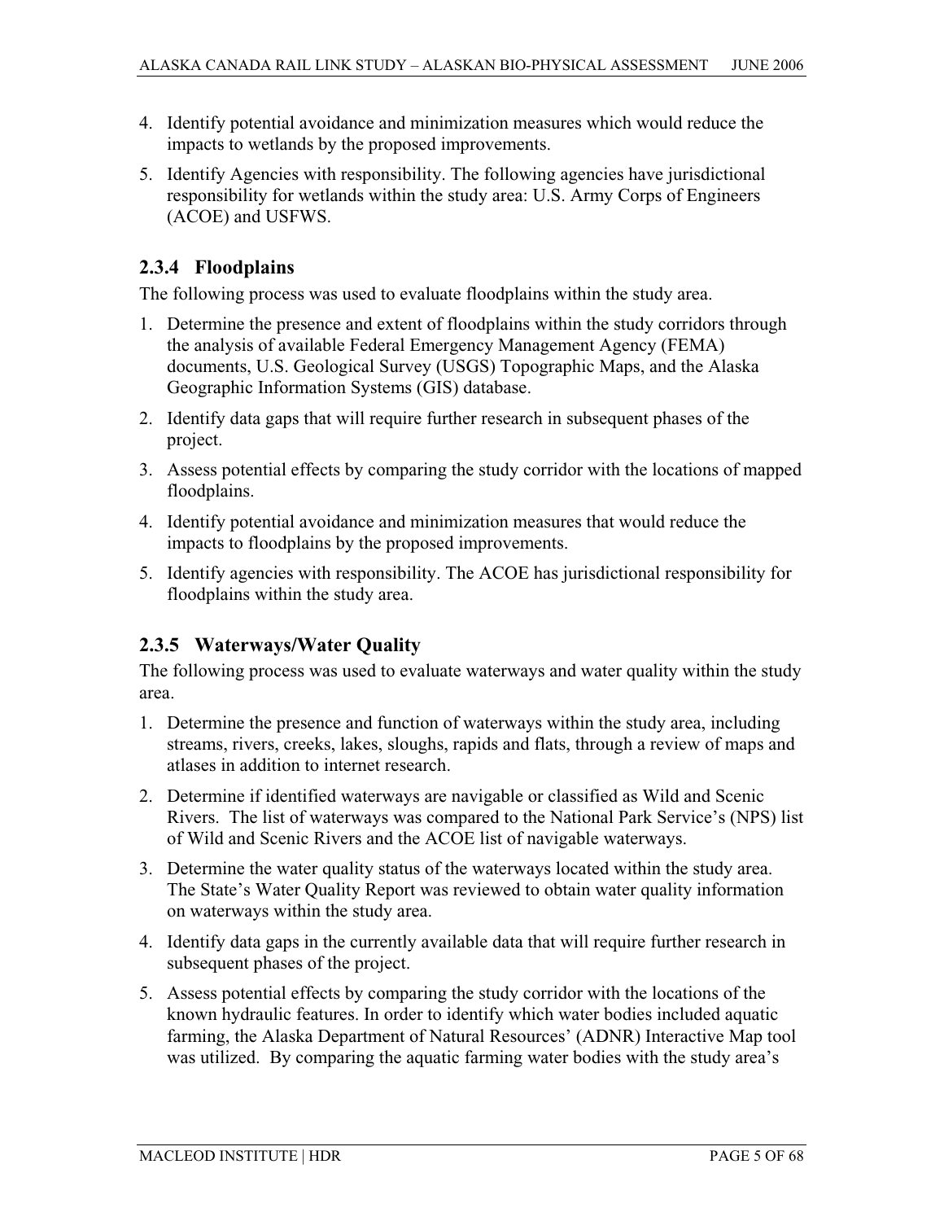4. Identify potential avoidance and minimization measures which would reduce the impacts to wetlands by the proposed improvements.
5. Identify Agencies with responsibility. The following agencies have jurisdictional responsibility for wetlands within the study area: U.S. Army Corps of Engineers (ACOE) and USFWS.

### 2.3.4 Floodplains

The following process was used to evaluate floodplains within the study area.

1. Determine the presence and extent of floodplains within the study corridors through the analysis of available Federal Emergency Management Agency (FEMA) documents, U.S. Geological Survey (USGS) Topographic Maps, and the Alaska Geographic Information Systems (GIS) database.
2. Identify data gaps that will require further research in subsequent phases of the project.
3. Assess potential effects by comparing the study corridor with the locations of mapped floodplains.
4. Identify potential avoidance and minimization measures that would reduce the impacts to floodplains by the proposed improvements.
5. Identify agencies with responsibility. The ACOE has jurisdictional responsibility for floodplains within the study area.

### 2.3.5 Waterways/Water Quality

The following process was used to evaluate waterways and water quality within the study area.

1. Determine the presence and function of waterways within the study area, including streams, rivers, creeks, lakes, sloughs, rapids and flats, through a review of maps and atlases in addition to internet research.
2. Determine if identified waterways are navigable or classified as Wild and Scenic Rivers. The list of waterways was compared to the National Park Service's (NPS) list of Wild and Scenic Rivers and the ACOE list of navigable waterways.
3. Determine the water quality status of the waterways located within the study area. The State's Water Quality Report was reviewed to obtain water quality information on waterways within the study area.
4. Identify data gaps in the currently available data that will require further research in subsequent phases of the project.
5. Assess potential effects by comparing the study corridor with the locations of the known hydraulic features. In order to identify which water bodies included aquatic farming, the Alaska Department of Natural Resources' (ADNR) Interactive Map tool was utilized. By comparing the aquatic farming water bodies with the study area's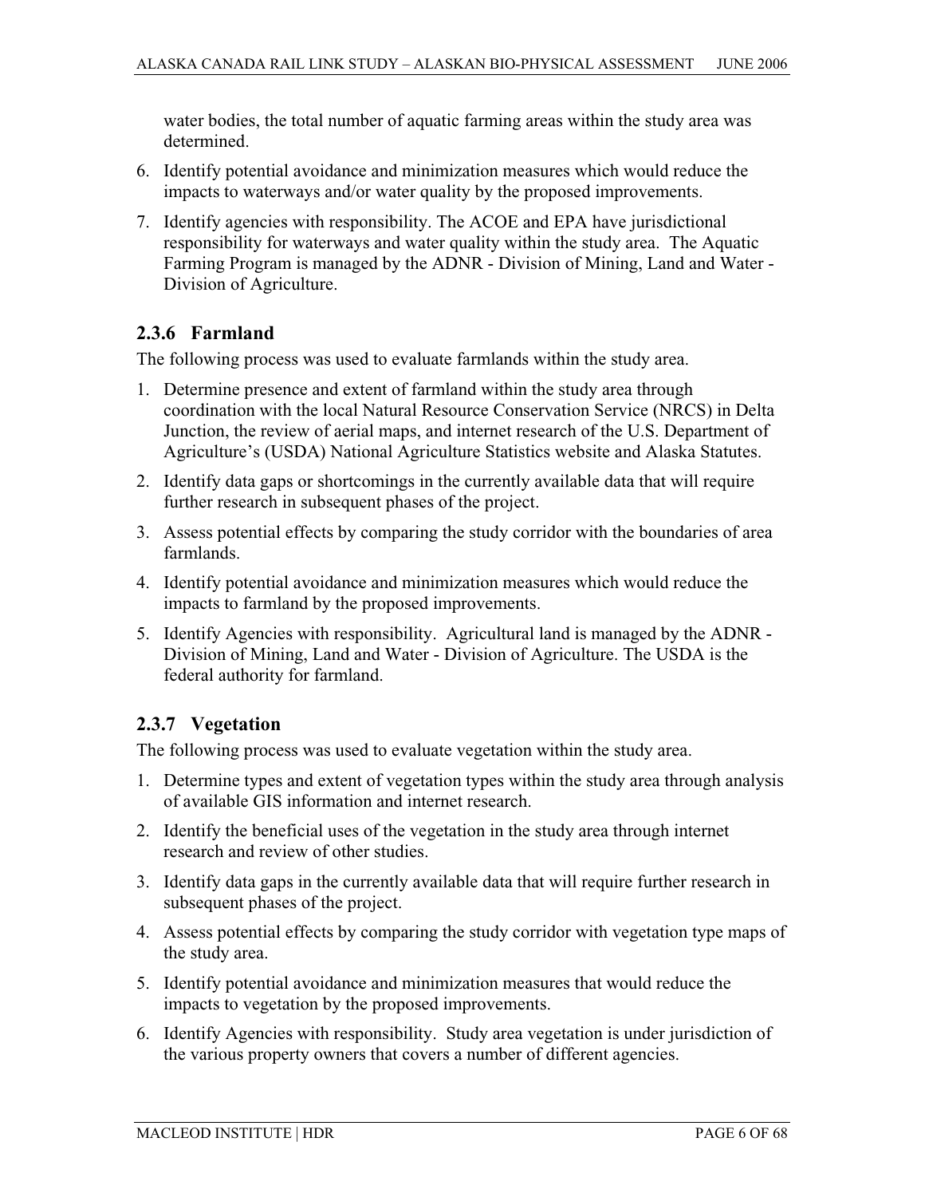water bodies, the total number of aquatic farming areas within the study area was determined.

6. Identify potential avoidance and minimization measures which would reduce the impacts to waterways and/or water quality by the proposed improvements.
7. Identify agencies with responsibility. The ACOE and EPA have jurisdictional responsibility for waterways and water quality within the study area. The Aquatic Farming Program is managed by the ADNR - Division of Mining, Land and Water - Division of Agriculture.

### 2.3.6 Farmland

The following process was used to evaluate farmlands within the study area.

1. Determine presence and extent of farmland within the study area through coordination with the local Natural Resource Conservation Service (NRCS) in Delta Junction, the review of aerial maps, and internet research of the U.S. Department of Agriculture's (USDA) National Agriculture Statistics website and Alaska Statutes.
2. Identify data gaps or shortcomings in the currently available data that will require further research in subsequent phases of the project.
3. Assess potential effects by comparing the study corridor with the boundaries of area farmlands.
4. Identify potential avoidance and minimization measures which would reduce the impacts to farmland by the proposed improvements.
5. Identify Agencies with responsibility. Agricultural land is managed by the ADNR - Division of Mining, Land and Water - Division of Agriculture. The USDA is the federal authority for farmland.

### 2.3.7 Vegetation

The following process was used to evaluate vegetation within the study area.

1. Determine types and extent of vegetation types within the study area through analysis of available GIS information and internet research.
2. Identify the beneficial uses of the vegetation in the study area through internet research and review of other studies.
3. Identify data gaps in the currently available data that will require further research in subsequent phases of the project.
4. Assess potential effects by comparing the study corridor with vegetation type maps of the study area.
5. Identify potential avoidance and minimization measures that would reduce the impacts to vegetation by the proposed improvements.
6. Identify Agencies with responsibility. Study area vegetation is under jurisdiction of the various property owners that covers a number of different agencies.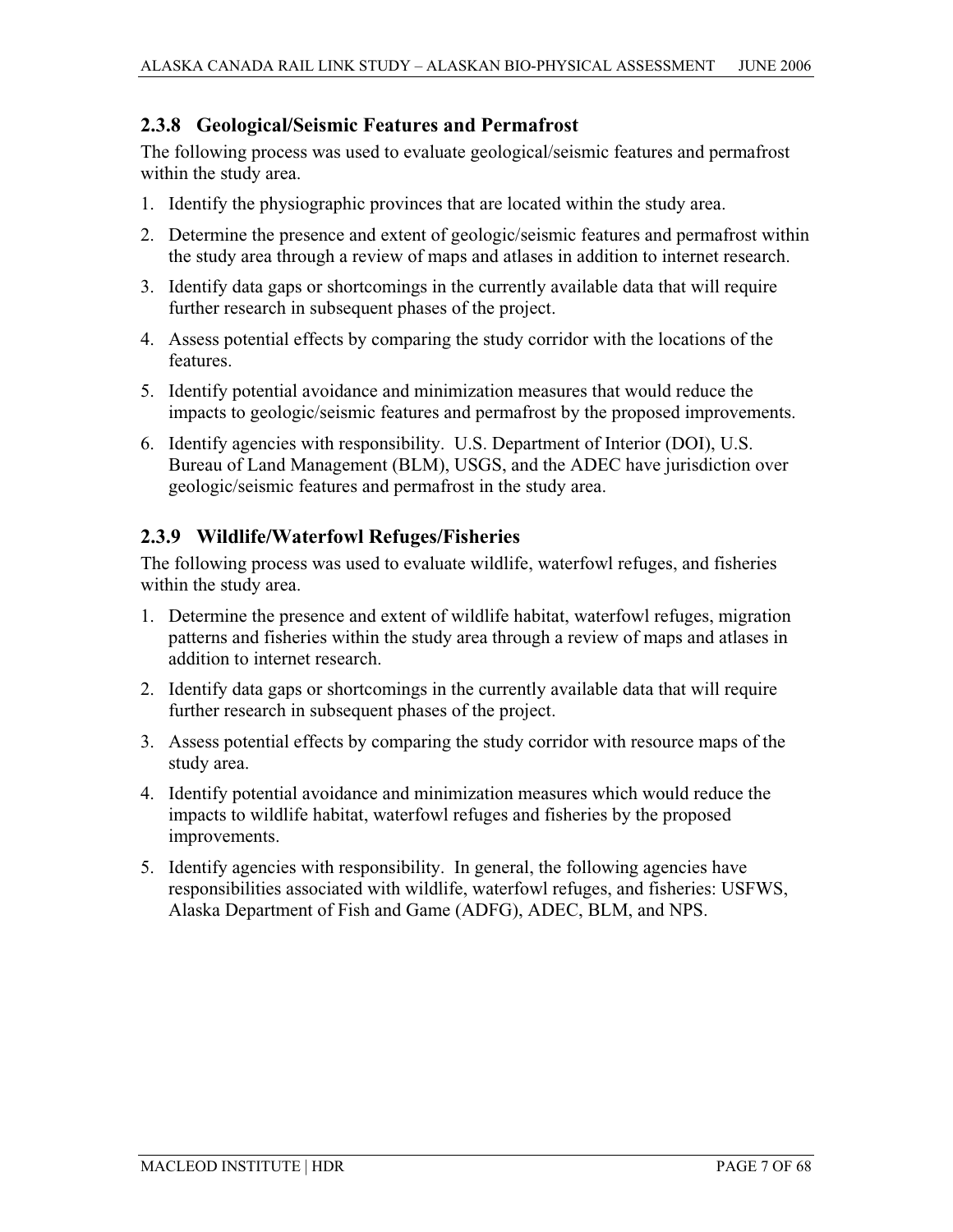### 2.3.8 Geological/Seismic Features and Permafrost

The following process was used to evaluate geological/seismic features and permafrost within the study area.

1. Identify the physiographic provinces that are located within the study area.
2. Determine the presence and extent of geologic/seismic features and permafrost within the study area through a review of maps and atlases in addition to internet research.
3. Identify data gaps or shortcomings in the currently available data that will require further research in subsequent phases of the project.
4. Assess potential effects by comparing the study corridor with the locations of the features.
5. Identify potential avoidance and minimization measures that would reduce the impacts to geologic/seismic features and permafrost by the proposed improvements.
6. Identify agencies with responsibility. U.S. Department of Interior (DOI), U.S. Bureau of Land Management (BLM), USGS, and the ADEC have jurisdiction over geologic/seismic features and permafrost in the study area.

### 2.3.9 Wildlife/Waterfowl Refuges/Fisheries

The following process was used to evaluate wildlife, waterfowl refuges, and fisheries within the study area.

1. Determine the presence and extent of wildlife habitat, waterfowl refuges, migration patterns and fisheries within the study area through a review of maps and atlases in addition to internet research.
2. Identify data gaps or shortcomings in the currently available data that will require further research in subsequent phases of the project.
3. Assess potential effects by comparing the study corridor with resource maps of the study area.
4. Identify potential avoidance and minimization measures which would reduce the impacts to wildlife habitat, waterfowl refuges and fisheries by the proposed improvements.
5. Identify agencies with responsibility. In general, the following agencies have responsibilities associated with wildlife, waterfowl refuges, and fisheries: USFWS, Alaska Department of Fish and Game (ADFG), ADEC, BLM, and NPS.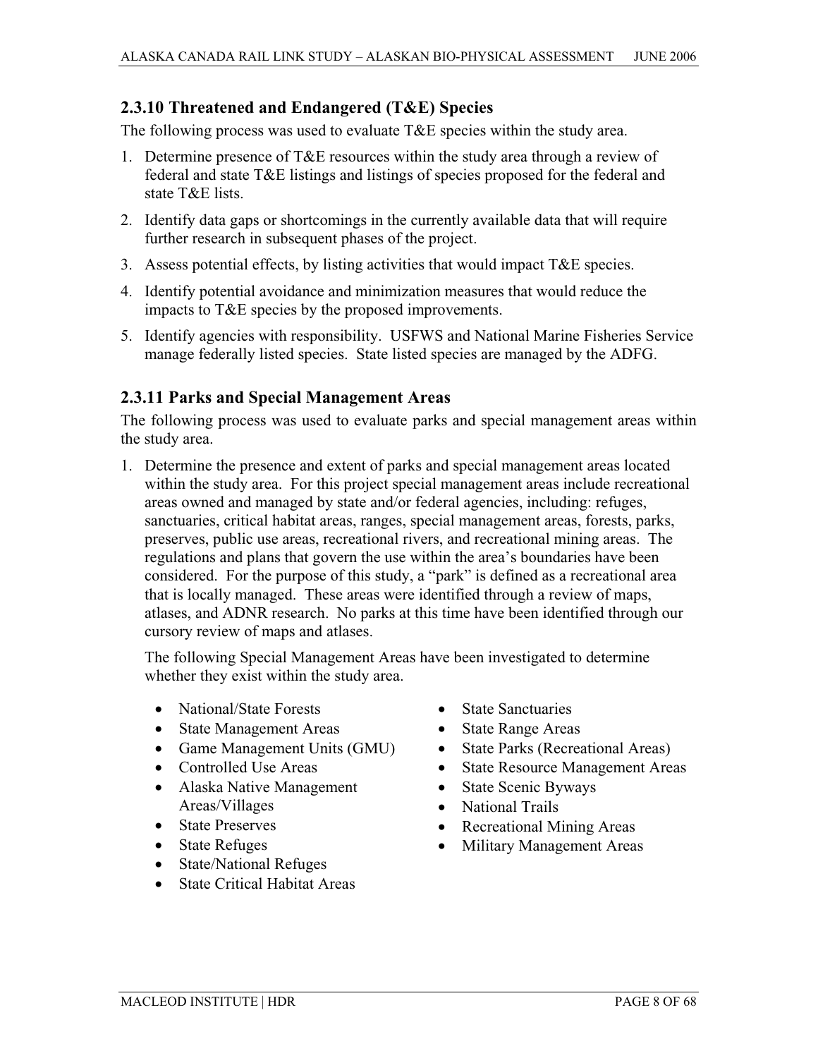### 2.3.10 Threatened and Endangered (T&E) Species

The following process was used to evaluate T&E species within the study area.

1. Determine presence of T&E resources within the study area through a review of federal and state T&E listings and listings of species proposed for the federal and state T&E lists.
2. Identify data gaps or shortcomings in the currently available data that will require further research in subsequent phases of the project.
3. Assess potential effects, by listing activities that would impact T&E species.
4. Identify potential avoidance and minimization measures that would reduce the impacts to T&E species by the proposed improvements.
5. Identify agencies with responsibility. USFWS and National Marine Fisheries Service manage federally listed species. State listed species are managed by the ADFG.

### 2.3.11 Parks and Special Management Areas

The following process was used to evaluate parks and special management areas within the study area.

1. Determine the presence and extent of parks and special management areas located within the study area. For this project special management areas include recreational areas owned and managed by state and/or federal agencies, including: refuges, sanctuaries, critical habitat areas, ranges, special management areas, forests, parks, preserves, public use areas, recreational rivers, and recreational mining areas. The regulations and plans that govern the use within the area's boundaries have been considered. For the purpose of this study, a "park" is defined as a recreational area that is locally managed. These areas were identified through a review of maps, atlases, and ADNR research. No parks at this time have been identified through our cursory review of maps and atlases.

   The following Special Management Areas have been investigated to determine whether they exist within the study area.

   - National/State Forests
   - State Management Areas
   - Game Management Units (GMU)
   - Controlled Use Areas
   - Alaska Native Management Areas/Villages
   - State Preserves
   - State Refuges
   - State/National Refuges
   - State Critical Habitat Areas
   - State Sanctuaries
   - State Range Areas
   - State Parks (Recreational Areas)
   - State Resource Management Areas
   - State Scenic Byways
   - National Trails
   - Recreational Mining Areas
   - Military Management Areas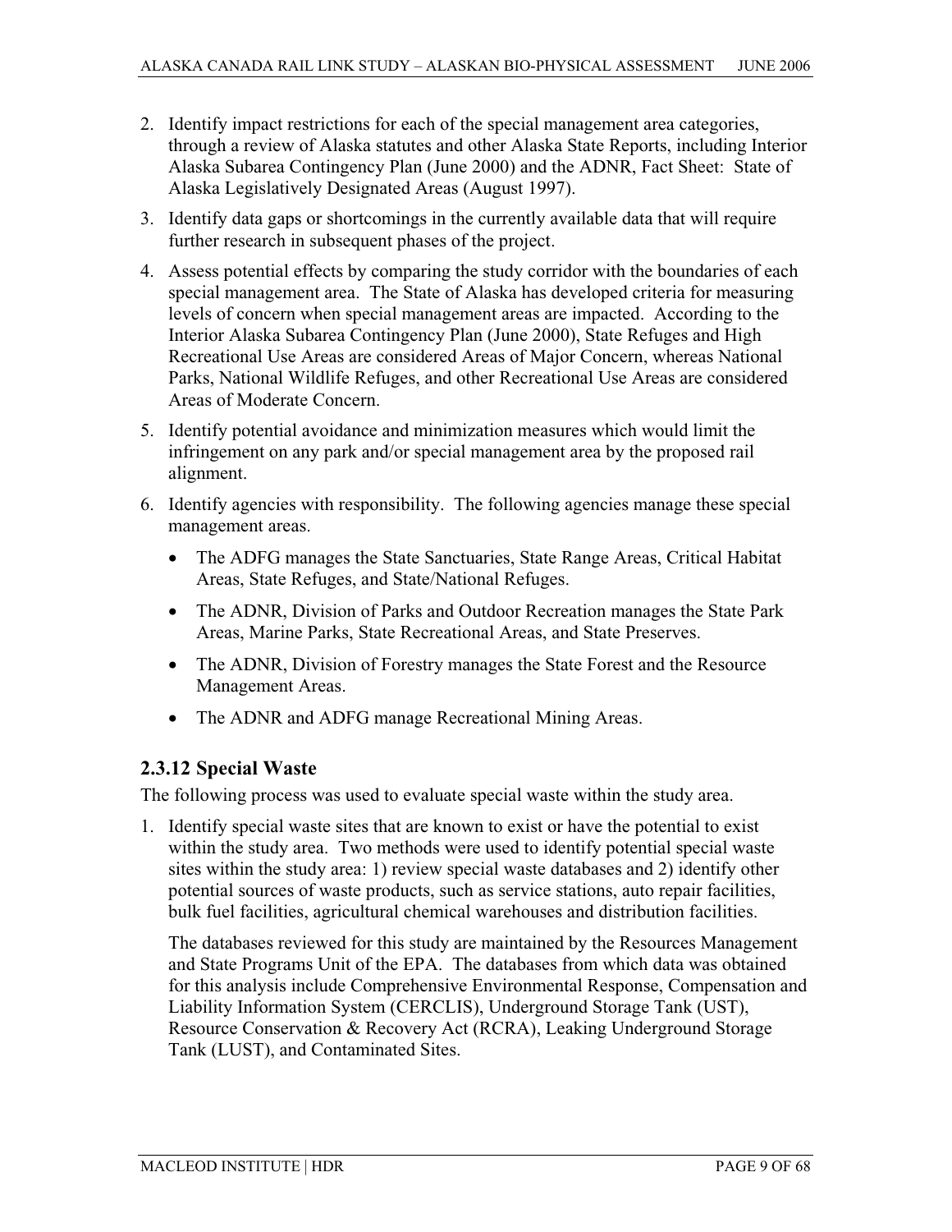2. Identify impact restrictions for each of the special management area categories, through a review of Alaska statutes and other Alaska State Reports, including Interior Alaska Subarea Contingency Plan (June 2000) and the ADNR, Fact Sheet: State of Alaska Legislatively Designated Areas (August 1997).
3. Identify data gaps or shortcomings in the currently available data that will require further research in subsequent phases of the project.
4. Assess potential effects by comparing the study corridor with the boundaries of each special management area. The State of Alaska has developed criteria for measuring levels of concern when special management areas are impacted. According to the Interior Alaska Subarea Contingency Plan (June 2000), State Refuges and High Recreational Use Areas are considered Areas of Major Concern, whereas National Parks, National Wildlife Refuges, and other Recreational Use Areas are considered Areas of Moderate Concern.
5. Identify potential avoidance and minimization measures which would limit the infringement on any park and/or special management area by the proposed rail alignment.
6. Identify agencies with responsibility. The following agencies manage these special management areas.
   - The ADFG manages the State Sanctuaries, State Range Areas, Critical Habitat Areas, State Refuges, and State/National Refuges.
   - The ADNR, Division of Parks and Outdoor Recreation manages the State Park Areas, Marine Parks, State Recreational Areas, and State Preserves.
   - The ADNR, Division of Forestry manages the State Forest and the Resource Management Areas.
   - The ADNR and ADFG manage Recreational Mining Areas.

### 2.3.12 Special Waste

The following process was used to evaluate special waste within the study area.

1. Identify special waste sites that are known to exist or have the potential to exist within the study area. Two methods were used to identify potential special waste sites within the study area: 1) review special waste databases and 2) identify other potential sources of waste products, such as service stations, auto repair facilities, bulk fuel facilities, agricultural chemical warehouses and distribution facilities.

   The databases reviewed for this study are maintained by the Resources Management and State Programs Unit of the EPA. The databases from which data was obtained for this analysis include Comprehensive Environmental Response, Compensation and Liability Information System (CERCLIS), Underground Storage Tank (UST), Resource Conservation & Recovery Act (RCRA), Leaking Underground Storage Tank (LUST), and Contaminated Sites.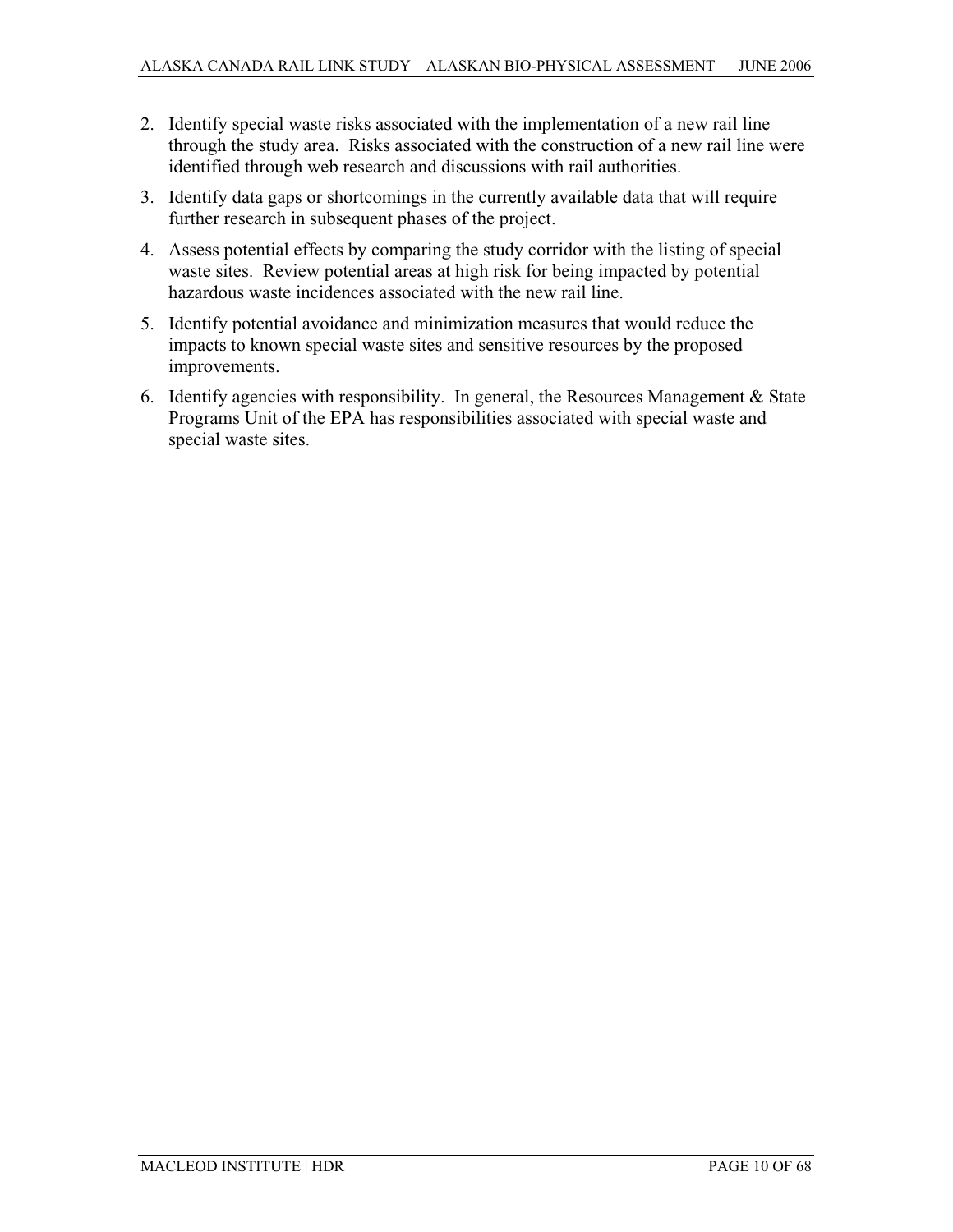2. Identify special waste risks associated with the implementation of a new rail line through the study area. Risks associated with the construction of a new rail line were identified through web research and discussions with rail authorities.
3. Identify data gaps or shortcomings in the currently available data that will require further research in subsequent phases of the project.
4. Assess potential effects by comparing the study corridor with the listing of special waste sites. Review potential areas at high risk for being impacted by potential hazardous waste incidences associated with the new rail line.
5. Identify potential avoidance and minimization measures that would reduce the impacts to known special waste sites and sensitive resources by the proposed improvements.
6. Identify agencies with responsibility. In general, the Resources Management & State Programs Unit of the EPA has responsibilities associated with special waste and special waste sites.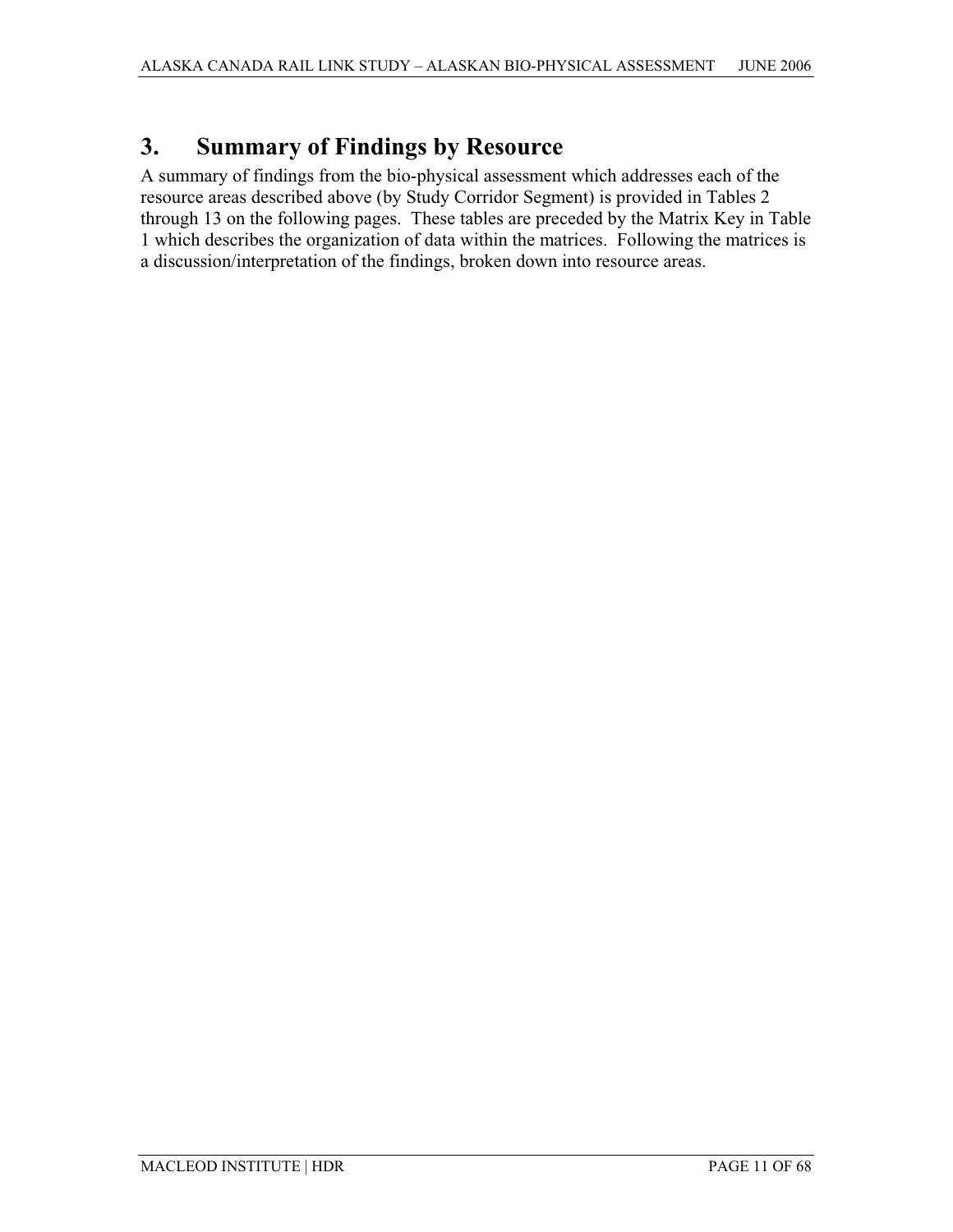# 3. Summary of Findings by Resource

A summary of findings from the bio-physical assessment which addresses each of the resource areas described above (by Study Corridor Segment) is provided in Tables 2 through 13 on the following pages. These tables are preceded by the Matrix Key in Table 1 which describes the organization of data within the matrices. Following the matrices is a discussion/interpretation of the findings, broken down into resource areas.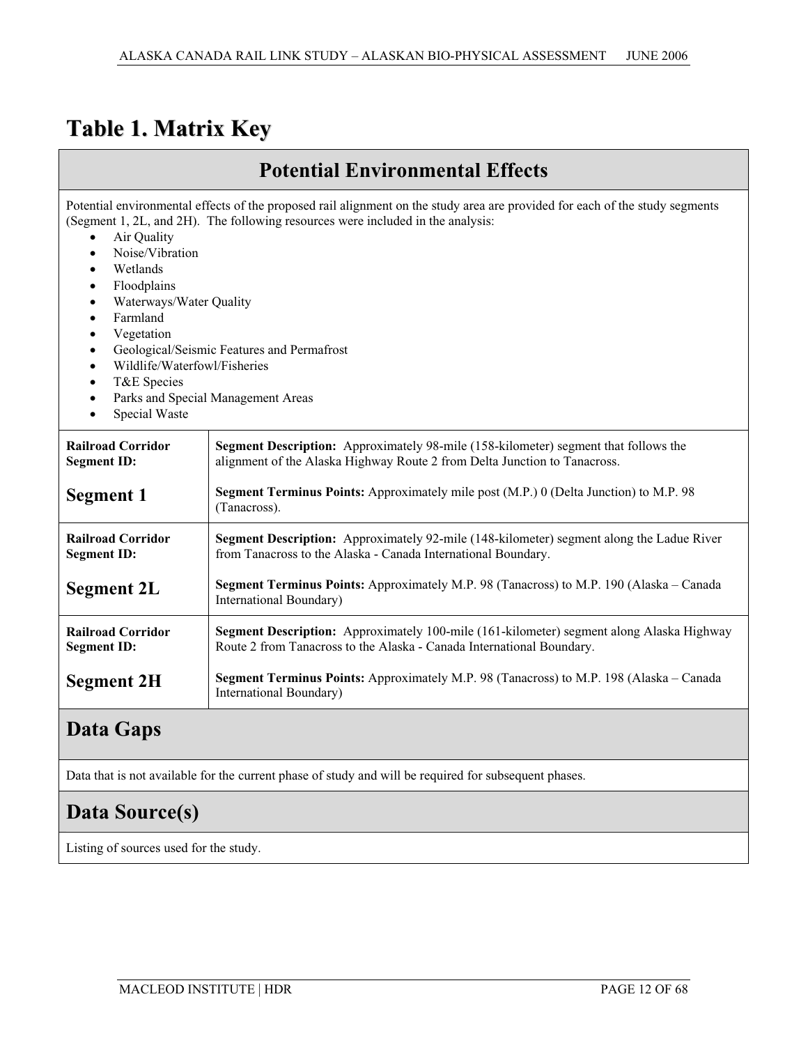# Table 1. Matrix Key

## Potential Environmental Effects

Potential environmental effects of the proposed rail alignment on the study area are provided for each of the study segments (Segment 1, 2L, and 2H). The following resources were included in the analysis:

- Air Quality
- Noise/Vibration
- Wetlands
- Floodplains
- Waterways/Water Quality
- Farmland
- Vegetation
- Geological/Seismic Features and Permafrost
- Wildlife/Waterfowl/Fisheries
- T&E Species
- Parks and Special Management Areas
- Special Waste

| Railroad Corridor Segment ID: | |
|---|---|
| **Segment 1** | **Segment Description:** Approximately 98-mile (158-kilometer) segment that follows the alignment of the Alaska Highway Route 2 from Delta Junction to Tanacross.<br><br>**Segment Terminus Points:** Approximately mile post (M.P.) 0 (Delta Junction) to M.P. 98 (Tanacross). |
| **Segment 2L** | **Segment Description:** Approximately 92-mile (148-kilometer) segment along the Ladue River from Tanacross to the Alaska - Canada International Boundary.<br><br>**Segment Terminus Points:** Approximately M.P. 98 (Tanacross) to M.P. 190 (Alaska – Canada International Boundary) |
| **Segment 2H** | **Segment Description:** Approximately 100-mile (161-kilometer) segment along Alaska Highway Route 2 from Tanacross to the Alaska - Canada International Boundary.<br><br>**Segment Terminus Points:** Approximately M.P. 98 (Tanacross) to M.P. 198 (Alaska – Canada International Boundary) |

## Data Gaps

Data that is not available for the current phase of study and will be required for subsequent phases.

## Data Source(s)

Listing of sources used for the study.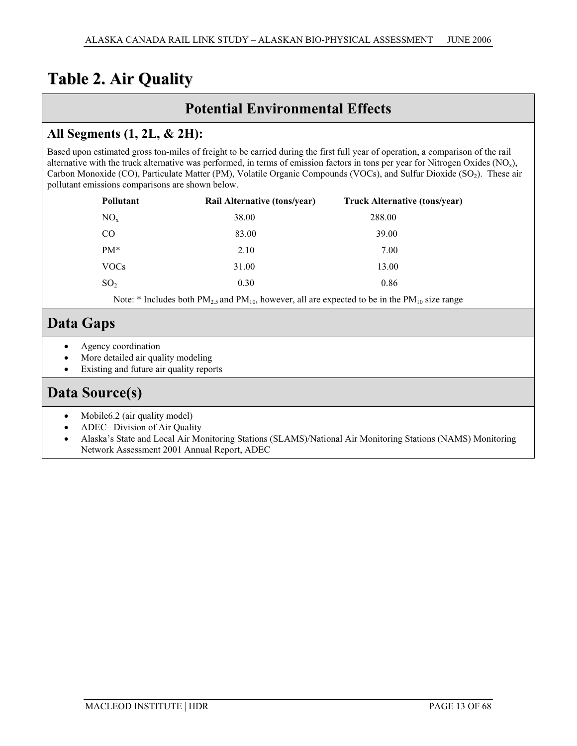# Table 2. Air Quality

## Potential Environmental Effects

### All Segments (1, 2L, & 2H):

Based upon estimated gross ton-miles of freight to be carried during the first full year of operation, a comparison of the rail alternative with the truck alternative was performed, in terms of emission factors in tons per year for Nitrogen Oxides ($NO_x$), Carbon Monoxide (CO), Particulate Matter (PM), Volatile Organic Compounds (VOCs), and Sulfur Dioxide ($SO_2$). These air pollutant emissions comparisons are shown below.

| Pollutant | Rail Alternative (tons/year) | Truck Alternative (tons/year) |
|---|---|---|
| $NO_x$ | 38.00 | 288.00 |
| CO | 83.00 | 39.00 |
| PM* | 2.10 | 7.00 |
| VOCs | 31.00 | 13.00 |
| $SO_2$ | 0.30 | 0.86 |

Note: * Includes both $PM_{2.5}$ and $PM_{10}$, however, all are expected to be in the $PM_{10}$ size range

## Data Gaps

- Agency coordination
- More detailed air quality modeling
- Existing and future air quality reports

## Data Source(s)

- Mobile6.2 (air quality model)
- ADEC– Division of Air Quality
- Alaska's State and Local Air Monitoring Stations (SLAMS)/National Air Monitoring Stations (NAMS) Monitoring Network Assessment 2001 Annual Report, ADEC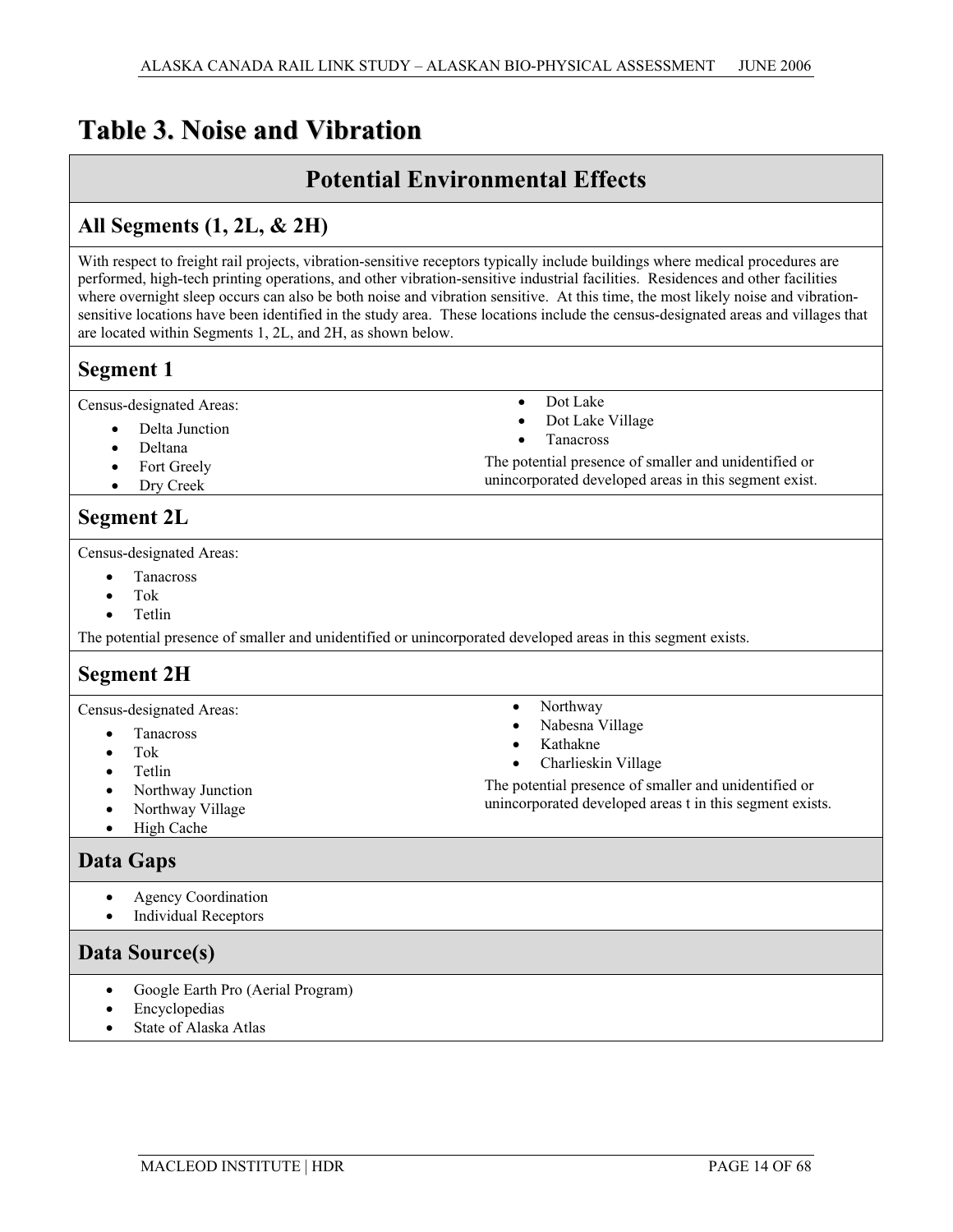# Table 3. Noise and Vibration

## Potential Environmental Effects

### All Segments (1, 2L, & 2H)

With respect to freight rail projects, vibration-sensitive receptors typically include buildings where medical procedures are performed, high-tech printing operations, and other vibration-sensitive industrial facilities. Residences and other facilities where overnight sleep occurs can also be both noise and vibration sensitive. At this time, the most likely noise and vibration-sensitive locations have been identified in the study area. These locations include the census-designated areas and villages that are located within Segments 1, 2L, and 2H, as shown below.

### Segment 1

Census-designated Areas:

- Delta Junction
- Deltana
- Fort Greely
- Dry Creek
- Dot Lake
- Dot Lake Village
- Tanacross

The potential presence of smaller and unidentified or unincorporated developed areas in this segment exist.

### Segment 2L

Census-designated Areas:

- Tanacross
- Tok
- Tetlin

The potential presence of smaller and unidentified or unincorporated developed areas in this segment exists.

### Segment 2H

Census-designated Areas:

- Tanacross
- Tok
- Tetlin
- Northway Junction
- Northway Village
- High Cache
- Northway
- Nabesna Village
- Kathakne
- Charlieskin Village

The potential presence of smaller and unidentified or unincorporated developed areas t in this segment exists.

## Data Gaps

- Agency Coordination
- Individual Receptors

## Data Source(s)

- Google Earth Pro (Aerial Program)
- Encyclopedias
- State of Alaska Atlas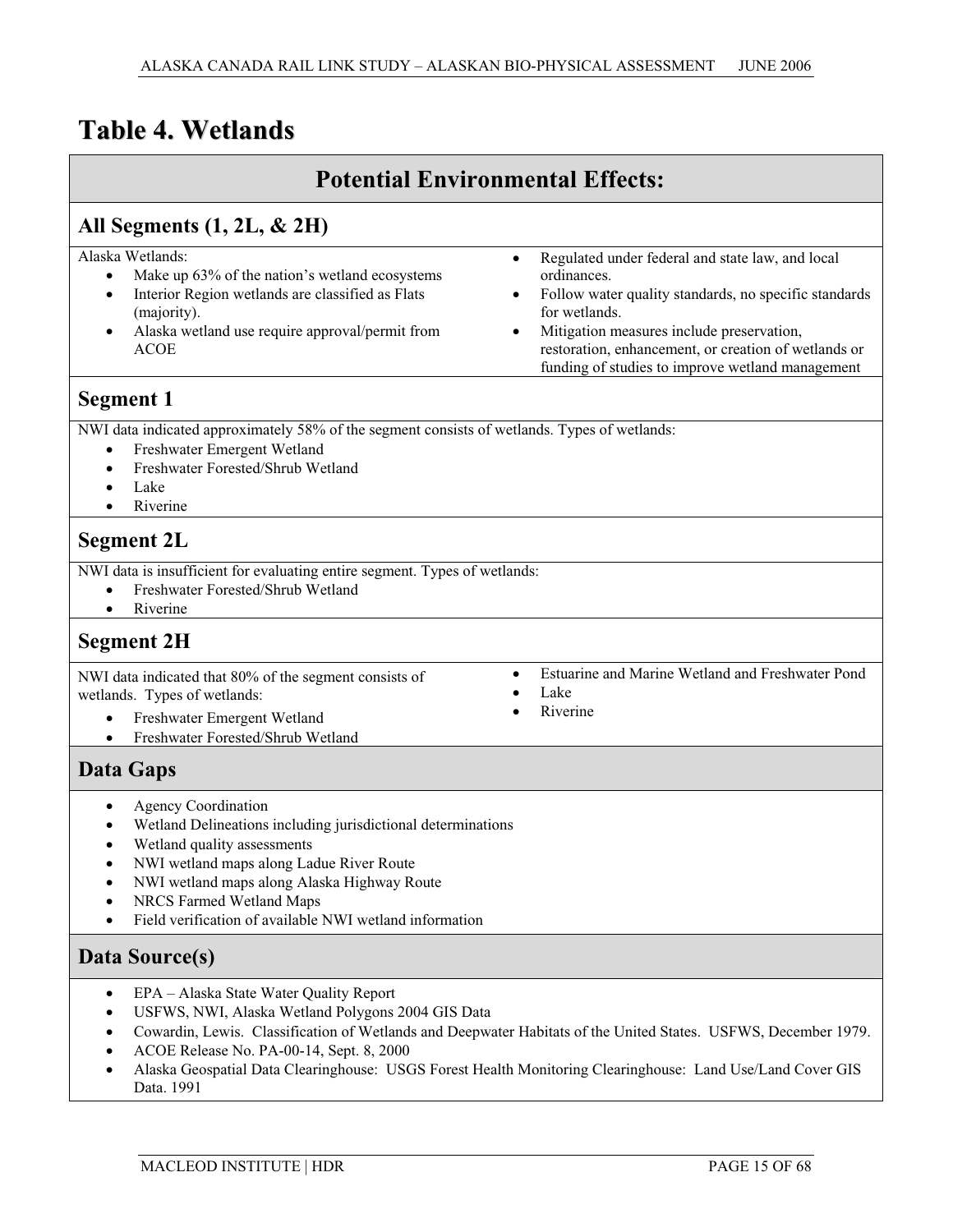# Table 4. Wetlands

## Potential Environmental Effects:

### All Segments (1, 2L, & 2H)

Alaska Wetlands:

- Make up 63% of the nation's wetland ecosystems
- Interior Region wetlands are classified as Flats (majority).
- Alaska wetland use require approval/permit from ACOE
- Regulated under federal and state law, and local ordinances.
- Follow water quality standards, no specific standards for wetlands.
- Mitigation measures include preservation, restoration, enhancement, or creation of wetlands or funding of studies to improve wetland management

### Segment 1

NWI data indicated approximately 58% of the segment consists of wetlands. Types of wetlands:

- Freshwater Emergent Wetland
- Freshwater Forested/Shrub Wetland
- Lake
- Riverine

### Segment 2L

NWI data is insufficient for evaluating entire segment. Types of wetlands:

- Freshwater Forested/Shrub Wetland
- Riverine

### Segment 2H

NWI data indicated that 80% of the segment consists of wetlands. Types of wetlands:

- Freshwater Emergent Wetland
- Freshwater Forested/Shrub Wetland
- Estuarine and Marine Wetland and Freshwater Pond
- Lake
- Riverine

## Data Gaps

- Agency Coordination
- Wetland Delineations including jurisdictional determinations
- Wetland quality assessments
- NWI wetland maps along Ladue River Route
- NWI wetland maps along Alaska Highway Route
- NRCS Farmed Wetland Maps
- Field verification of available NWI wetland information

## Data Source(s)

- EPA – Alaska State Water Quality Report
- USFWS, NWI, Alaska Wetland Polygons 2004 GIS Data
- Cowardin, Lewis. Classification of Wetlands and Deepwater Habitats of the United States. USFWS, December 1979.
- ACOE Release No. PA-00-14, Sept. 8, 2000
- Alaska Geospatial Data Clearinghouse: USGS Forest Health Monitoring Clearinghouse: Land Use/Land Cover GIS Data. 1991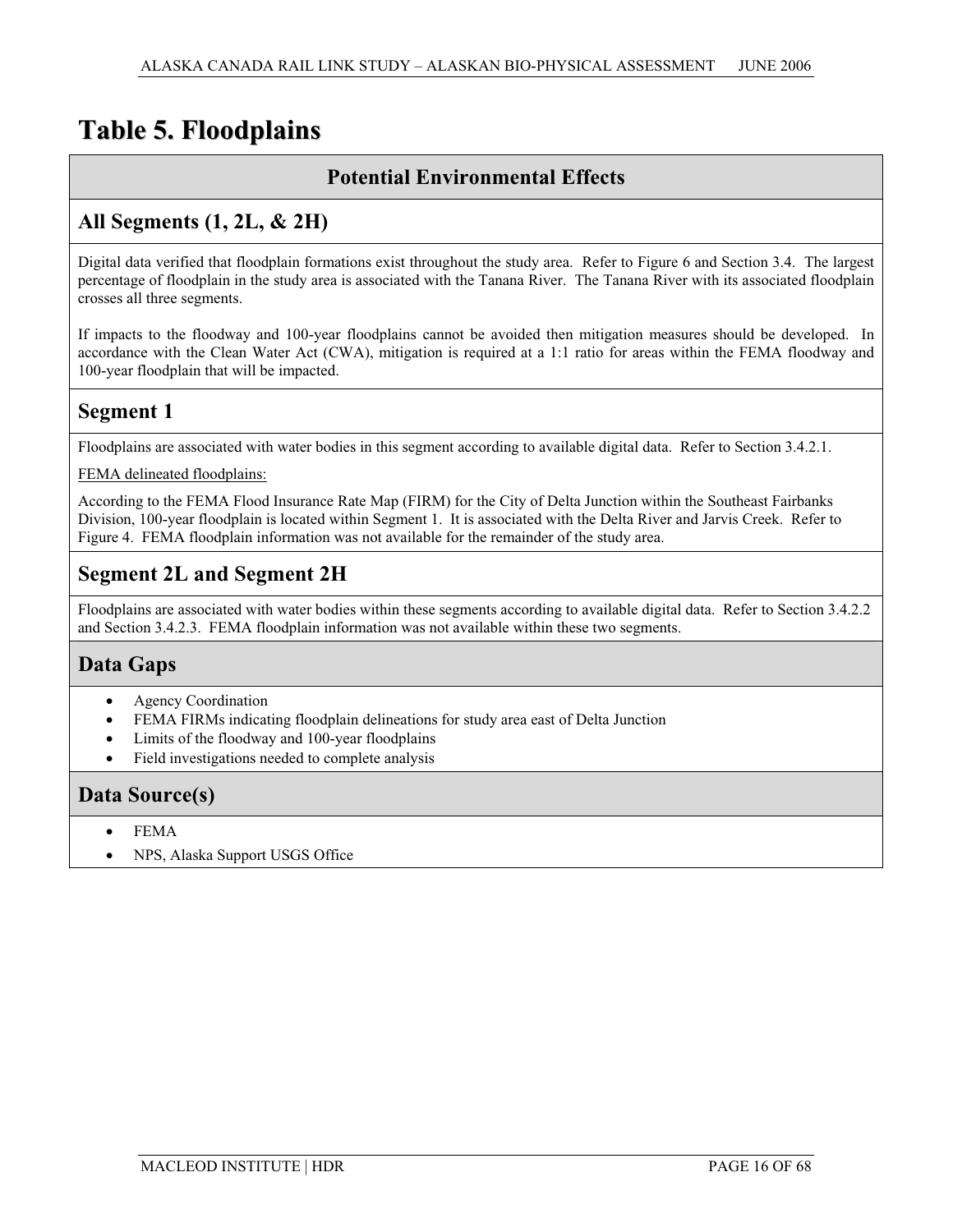# Table 5. Floodplains

## Potential Environmental Effects

### All Segments (1, 2L, & 2H)

Digital data verified that floodplain formations exist throughout the study area. Refer to Figure 6 and Section 3.4. The largest percentage of floodplain in the study area is associated with the Tanana River. The Tanana River with its associated floodplain crosses all three segments.

If impacts to the floodway and 100-year floodplains cannot be avoided then mitigation measures should be developed. In accordance with the Clean Water Act (CWA), mitigation is required at a 1:1 ratio for areas within the FEMA floodway and 100-year floodplain that will be impacted.

### Segment 1

Floodplains are associated with water bodies in this segment according to available digital data. Refer to Section 3.4.2.1.

FEMA delineated floodplains:

According to the FEMA Flood Insurance Rate Map (FIRM) for the City of Delta Junction within the Southeast Fairbanks Division, 100-year floodplain is located within Segment 1. It is associated with the Delta River and Jarvis Creek. Refer to Figure 4. FEMA floodplain information was not available for the remainder of the study area.

### Segment 2L and Segment 2H

Floodplains are associated with water bodies within these segments according to available digital data. Refer to Section 3.4.2.2 and Section 3.4.2.3. FEMA floodplain information was not available within these two segments.

## Data Gaps

- Agency Coordination
- FEMA FIRMs indicating floodplain delineations for study area east of Delta Junction
- Limits of the floodway and 100-year floodplains
- Field investigations needed to complete analysis

## Data Source(s)

- FEMA
- NPS, Alaska Support USGS Office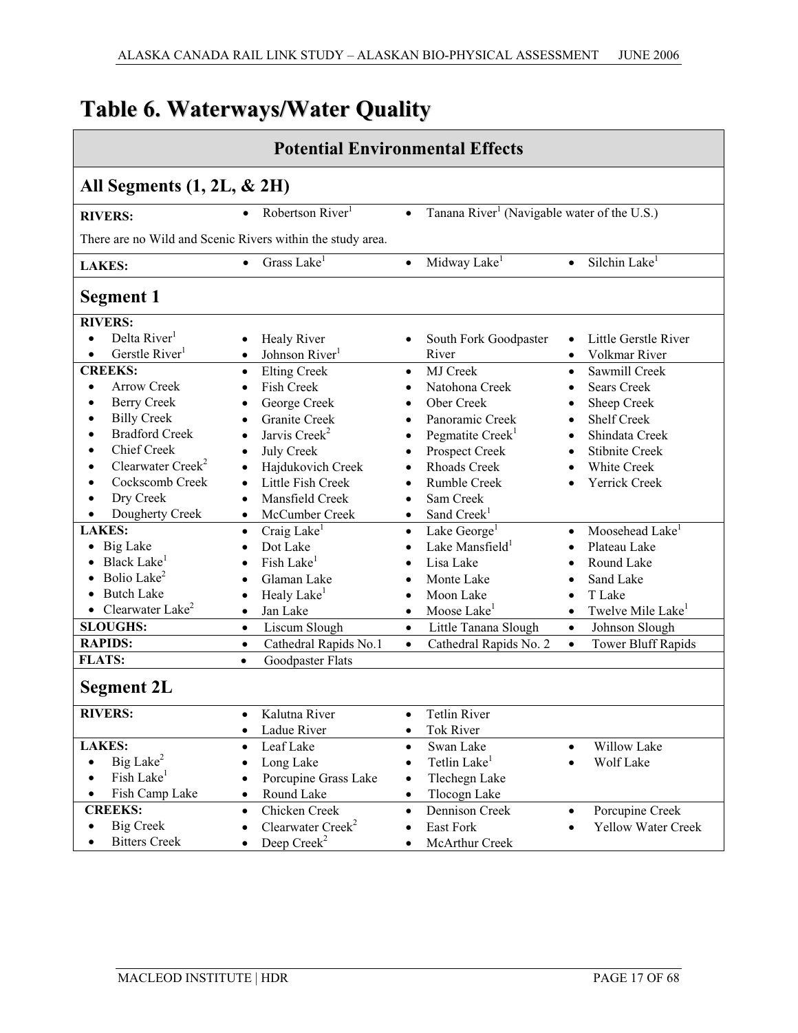# Table 6. Waterways/Water Quality

| Potential Environmental Effects | | | |
|---|---|---|---|
| **All Segments (1, 2L, & 2H)** | | | |
| **RIVERS:** | • Robertson River[1] | • Tanana River[1] (Navigable water of the U.S.) | |
| There are no Wild and Scenic Rivers within the study area. | | | |
| **LAKES:** | • Grass Lake[1] | • Midway Lake[1] | • Silchin Lake[1] |
| **Segment 1** | | | |
| **RIVERS:** • Delta River[1] • Gerstle River[1] | • Healy River • Johnson River[1] | • South Fork Goodpaster River | • Little Gerstle River • Volkmar River |
| **CREEKS:** • Arrow Creek • Berry Creek • Billy Creek • Bradford Creek • Chief Creek • Clearwater Creek[2] • Cockscomb Creek • Dry Creek • Dougherty Creek | • Elting Creek • Fish Creek • George Creek • Granite Creek • Jarvis Creek[2] • July Creek • Hajdukovich Creek • Little Fish Creek • Mansfield Creek • McCumber Creek | • MJ Creek • Natohona Creek • Ober Creek • Panoramic Creek • Pegmatite Creek[1] • Prospect Creek • Rhoads Creek • Rumble Creek • Sam Creek • Sand Creek[1] | • Sawmill Creek • Sears Creek • Sheep Creek • Shelf Creek • Shindata Creek • Stibnite Creek • White Creek • Yerrick Creek |
| **LAKES:** • Big Lake • Black Lake[1] • Bolio Lake[2] • Butch Lake • Clearwater Lake[2] | • Craig Lake[1] • Dot Lake • Fish Lake[1] • Glaman Lake • Healy Lake[1] • Jan Lake | • Lake George[1] • Lake Mansfield[1] • Lisa Lake • Monte Lake • Moon Lake • Moose Lake[1] | • Moosehead Lake[1] • Plateau Lake • Round Lake • Sand Lake • T Lake • Twelve Mile Lake[1] |
| **SLOUGHS:** | • Liscum Slough | • Little Tanana Slough | • Johnson Slough |
| **RAPIDS:** | • Cathedral Rapids No.1 | • Cathedral Rapids No. 2 | • Tower Bluff Rapids |
| **FLATS:** | • Goodpaster Flats | | |
| **Segment 2L** | | | |
| **RIVERS:** | • Kalutna River • Ladue River | • Tetlin River • Tok River | |
| **LAKES:** • Big Lake[2] • Fish Lake[1] • Fish Camp Lake | • Leaf Lake • Long Lake • Porcupine Grass Lake • Round Lake | • Swan Lake • Tetlin Lake[1] • Tlechegn Lake • Tlocogn Lake | • Willow Lake • Wolf Lake |
| **CREEKS:** • Big Creek • Bitters Creek | • Chicken Creek • Clearwater Creek[2] • Deep Creek[2] | • Dennison Creek • East Fork • McArthur Creek | • Porcupine Creek • Yellow Water Creek |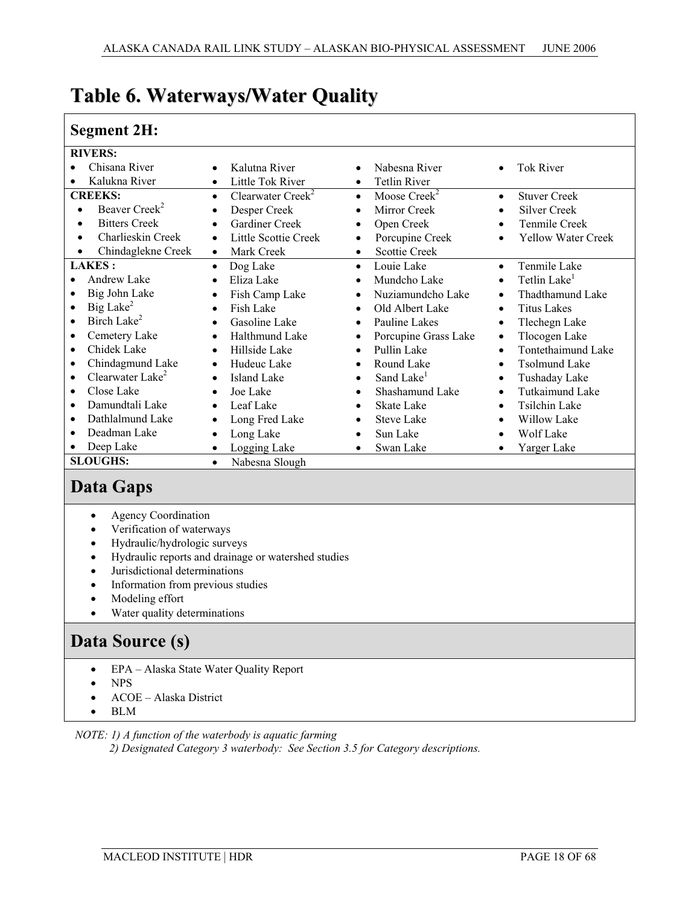# Table 6. Waterways/Water Quality

## Segment 2H:

| | | | |
|---|---|---|---|
| **RIVERS:** | | | |
| • Chisana River | • Kalutna River | • Nabesna River | • Tok River |
| • Kalukna River | • Little Tok River | • Tetlin River | |
| **CREEKS:** | • Clearwater Creek[2] | • Moose Creek[2] | • Stuver Creek |
| • Beaver Creek[2] | • Desper Creek | • Mirror Creek | • Silver Creek |
| • Bitters Creek | • Gardiner Creek | • Open Creek | • Tenmile Creek |
| • Charlieskin Creek | • Little Scottie Creek | • Porcupine Creek | • Yellow Water Creek |
| • Chindaglekne Creek | • Mark Creek | • Scottie Creek | |
| **LAKES :** | • Dog Lake | • Louie Lake | • Tenmile Lake |
| • Andrew Lake | • Eliza Lake | • Mundcho Lake | • Tetlin Lake[1] |
| • Big John Lake | • Fish Camp Lake | • Nuziamundcho Lake | • Thadthamund Lake |
| • Big Lake[2] | • Fish Lake | • Old Albert Lake | • Titus Lakes |
| • Birch Lake[2] | • Gasoline Lake | • Pauline Lakes | • Tlechegn Lake |
| • Cemetery Lake | • Halthmund Lake | • Porcupine Grass Lake | • Tlocogen Lake |
| • Chidek Lake | • Hillside Lake | • Pullin Lake | • Tontethaimund Lake |
| • Chindagmund Lake | • Hudeuc Lake | • Round Lake | • Tsolmund Lake |
| • Clearwater Lake[2] | • Island Lake | • Sand Lake[1] | • Tushaday Lake |
| • Close Lake | • Joe Lake | • Shashamund Lake | • Tutkaimund Lake |
| • Damundtali Lake | • Leaf Lake | • Skate Lake | • Tsilchin Lake |
| • Dathlalmund Lake | • Long Fred Lake | • Steve Lake | • Willow Lake |
| • Deadman Lake | • Long Lake | • Sun Lake | • Wolf Lake |
| • Deep Lake | • Logging Lake | • Swan Lake | • Yarger Lake |
| **SLOUGHS:** | • Nabesna Slough | | |

## Data Gaps

- Agency Coordination
- Verification of waterways
- Hydraulic/hydrologic surveys
- Hydraulic reports and drainage or watershed studies
- Jurisdictional determinations
- Information from previous studies
- Modeling effort
- Water quality determinations

## Data Source (s)

- EPA – Alaska State Water Quality Report
- NPS
- ACOE – Alaska District
- BLM

*NOTE: 1) A function of the waterbody is aquatic farming*
*2) Designated Category 3 waterbody: See Section 3.5 for Category descriptions.*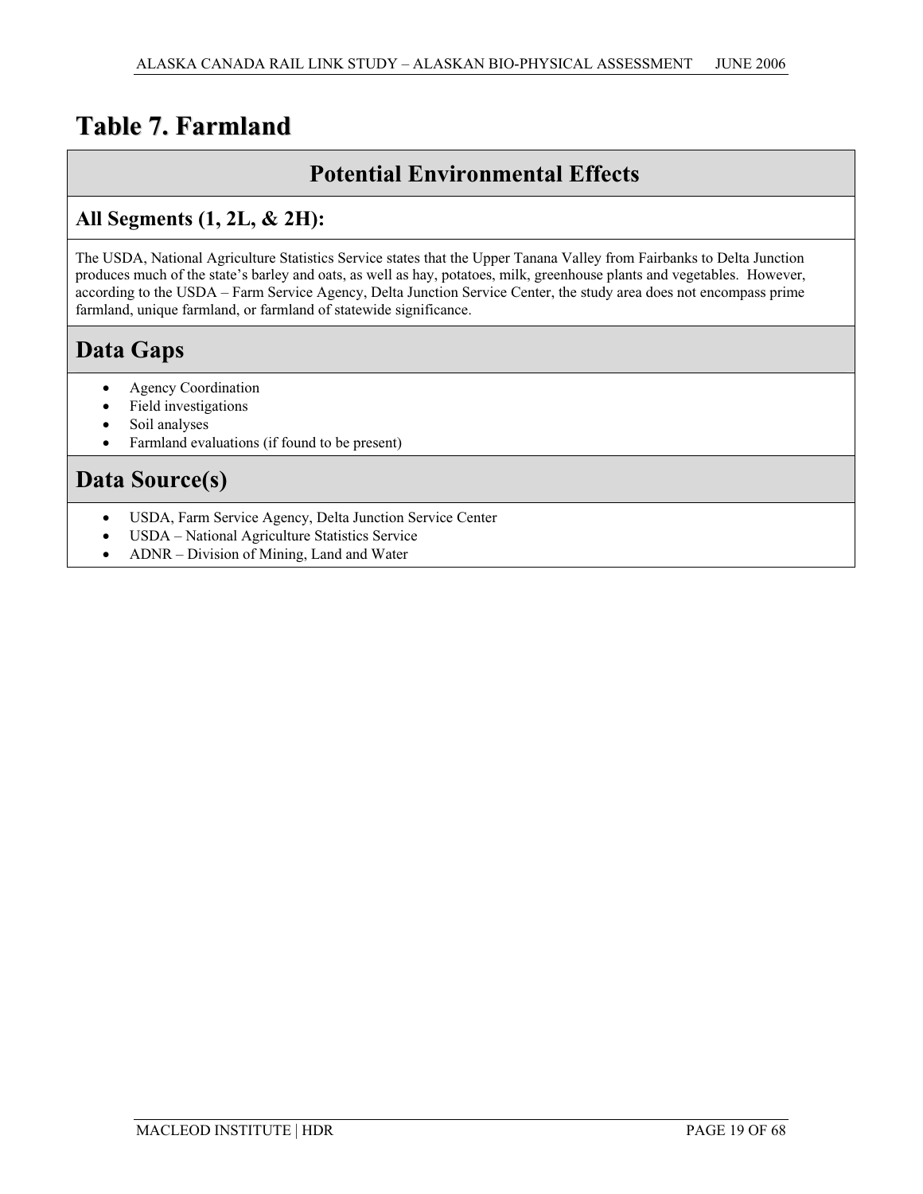# Table 7. Farmland

## Potential Environmental Effects

### All Segments (1, 2L, & 2H):

The USDA, National Agriculture Statistics Service states that the Upper Tanana Valley from Fairbanks to Delta Junction produces much of the state's barley and oats, as well as hay, potatoes, milk, greenhouse plants and vegetables. However, according to the USDA – Farm Service Agency, Delta Junction Service Center, the study area does not encompass prime farmland, unique farmland, or farmland of statewide significance.

## Data Gaps

- Agency Coordination
- Field investigations
- Soil analyses
- Farmland evaluations (if found to be present)

## Data Source(s)

- USDA, Farm Service Agency, Delta Junction Service Center
- USDA – National Agriculture Statistics Service
- ADNR – Division of Mining, Land and Water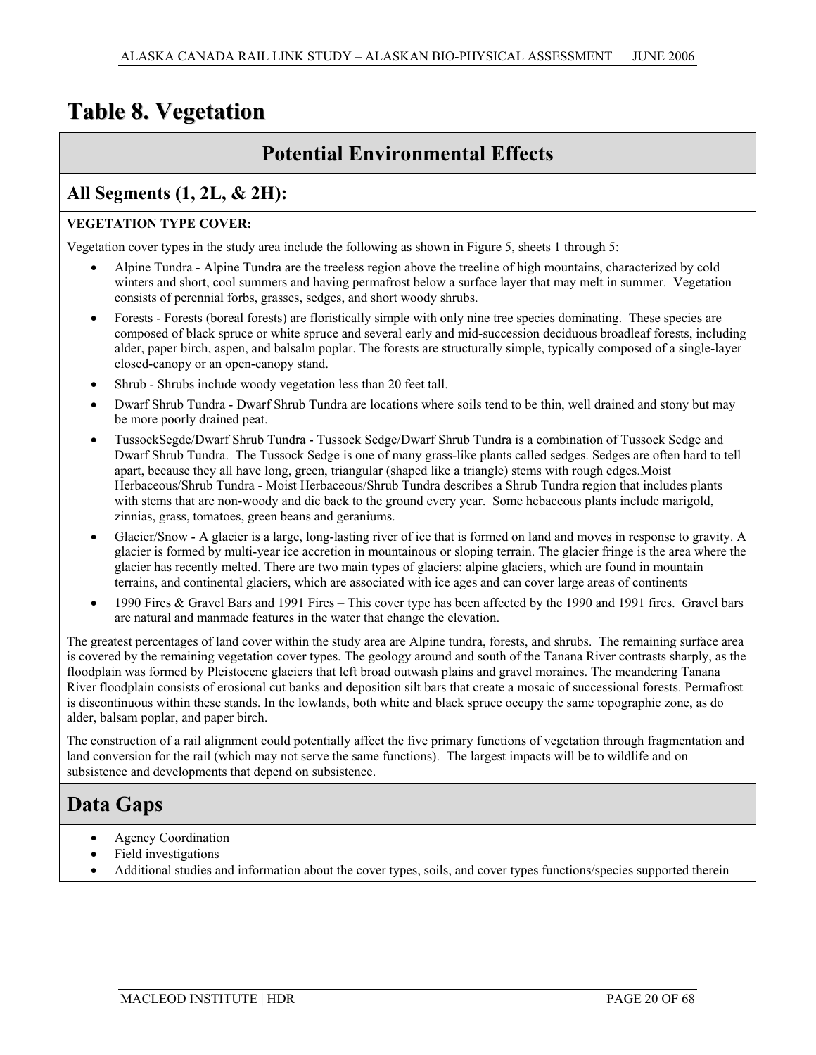# Table 8. Vegetation

## Potential Environmental Effects

### All Segments (1, 2L, & 2H):

**VEGETATION TYPE COVER:**

Vegetation cover types in the study area include the following as shown in Figure 5, sheets 1 through 5:

- Alpine Tundra - Alpine Tundra are the treeless region above the treeline of high mountains, characterized by cold winters and short, cool summers and having permafrost below a surface layer that may melt in summer. Vegetation consists of perennial forbs, grasses, sedges, and short woody shrubs.
- Forests - Forests (boreal forests) are floristically simple with only nine tree species dominating. These species are composed of black spruce or white spruce and several early and mid-succession deciduous broadleaf forests, including alder, paper birch, aspen, and balsalm poplar. The forests are structurally simple, typically composed of a single-layer closed-canopy or an open-canopy stand.
- Shrub - Shrubs include woody vegetation less than 20 feet tall.
- Dwarf Shrub Tundra - Dwarf Shrub Tundra are locations where soils tend to be thin, well drained and stony but may be more poorly drained peat.
- TussockSegde/Dwarf Shrub Tundra - Tussock Sedge/Dwarf Shrub Tundra is a combination of Tussock Sedge and Dwarf Shrub Tundra. The Tussock Sedge is one of many grass-like plants called sedges. Sedges are often hard to tell apart, because they all have long, green, triangular (shaped like a triangle) stems with rough edges.Moist Herbaceous/Shrub Tundra - Moist Herbaceous/Shrub Tundra describes a Shrub Tundra region that includes plants with stems that are non-woody and die back to the ground every year. Some hebaceous plants include marigold, zinnias, grass, tomatoes, green beans and geraniums.
- Glacier/Snow - A glacier is a large, long-lasting river of ice that is formed on land and moves in response to gravity. A glacier is formed by multi-year ice accretion in mountainous or sloping terrain. The glacier fringe is the area where the glacier has recently melted. There are two main types of glaciers: alpine glaciers, which are found in mountain terrains, and continental glaciers, which are associated with ice ages and can cover large areas of continents
- 1990 Fires & Gravel Bars and 1991 Fires – This cover type has been affected by the 1990 and 1991 fires. Gravel bars are natural and manmade features in the water that change the elevation.

The greatest percentages of land cover within the study area are Alpine tundra, forests, and shrubs. The remaining surface area is covered by the remaining vegetation cover types. The geology around and south of the Tanana River contrasts sharply, as the floodplain was formed by Pleistocene glaciers that left broad outwash plains and gravel moraines. The meandering Tanana River floodplain consists of erosional cut banks and deposition silt bars that create a mosaic of successional forests. Permafrost is discontinuous within these stands. In the lowlands, both white and black spruce occupy the same topographic zone, as do alder, balsam poplar, and paper birch.

The construction of a rail alignment could potentially affect the five primary functions of vegetation through fragmentation and land conversion for the rail (which may not serve the same functions). The largest impacts will be to wildlife and on subsistence and developments that depend on subsistence.

## Data Gaps

- Agency Coordination
- Field investigations
- Additional studies and information about the cover types, soils, and cover types functions/species supported therein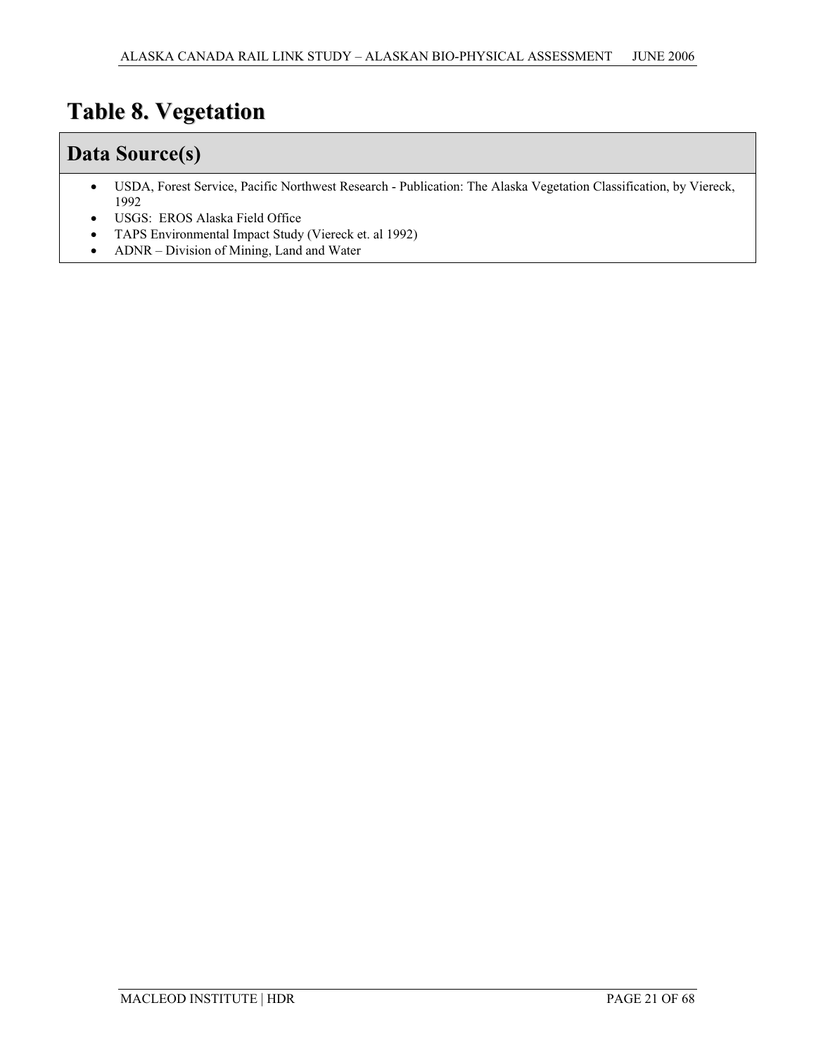# Table 8. Vegetation

## Data Source(s)

- USDA, Forest Service, Pacific Northwest Research - Publication: The Alaska Vegetation Classification, by Viereck, 1992
- USGS: EROS Alaska Field Office
- TAPS Environmental Impact Study (Viereck et. al 1992)
- ADNR – Division of Mining, Land and Water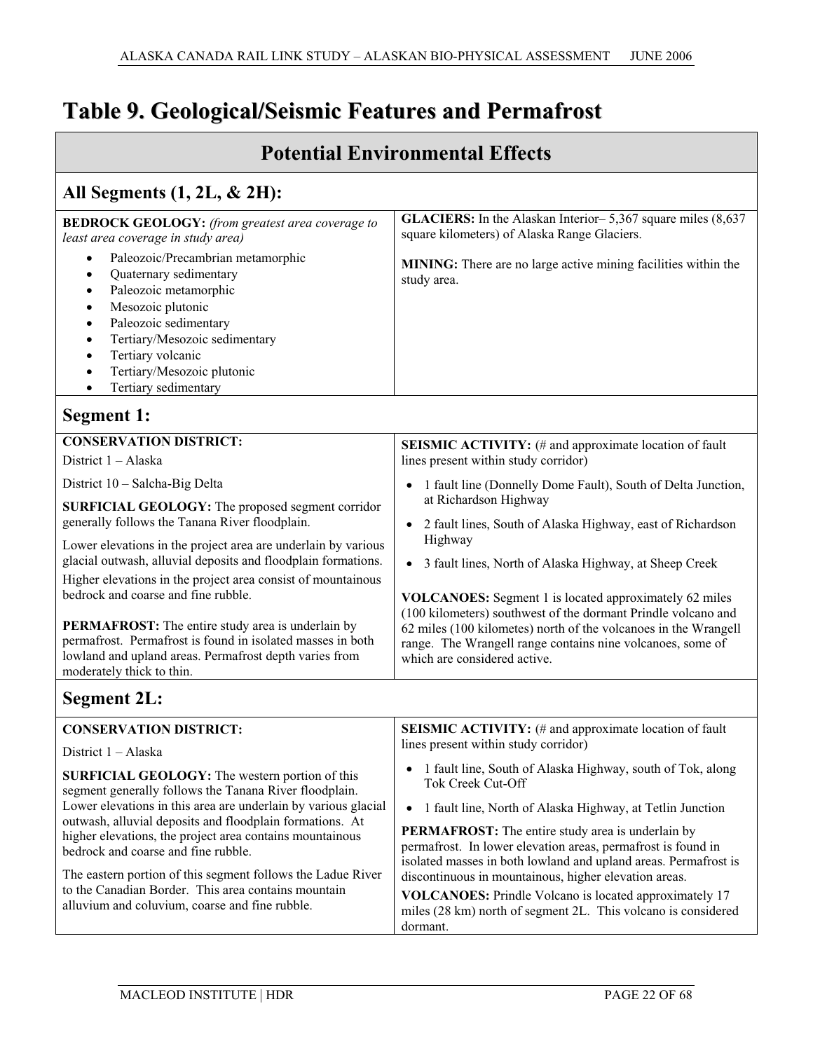# Table 9. Geological/Seismic Features and Permafrost

## Potential Environmental Effects

### All Segments (1, 2L, & 2H):

**BEDROCK GEOLOGY:** *(from greatest area coverage to least area coverage in study area)*

- Paleozoic/Precambrian metamorphic
- Quaternary sedimentary
- Paleozoic metamorphic
- Mesozoic plutonic
- Paleozoic sedimentary
- Tertiary/Mesozoic sedimentary
- Tertiary volcanic
- Tertiary/Mesozoic plutonic
- Tertiary sedimentary

**GLACIERS:** In the Alaskan Interior– 5,367 square miles (8,637 square kilometers) of Alaska Range Glaciers.

**MINING:** There are no large active mining facilities within the study area.

### Segment 1:

**CONSERVATION DISTRICT:**

District 1 – Alaska

District 10 – Salcha-Big Delta

**SURFICIAL GEOLOGY:** The proposed segment corridor generally follows the Tanana River floodplain.

Lower elevations in the project area are underlain by various glacial outwash, alluvial deposits and floodplain formations.

Higher elevations in the project area consist of mountainous bedrock and coarse and fine rubble.

**PERMAFROST:** The entire study area is underlain by permafrost. Permafrost is found in isolated masses in both lowland and upland areas. Permafrost depth varies from moderately thick to thin.

**SEISMIC ACTIVITY:** (# and approximate location of fault lines present within study corridor)

- 1 fault line (Donnelly Dome Fault), South of Delta Junction, at Richardson Highway
- 2 fault lines, South of Alaska Highway, east of Richardson Highway
- 3 fault lines, North of Alaska Highway, at Sheep Creek

**VOLCANOES:** Segment 1 is located approximately 62 miles (100 kilometers) southwest of the dormant Prindle volcano and 62 miles (100 kilometes) north of the volcanoes in the Wrangell range. The Wrangell range contains nine volcanoes, some of which are considered active.

### Segment 2L:

**CONSERVATION DISTRICT:**

District 1 – Alaska

**SURFICIAL GEOLOGY:** The western portion of this segment generally follows the Tanana River floodplain. Lower elevations in this area are underlain by various glacial outwash, alluvial deposits and floodplain formations. At higher elevations, the project area contains mountainous bedrock and coarse and fine rubble.

The eastern portion of this segment follows the Ladue River to the Canadian Border. This area contains mountain alluvium and coluvium, coarse and fine rubble.

**SEISMIC ACTIVITY:** (# and approximate location of fault lines present within study corridor)

- 1 fault line, South of Alaska Highway, south of Tok, along Tok Creek Cut-Off
- 1 fault line, North of Alaska Highway, at Tetlin Junction

**PERMAFROST:** The entire study area is underlain by permafrost. In lower elevation areas, permafrost is found in isolated masses in both lowland and upland areas. Permafrost is discontinuous in mountainous, higher elevation areas.

**VOLCANOES:** Prindle Volcano is located approximately 17 miles (28 km) north of segment 2L. This volcano is considered dormant.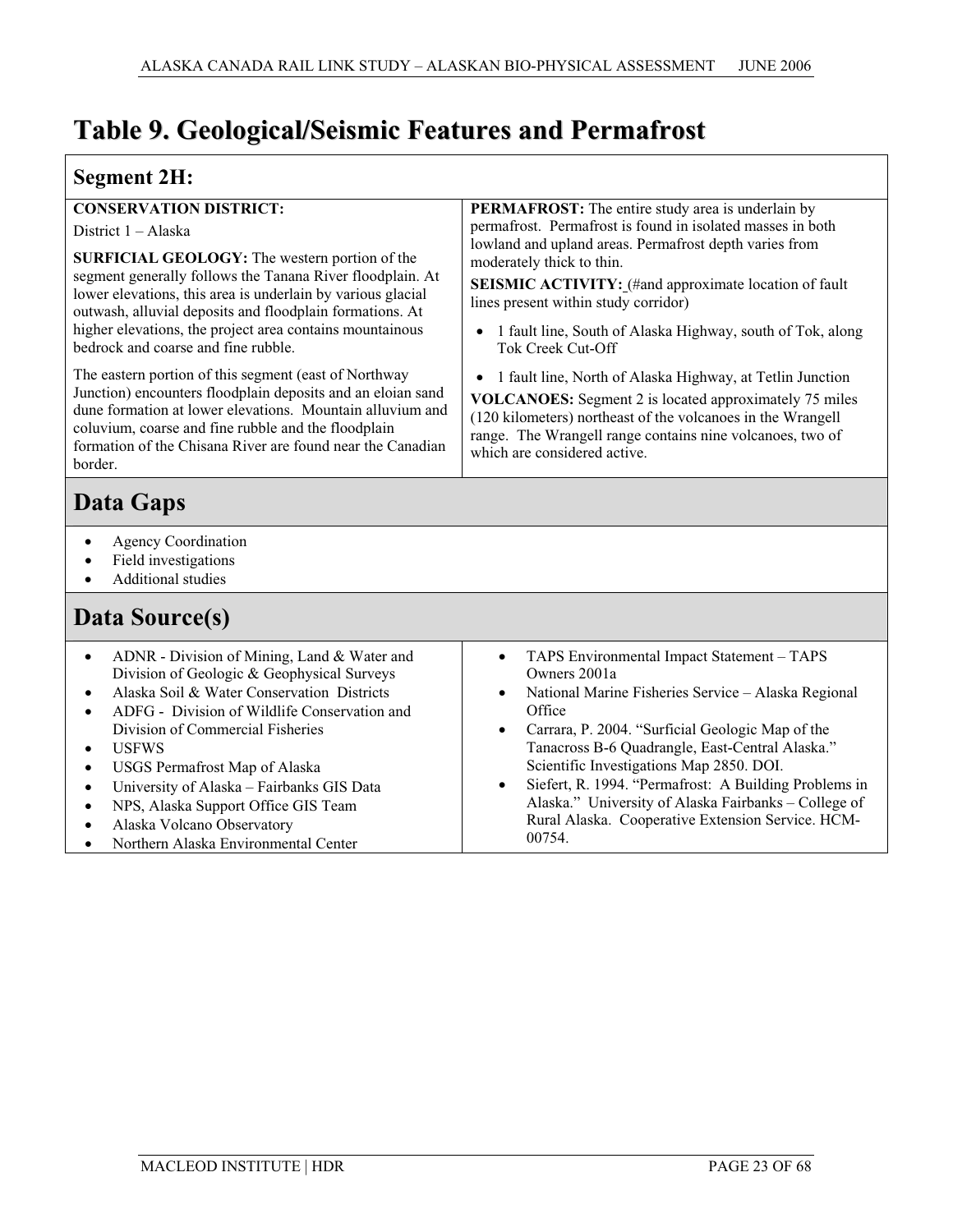# Table 9. Geological/Seismic Features and Permafrost

## Segment 2H:

**CONSERVATION DISTRICT:**

District 1 – Alaska

**SURFICIAL GEOLOGY:** The western portion of the segment generally follows the Tanana River floodplain. At lower elevations, this area is underlain by various glacial outwash, alluvial deposits and floodplain formations. At higher elevations, the project area contains mountainous bedrock and coarse and fine rubble.

The eastern portion of this segment (east of Northway Junction) encounters floodplain deposits and an eloian sand dune formation at lower elevations. Mountain alluvium and coluvium, coarse and fine rubble and the floodplain formation of the Chisana River are found near the Canadian border.

**PERMAFROST:** The entire study area is underlain by permafrost. Permafrost is found in isolated masses in both lowland and upland areas. Permafrost depth varies from moderately thick to thin.

**SEISMIC ACTIVITY:** (#and approximate location of fault lines present within study corridor)

- 1 fault line, South of Alaska Highway, south of Tok, along Tok Creek Cut-Off
- 1 fault line, North of Alaska Highway, at Tetlin Junction

**VOLCANOES:** Segment 2 is located approximately 75 miles (120 kilometers) northeast of the volcanoes in the Wrangell range. The Wrangell range contains nine volcanoes, two of which are considered active.

## Data Gaps

- Agency Coordination
- Field investigations
- Additional studies

## Data Source(s)

- ADNR - Division of Mining, Land & Water and Division of Geologic & Geophysical Surveys
- Alaska Soil & Water Conservation Districts
- ADFG - Division of Wildlife Conservation and Division of Commercial Fisheries
- USFWS
- USGS Permafrost Map of Alaska
- University of Alaska – Fairbanks GIS Data
- NPS, Alaska Support Office GIS Team
- Alaska Volcano Observatory
- Northern Alaska Environmental Center
- TAPS Environmental Impact Statement – TAPS Owners 2001a
- National Marine Fisheries Service – Alaska Regional Office
- Carrara, P. 2004. "Surficial Geologic Map of the Tanacross B-6 Quadrangle, East-Central Alaska." Scientific Investigations Map 2850. DOI.
- Siefert, R. 1994. "Permafrost: A Building Problems in Alaska." University of Alaska Fairbanks – College of Rural Alaska. Cooperative Extension Service. HCM-00754.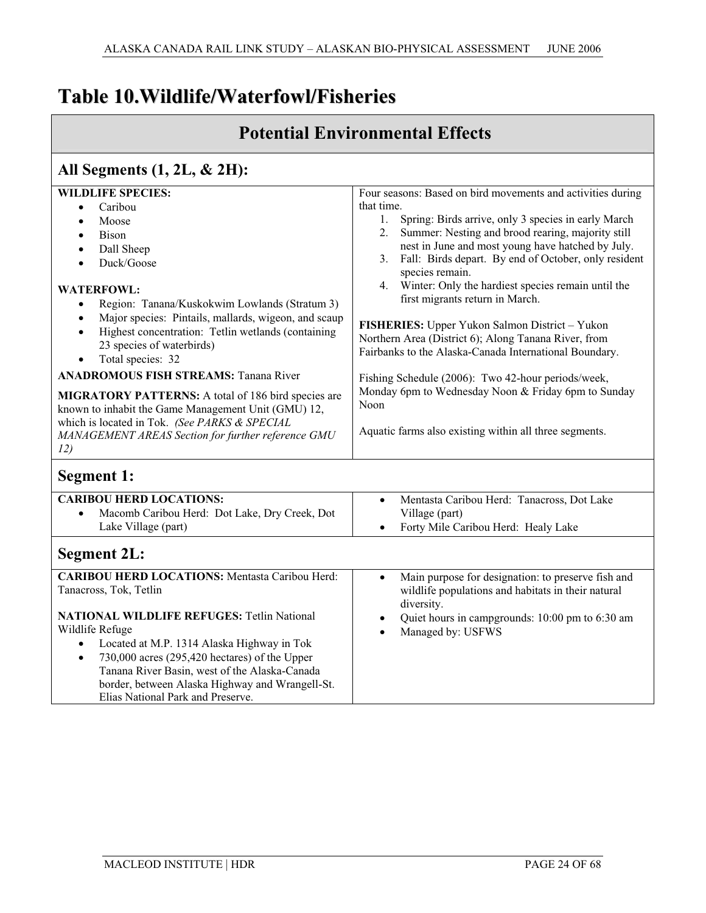# Table 10.Wildlife/Waterfowl/Fisheries

## Potential Environmental Effects

### All Segments (1, 2L, & 2H):

**WILDLIFE SPECIES:**

- Caribou
- Moose
- Bison
- Dall Sheep
- Duck/Goose

**WATERFOWL:**

- Region: Tanana/Kuskokwim Lowlands (Stratum 3)
- Major species: Pintails, mallards, wigeon, and scaup
- Highest concentration: Tetlin wetlands (containing 23 species of waterbirds)
- Total species: 32

**ANADROMOUS FISH STREAMS:** Tanana River

**MIGRATORY PATTERNS:** A total of 186 bird species are known to inhabit the Game Management Unit (GMU) 12, which is located in Tok. *(See PARKS & SPECIAL MANAGEMENT AREAS Section for further reference GMU 12)*

Four seasons: Based on bird movements and activities during that time.

1. Spring: Birds arrive, only 3 species in early March
2. Summer: Nesting and brood rearing, majority still nest in June and most young have hatched by July.
3. Fall: Birds depart. By end of October, only resident species remain.
4. Winter: Only the hardiest species remain until the first migrants return in March.

**FISHERIES:** Upper Yukon Salmon District – Yukon Northern Area (District 6); Along Tanana River, from Fairbanks to the Alaska-Canada International Boundary.

Fishing Schedule (2006): Two 42-hour periods/week, Monday 6pm to Wednesday Noon & Friday 6pm to Sunday Noon

Aquatic farms also existing within all three segments.

### Segment 1:

**CARIBOU HERD LOCATIONS:**

- Macomb Caribou Herd: Dot Lake, Dry Creek, Dot Lake Village (part)
- Mentasta Caribou Herd: Tanacross, Dot Lake Village (part)
- Forty Mile Caribou Herd: Healy Lake

### Segment 2L:

**CARIBOU HERD LOCATIONS:** Mentasta Caribou Herd: Tanacross, Tok, Tetlin

**NATIONAL WILDLIFE REFUGES:** Tetlin National Wildlife Refuge

- Located at M.P. 1314 Alaska Highway in Tok
- 730,000 acres (295,420 hectares) of the Upper Tanana River Basin, west of the Alaska-Canada border, between Alaska Highway and Wrangell-St. Elias National Park and Preserve.
- Main purpose for designation: to preserve fish and wildlife populations and habitats in their natural diversity.
- Quiet hours in campgrounds: 10:00 pm to 6:30 am
- Managed by: USFWS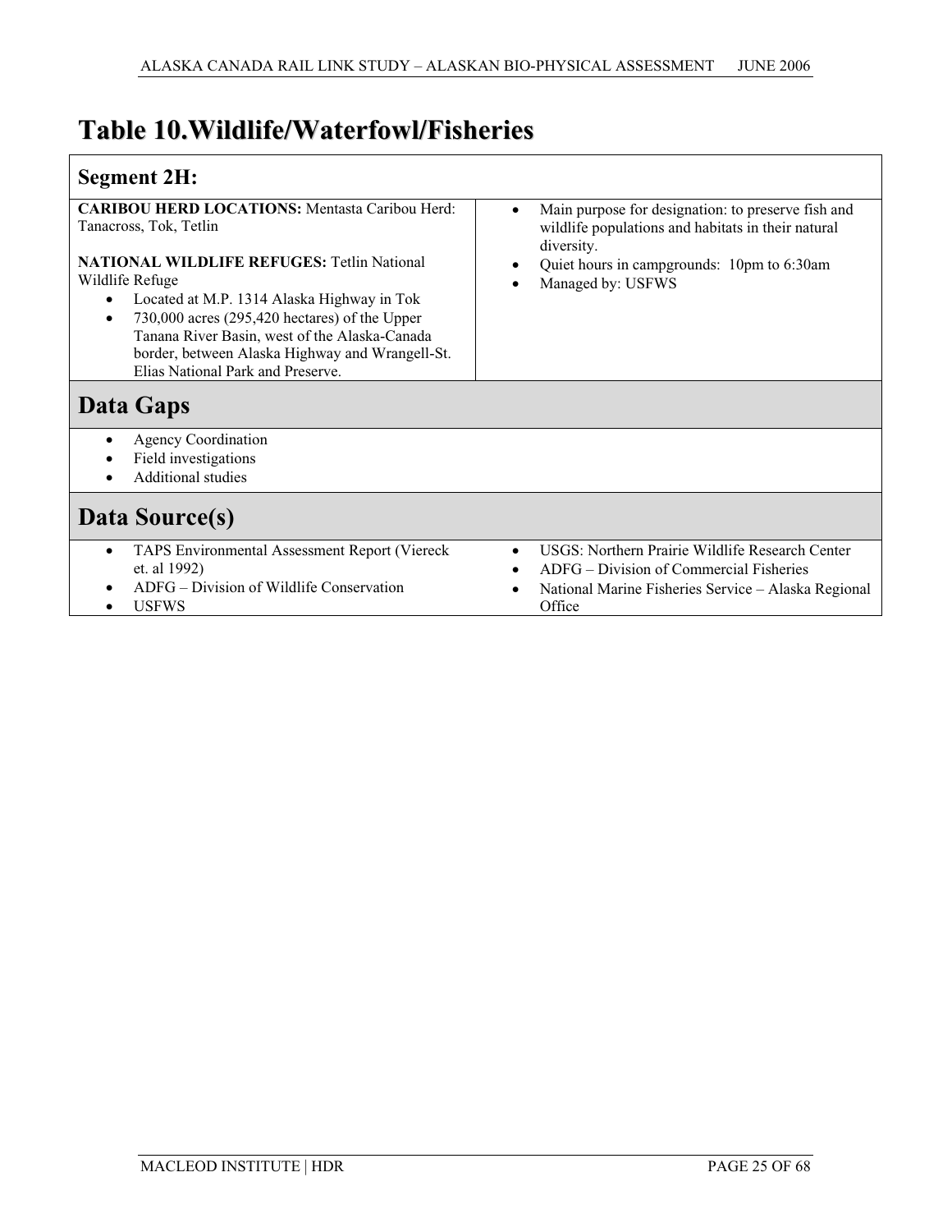# Table 10.Wildlife/Waterfowl/Fisheries

| Segment 2H: | |
|---|---|
| **CARIBOU HERD LOCATIONS:** Mentasta Caribou Herd: Tanacross, Tok, Tetlin<br><br>**NATIONAL WILDLIFE REFUGES:** Tetlin National Wildlife Refuge<br>• Located at M.P. 1314 Alaska Highway in Tok<br>• 730,000 acres (295,420 hectares) of the Upper Tanana River Basin, west of the Alaska-Canada border, between Alaska Highway and Wrangell-St. Elias National Park and Preserve. | • Main purpose for designation: to preserve fish and wildlife populations and habitats in their natural diversity.<br>• Quiet hours in campgrounds: 10pm to 6:30am<br>• Managed by: USFWS |

## Data Gaps

- Agency Coordination
- Field investigations
- Additional studies

## Data Source(s)

- TAPS Environmental Assessment Report (Viereck et. al 1992)
- ADFG – Division of Wildlife Conservation
- USFWS
- USGS: Northern Prairie Wildlife Research Center
- ADFG – Division of Commercial Fisheries
- National Marine Fisheries Service – Alaska Regional Office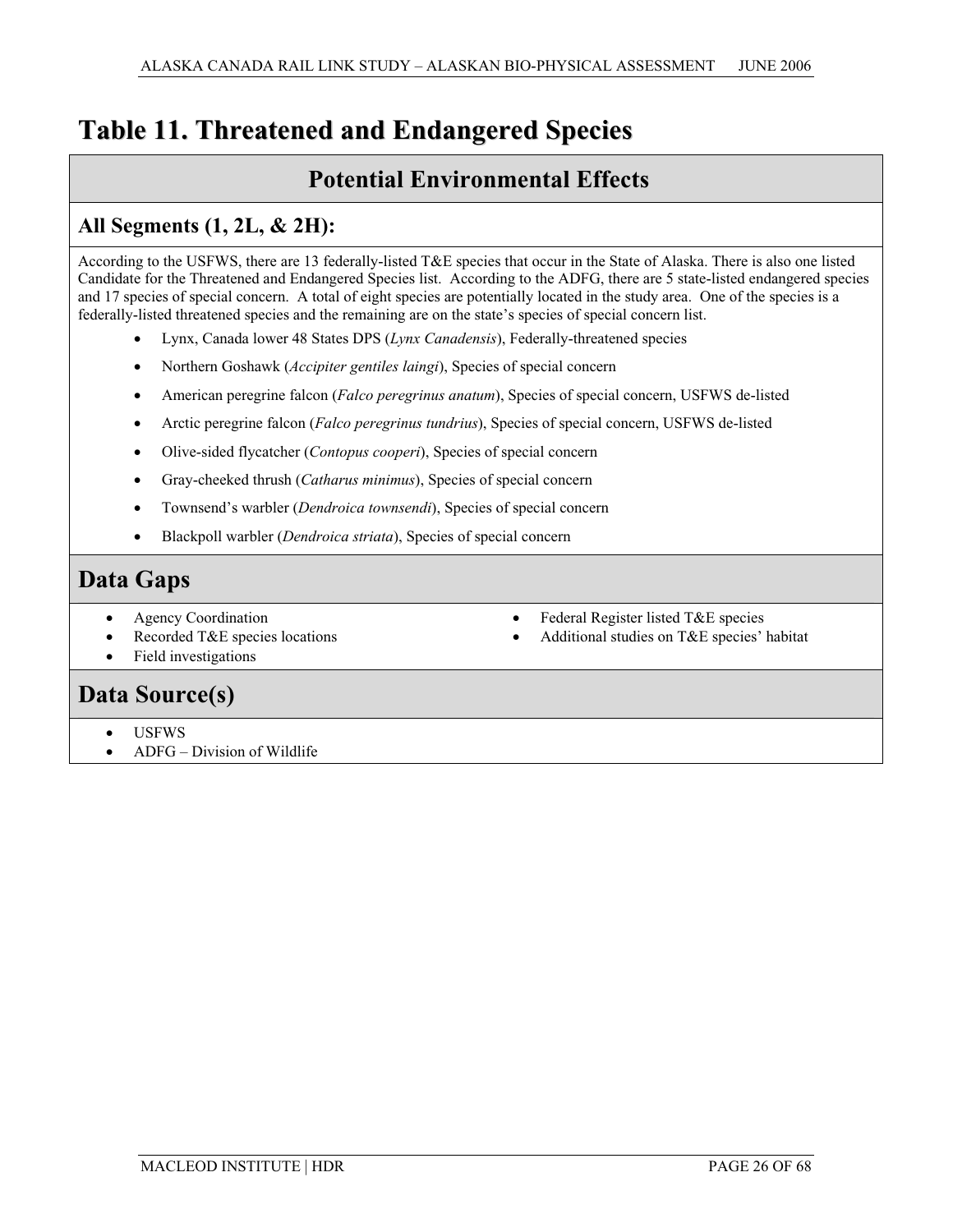# Table 11. Threatened and Endangered Species

## Potential Environmental Effects

### All Segments (1, 2L, & 2H):

According to the USFWS, there are 13 federally-listed T&E species that occur in the State of Alaska. There is also one listed Candidate for the Threatened and Endangered Species list. According to the ADFG, there are 5 state-listed endangered species and 17 species of special concern. A total of eight species are potentially located in the study area. One of the species is a federally-listed threatened species and the remaining are on the state's species of special concern list.

- Lynx, Canada lower 48 States DPS (*Lynx Canadensis*), Federally-threatened species
- Northern Goshawk (*Accipiter gentiles laingi*), Species of special concern
- American peregrine falcon (*Falco peregrinus anatum*), Species of special concern, USFWS de-listed
- Arctic peregrine falcon (*Falco peregrinus tundrius*), Species of special concern, USFWS de-listed
- Olive-sided flycatcher (*Contopus cooperi*), Species of special concern
- Gray-cheeked thrush (*Catharus minimus*), Species of special concern
- Townsend's warbler (*Dendroica townsendi*), Species of special concern
- Blackpoll warbler (*Dendroica striata*), Species of special concern

## Data Gaps

- Agency Coordination
- Recorded T&E species locations
- Field investigations
- Federal Register listed T&E species
- Additional studies on T&E species' habitat

## Data Source(s)

- USFWS
- ADFG – Division of Wildlife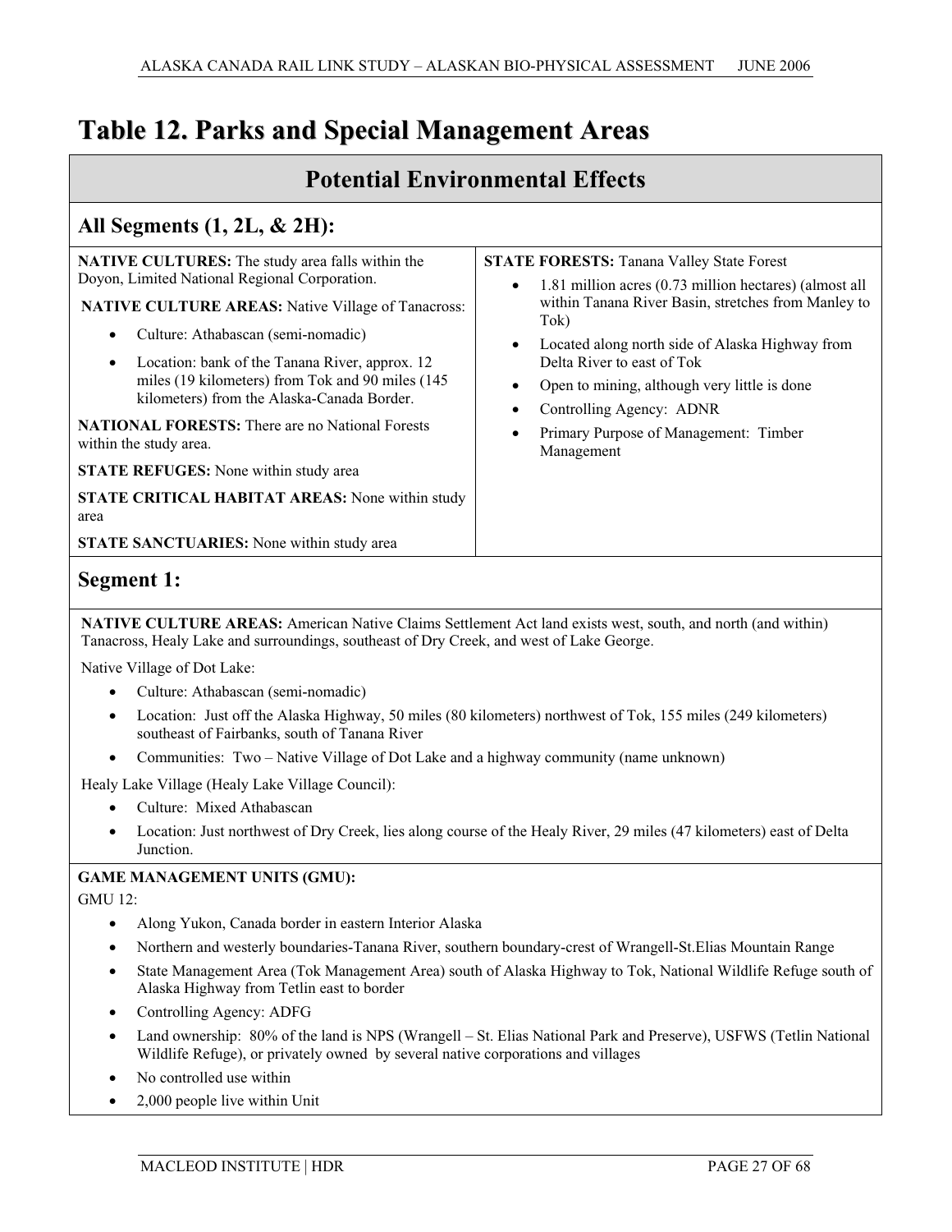# Table 12. Parks and Special Management Areas

## Potential Environmental Effects

### All Segments (1, 2L, & 2H):

**NATIVE CULTURES:** The study area falls within the Doyon, Limited National Regional Corporation.

**NATIVE CULTURE AREAS:** Native Village of Tanacross:

- Culture: Athabascan (semi-nomadic)
- Location: bank of the Tanana River, approx. 12 miles (19 kilometers) from Tok and 90 miles (145 kilometers) from the Alaska-Canada Border.

**NATIONAL FORESTS:** There are no National Forests within the study area.

**STATE REFUGES:** None within study area

**STATE CRITICAL HABITAT AREAS:** None within study area

**STATE SANCTUARIES:** None within study area

**STATE FORESTS:** Tanana Valley State Forest

- 1.81 million acres (0.73 million hectares) (almost all within Tanana River Basin, stretches from Manley to Tok)
- Located along north side of Alaska Highway from Delta River to east of Tok
- Open to mining, although very little is done
- Controlling Agency: ADNR
- Primary Purpose of Management: Timber Management

### Segment 1:

**NATIVE CULTURE AREAS:** American Native Claims Settlement Act land exists west, south, and north (and within) Tanacross, Healy Lake and surroundings, southeast of Dry Creek, and west of Lake George.

Native Village of Dot Lake:

- Culture: Athabascan (semi-nomadic)
- Location: Just off the Alaska Highway, 50 miles (80 kilometers) northwest of Tok, 155 miles (249 kilometers) southeast of Fairbanks, south of Tanana River
- Communities: Two – Native Village of Dot Lake and a highway community (name unknown)

Healy Lake Village (Healy Lake Village Council):

- Culture: Mixed Athabascan
- Location: Just northwest of Dry Creek, lies along course of the Healy River, 29 miles (47 kilometers) east of Delta Junction.

**GAME MANAGEMENT UNITS (GMU):**

GMU 12:

- Along Yukon, Canada border in eastern Interior Alaska
- Northern and westerly boundaries-Tanana River, southern boundary-crest of Wrangell-St.Elias Mountain Range
- State Management Area (Tok Management Area) south of Alaska Highway to Tok, National Wildlife Refuge south of Alaska Highway from Tetlin east to border
- Controlling Agency: ADFG
- Land ownership: 80% of the land is NPS (Wrangell – St. Elias National Park and Preserve), USFWS (Tetlin National Wildlife Refuge), or privately owned by several native corporations and villages
- No controlled use within
- 2,000 people live within Unit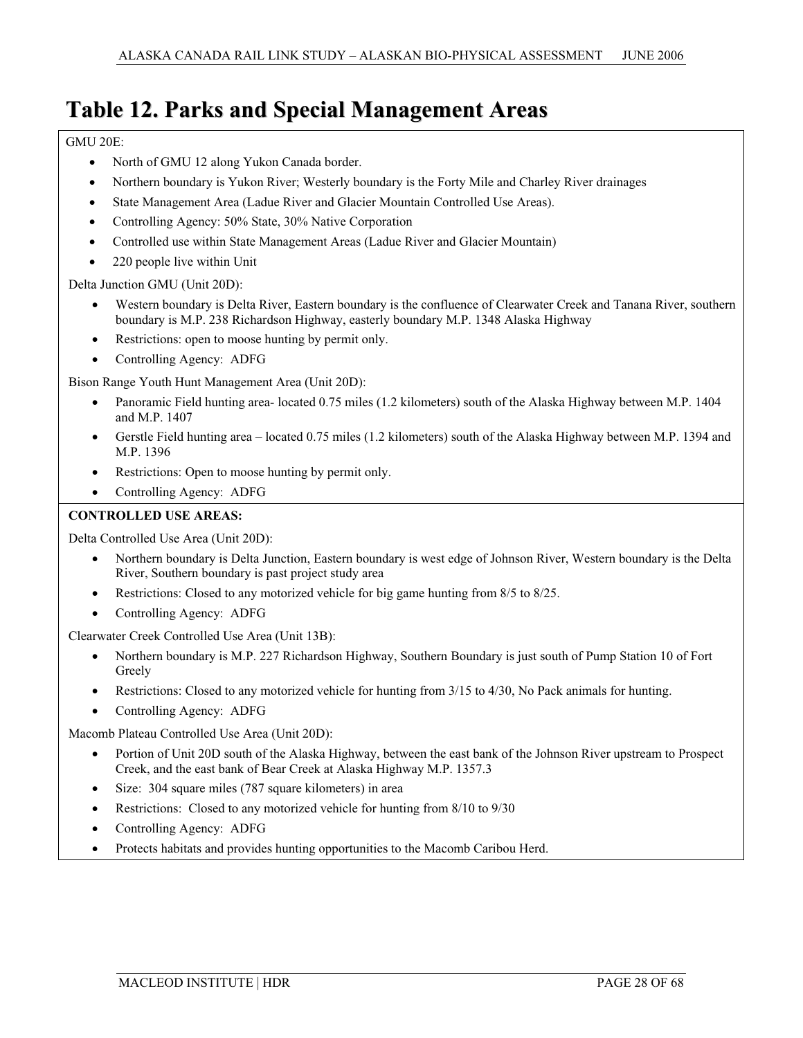# Table 12. Parks and Special Management Areas

GMU 20E:

- North of GMU 12 along Yukon Canada border.
- Northern boundary is Yukon River; Westerly boundary is the Forty Mile and Charley River drainages
- State Management Area (Ladue River and Glacier Mountain Controlled Use Areas).
- Controlling Agency: 50% State, 30% Native Corporation
- Controlled use within State Management Areas (Ladue River and Glacier Mountain)
- 220 people live within Unit

Delta Junction GMU (Unit 20D):

- Western boundary is Delta River, Eastern boundary is the confluence of Clearwater Creek and Tanana River, southern boundary is M.P. 238 Richardson Highway, easterly boundary M.P. 1348 Alaska Highway
- Restrictions: open to moose hunting by permit only.
- Controlling Agency: ADFG

Bison Range Youth Hunt Management Area (Unit 20D):

- Panoramic Field hunting area- located 0.75 miles (1.2 kilometers) south of the Alaska Highway between M.P. 1404 and M.P. 1407
- Gerstle Field hunting area – located 0.75 miles (1.2 kilometers) south of the Alaska Highway between M.P. 1394 and M.P. 1396
- Restrictions: Open to moose hunting by permit only.
- Controlling Agency: ADFG

**CONTROLLED USE AREAS:**

Delta Controlled Use Area (Unit 20D):

- Northern boundary is Delta Junction, Eastern boundary is west edge of Johnson River, Western boundary is the Delta River, Southern boundary is past project study area
- Restrictions: Closed to any motorized vehicle for big game hunting from 8/5 to 8/25.
- Controlling Agency: ADFG

Clearwater Creek Controlled Use Area (Unit 13B):

- Northern boundary is M.P. 227 Richardson Highway, Southern Boundary is just south of Pump Station 10 of Fort Greely
- Restrictions: Closed to any motorized vehicle for hunting from 3/15 to 4/30, No Pack animals for hunting.
- Controlling Agency: ADFG

Macomb Plateau Controlled Use Area (Unit 20D):

- Portion of Unit 20D south of the Alaska Highway, between the east bank of the Johnson River upstream to Prospect Creek, and the east bank of Bear Creek at Alaska Highway M.P. 1357.3
- Size: 304 square miles (787 square kilometers) in area
- Restrictions: Closed to any motorized vehicle for hunting from 8/10 to 9/30
- Controlling Agency: ADFG
- Protects habitats and provides hunting opportunities to the Macomb Caribou Herd.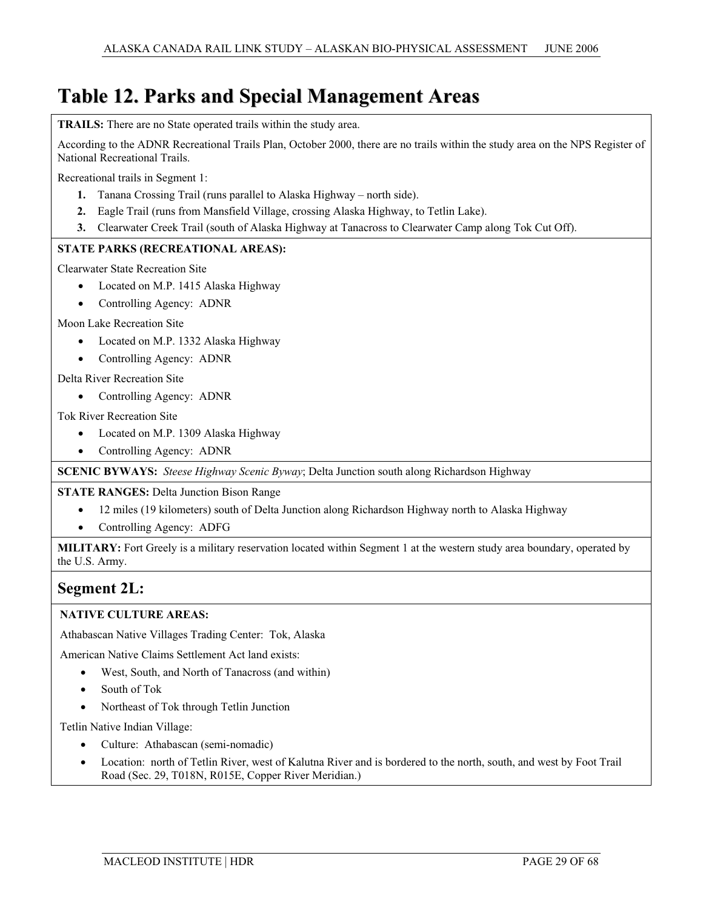# Table 12. Parks and Special Management Areas

**TRAILS:** There are no State operated trails within the study area.

According to the ADNR Recreational Trails Plan, October 2000, there are no trails within the study area on the NPS Register of National Recreational Trails.

Recreational trails in Segment 1:

1. Tanana Crossing Trail (runs parallel to Alaska Highway – north side).
2. Eagle Trail (runs from Mansfield Village, crossing Alaska Highway, to Tetlin Lake).
3. Clearwater Creek Trail (south of Alaska Highway at Tanacross to Clearwater Camp along Tok Cut Off).

**STATE PARKS (RECREATIONAL AREAS):**

Clearwater State Recreation Site

- Located on M.P. 1415 Alaska Highway
- Controlling Agency: ADNR

Moon Lake Recreation Site

- Located on M.P. 1332 Alaska Highway
- Controlling Agency: ADNR

Delta River Recreation Site

- Controlling Agency: ADNR

Tok River Recreation Site

- Located on M.P. 1309 Alaska Highway
- Controlling Agency: ADNR

**SCENIC BYWAYS:** *Steese Highway Scenic Byway*; Delta Junction south along Richardson Highway

**STATE RANGES:** Delta Junction Bison Range

- 12 miles (19 kilometers) south of Delta Junction along Richardson Highway north to Alaska Highway
- Controlling Agency: ADFG

**MILITARY:** Fort Greely is a military reservation located within Segment 1 at the western study area boundary, operated by the U.S. Army.

## Segment 2L:

**NATIVE CULTURE AREAS:**

Athabascan Native Villages Trading Center: Tok, Alaska

American Native Claims Settlement Act land exists:

- West, South, and North of Tanacross (and within)
- South of Tok
- Northeast of Tok through Tetlin Junction

Tetlin Native Indian Village:

- Culture: Athabascan (semi-nomadic)
- Location: north of Tetlin River, west of Kalutna River and is bordered to the north, south, and west by Foot Trail Road (Sec. 29, T018N, R015E, Copper River Meridian.)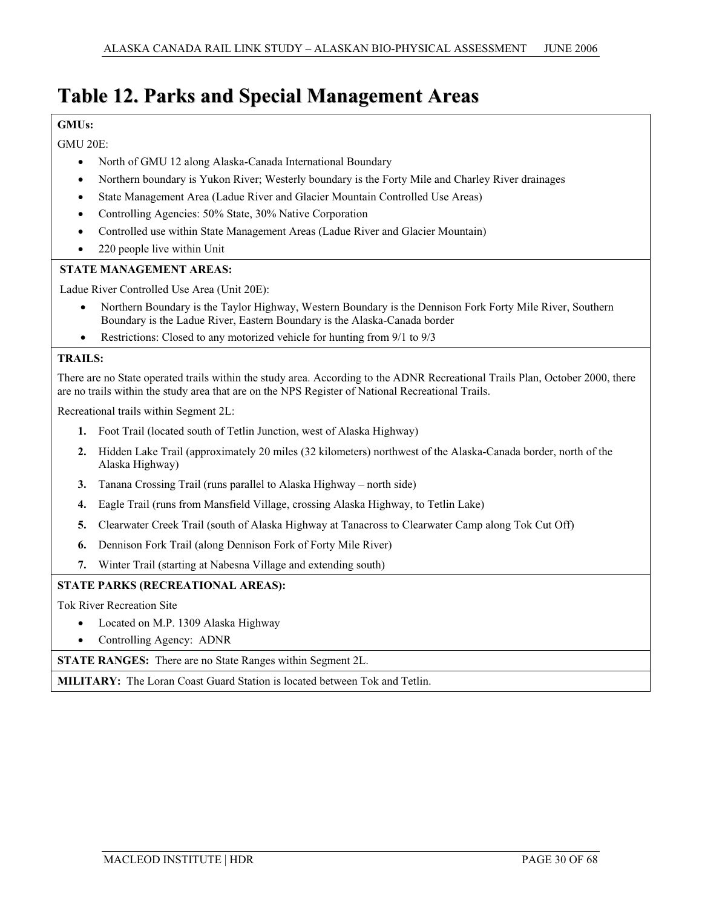# Table 12. Parks and Special Management Areas

**GMUs:**

GMU 20E:

- North of GMU 12 along Alaska-Canada International Boundary
- Northern boundary is Yukon River; Westerly boundary is the Forty Mile and Charley River drainages
- State Management Area (Ladue River and Glacier Mountain Controlled Use Areas)
- Controlling Agencies: 50% State, 30% Native Corporation
- Controlled use within State Management Areas (Ladue River and Glacier Mountain)
- 220 people live within Unit

**STATE MANAGEMENT AREAS:**

Ladue River Controlled Use Area (Unit 20E):

- Northern Boundary is the Taylor Highway, Western Boundary is the Dennison Fork Forty Mile River, Southern Boundary is the Ladue River, Eastern Boundary is the Alaska-Canada border
- Restrictions: Closed to any motorized vehicle for hunting from 9/1 to 9/3

**TRAILS:**

There are no State operated trails within the study area. According to the ADNR Recreational Trails Plan, October 2000, there are no trails within the study area that are on the NPS Register of National Recreational Trails.

Recreational trails within Segment 2L:

1. Foot Trail (located south of Tetlin Junction, west of Alaska Highway)
2. Hidden Lake Trail (approximately 20 miles (32 kilometers) northwest of the Alaska-Canada border, north of the Alaska Highway)
3. Tanana Crossing Trail (runs parallel to Alaska Highway – north side)
4. Eagle Trail (runs from Mansfield Village, crossing Alaska Highway, to Tetlin Lake)
5. Clearwater Creek Trail (south of Alaska Highway at Tanacross to Clearwater Camp along Tok Cut Off)
6. Dennison Fork Trail (along Dennison Fork of Forty Mile River)
7. Winter Trail (starting at Nabesna Village and extending south)

**STATE PARKS (RECREATIONAL AREAS):**

Tok River Recreation Site

- Located on M.P. 1309 Alaska Highway
- Controlling Agency: ADNR

**STATE RANGES:** There are no State Ranges within Segment 2L.

**MILITARY:** The Loran Coast Guard Station is located between Tok and Tetlin.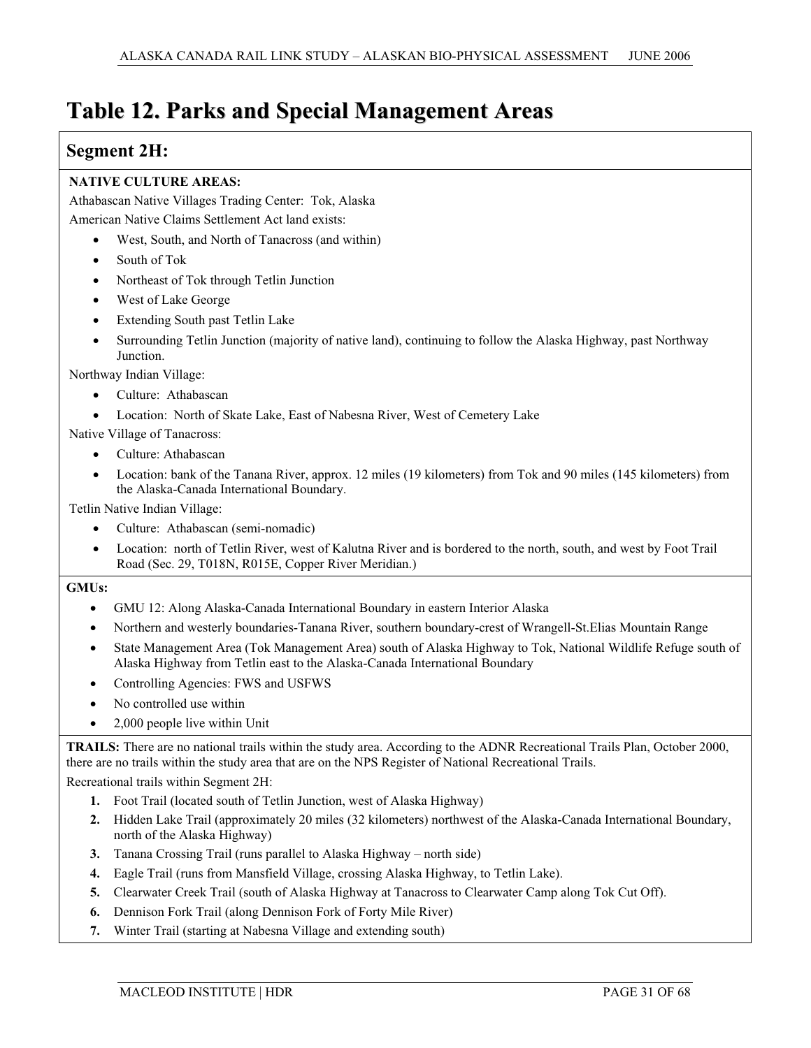# Table 12. Parks and Special Management Areas

## Segment 2H:

**NATIVE CULTURE AREAS:**

Athabascan Native Villages Trading Center: Tok, Alaska

American Native Claims Settlement Act land exists:

- West, South, and North of Tanacross (and within)
- South of Tok
- Northeast of Tok through Tetlin Junction
- West of Lake George
- Extending South past Tetlin Lake
- Surrounding Tetlin Junction (majority of native land), continuing to follow the Alaska Highway, past Northway Junction.

Northway Indian Village:

- Culture: Athabascan
- Location: North of Skate Lake, East of Nabesna River, West of Cemetery Lake

Native Village of Tanacross:

- Culture: Athabascan
- Location: bank of the Tanana River, approx. 12 miles (19 kilometers) from Tok and 90 miles (145 kilometers) from the Alaska-Canada International Boundary.

Tetlin Native Indian Village:

- Culture: Athabascan (semi-nomadic)
- Location: north of Tetlin River, west of Kalutna River and is bordered to the north, south, and west by Foot Trail Road (Sec. 29, T018N, R015E, Copper River Meridian.)

**GMUs:**

- GMU 12: Along Alaska-Canada International Boundary in eastern Interior Alaska
- Northern and westerly boundaries-Tanana River, southern boundary-crest of Wrangell-St.Elias Mountain Range
- State Management Area (Tok Management Area) south of Alaska Highway to Tok, National Wildlife Refuge south of Alaska Highway from Tetlin east to the Alaska-Canada International Boundary
- Controlling Agencies: FWS and USFWS
- No controlled use within
- 2,000 people live within Unit

**TRAILS:** There are no national trails within the study area. According to the ADNR Recreational Trails Plan, October 2000, there are no trails within the study area that are on the NPS Register of National Recreational Trails.

Recreational trails within Segment 2H:

1. Foot Trail (located south of Tetlin Junction, west of Alaska Highway)
2. Hidden Lake Trail (approximately 20 miles (32 kilometers) northwest of the Alaska-Canada International Boundary, north of the Alaska Highway)
3. Tanana Crossing Trail (runs parallel to Alaska Highway – north side)
4. Eagle Trail (runs from Mansfield Village, crossing Alaska Highway, to Tetlin Lake).
5. Clearwater Creek Trail (south of Alaska Highway at Tanacross to Clearwater Camp along Tok Cut Off).
6. Dennison Fork Trail (along Dennison Fork of Forty Mile River)
7. Winter Trail (starting at Nabesna Village and extending south)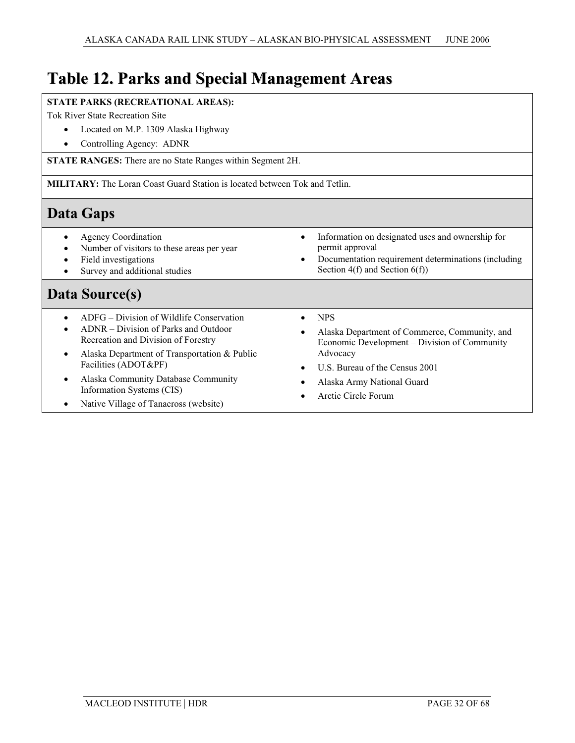# Table 12. Parks and Special Management Areas

**STATE PARKS (RECREATIONAL AREAS):**

Tok River State Recreation Site

- Located on M.P. 1309 Alaska Highway
- Controlling Agency: ADNR

**STATE RANGES:** There are no State Ranges within Segment 2H.

**MILITARY:** The Loran Coast Guard Station is located between Tok and Tetlin.

## Data Gaps

- Agency Coordination
- Number of visitors to these areas per year
- Field investigations
- Survey and additional studies
- Information on designated uses and ownership for permit approval
- Documentation requirement determinations (including Section 4(f) and Section 6(f))

## Data Source(s)

- ADFG – Division of Wildlife Conservation
- ADNR – Division of Parks and Outdoor Recreation and Division of Forestry
- Alaska Department of Transportation & Public Facilities (ADOT&PF)
- Alaska Community Database Community Information Systems (CIS)
- Native Village of Tanacross (website)
- NPS
- Alaska Department of Commerce, Community, and Economic Development – Division of Community Advocacy
- U.S. Bureau of the Census 2001
- Alaska Army National Guard
- Arctic Circle Forum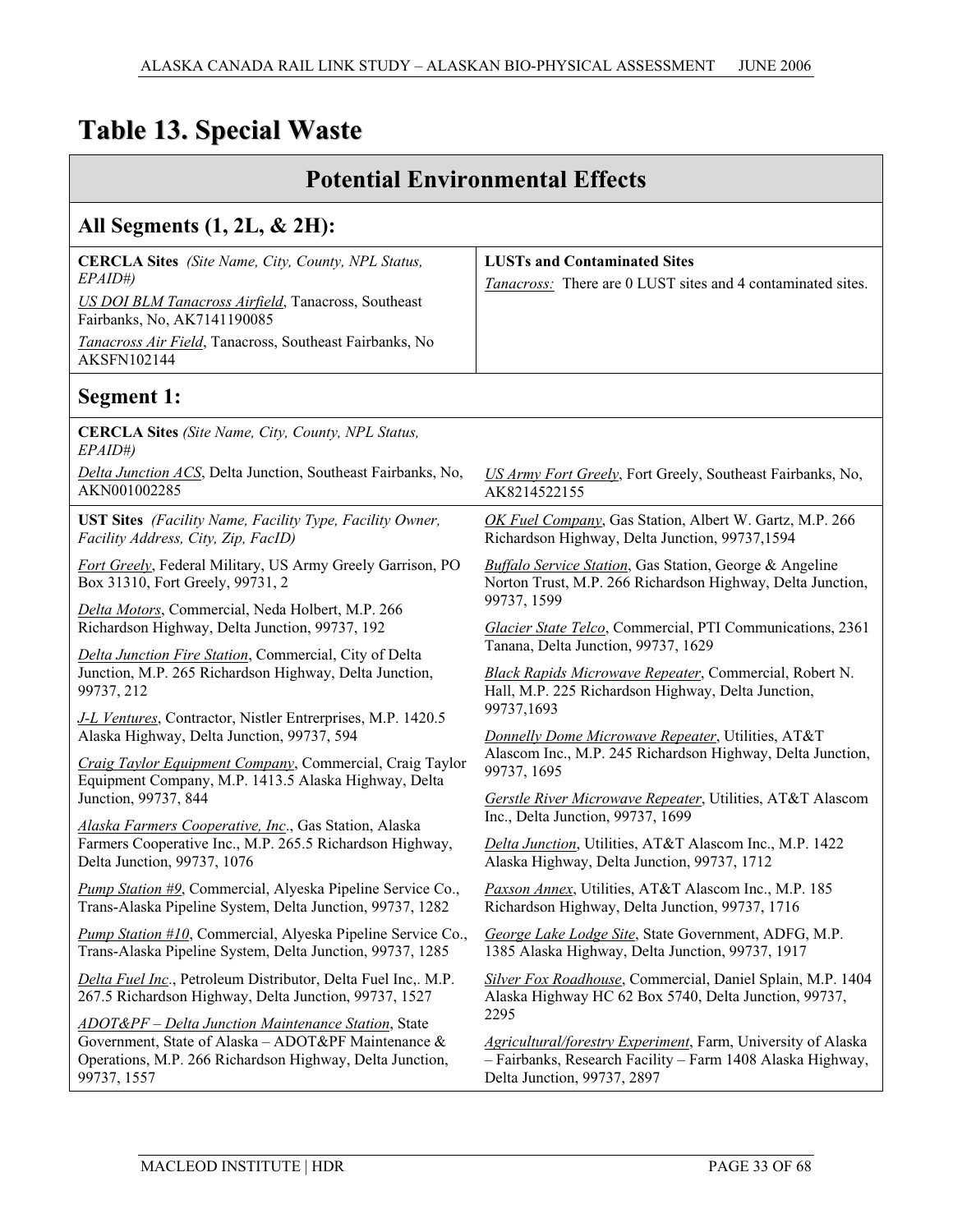# Table 13. Special Waste

## Potential Environmental Effects

### All Segments (1, 2L, & 2H):

**CERCLA Sites** *(Site Name, City, County, NPL Status, EPAID#)*

US DOI BLM Tanacross Airfield, Tanacross, Southeast Fairbanks, No, AK7141190085

Tanacross Air Field, Tanacross, Southeast Fairbanks, No AKSFN102144

**LUSTs and Contaminated Sites**

*Tanacross:* There are 0 LUST sites and 4 contaminated sites.

### Segment 1:

**CERCLA Sites** *(Site Name, City, County, NPL Status, EPAID#)*

Delta Junction ACS, Delta Junction, Southeast Fairbanks, No, AKN001002285

US Army Fort Greely, Fort Greely, Southeast Fairbanks, No, AK8214522155

**UST Sites** *(Facility Name, Facility Type, Facility Owner, Facility Address, City, Zip, FacID)*

Fort Greely, Federal Military, US Army Greely Garrison, PO Box 31310, Fort Greely, 99731, 2

Delta Motors, Commercial, Neda Holbert, M.P. 266 Richardson Highway, Delta Junction, 99737, 192

Delta Junction Fire Station, Commercial, City of Delta Junction, M.P. 265 Richardson Highway, Delta Junction, 99737, 212

J-L Ventures, Contractor, Nistler Entrerprises, M.P. 1420.5 Alaska Highway, Delta Junction, 99737, 594

Craig Taylor Equipment Company, Commercial, Craig Taylor Equipment Company, M.P. 1413.5 Alaska Highway, Delta Junction, 99737, 844

Alaska Farmers Cooperative, Inc., Gas Station, Alaska Farmers Cooperative Inc., M.P. 265.5 Richardson Highway, Delta Junction, 99737, 1076

Pump Station #9, Commercial, Alyeska Pipeline Service Co., Trans-Alaska Pipeline System, Delta Junction, 99737, 1282

Pump Station #10, Commercial, Alyeska Pipeline Service Co., Trans-Alaska Pipeline System, Delta Junction, 99737, 1285

Delta Fuel Inc., Petroleum Distributor, Delta Fuel Inc,. M.P. 267.5 Richardson Highway, Delta Junction, 99737, 1527

ADOT&PF – Delta Junction Maintenance Station, State Government, State of Alaska – ADOT&PF Maintenance & Operations, M.P. 266 Richardson Highway, Delta Junction, 99737, 1557

OK Fuel Company, Gas Station, Albert W. Gartz, M.P. 266 Richardson Highway, Delta Junction, 99737,1594

Buffalo Service Station, Gas Station, George & Angeline Norton Trust, M.P. 266 Richardson Highway, Delta Junction, 99737, 1599

Glacier State Telco, Commercial, PTI Communications, 2361 Tanana, Delta Junction, 99737, 1629

Black Rapids Microwave Repeater, Commercial, Robert N. Hall, M.P. 225 Richardson Highway, Delta Junction, 99737,1693

Donnelly Dome Microwave Repeater, Utilities, AT&T Alascom Inc., M.P. 245 Richardson Highway, Delta Junction, 99737, 1695

Gerstle River Microwave Repeater, Utilities, AT&T Alascom Inc., Delta Junction, 99737, 1699

Delta Junction, Utilities, AT&T Alascom Inc., M.P. 1422 Alaska Highway, Delta Junction, 99737, 1712

Paxson Annex, Utilities, AT&T Alascom Inc., M.P. 185 Richardson Highway, Delta Junction, 99737, 1716

George Lake Lodge Site, State Government, ADFG, M.P. 1385 Alaska Highway, Delta Junction, 99737, 1917

Silver Fox Roadhouse, Commercial, Daniel Splain, M.P. 1404 Alaska Highway HC 62 Box 5740, Delta Junction, 99737, 2295

Agricultural/forestry Experiment, Farm, University of Alaska – Fairbanks, Research Facility – Farm 1408 Alaska Highway, Delta Junction, 99737, 2897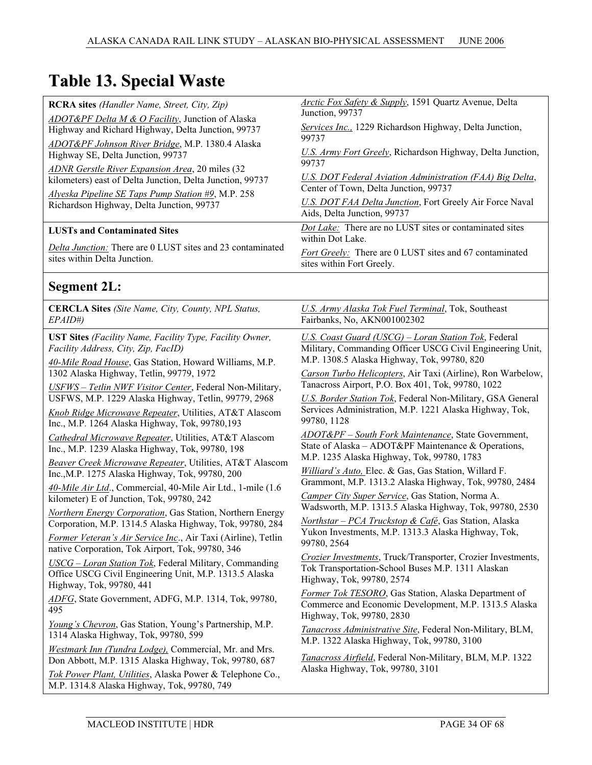# Table 13. Special Waste

**RCRA sites** *(Handler Name, Street, City, Zip)*

*ADOT&PF Delta M & O Facility*, Junction of Alaska Highway and Richard Highway, Delta Junction, 99737

*ADOT&PF Johnson River Bridge*, M.P. 1380.4 Alaska Highway SE, Delta Junction, 99737

*ADNR Gerstle River Expansion Area*, 20 miles (32 kilometers) east of Delta Junction, Delta Junction, 99737

*Alyeska Pipeline SE Taps Pump Station #9*, M.P. 258 Richardson Highway, Delta Junction, 99737

*Arctic Fox Safety & Supply*, 1591 Quartz Avenue, Delta Junction, 99737

*Services Inc.,* 1229 Richardson Highway, Delta Junction, 99737

*U.S. Army Fort Greely*, Richardson Highway, Delta Junction, 99737

*U.S. DOT Federal Aviation Administration (FAA) Big Delta*, Center of Town, Delta Junction, 99737

*U.S. DOT FAA Delta Junction*, Fort Greely Air Force Naval Aids, Delta Junction, 99737

**LUSTs and Contaminated Sites**

*Delta Junction:* There are 0 LUST sites and 23 contaminated sites within Delta Junction.

*Dot Lake:* There are no LUST sites or contaminated sites within Dot Lake.

*Fort Greely:* There are 0 LUST sites and 67 contaminated sites within Fort Greely.

## Segment 2L:

**CERCLA Sites** *(Site Name, City, County, NPL Status, EPAID#)*

*U.S. Army Alaska Tok Fuel Terminal*, Tok, Southeast Fairbanks, No, AKN001002302

**UST Sites** *(Facility Name, Facility Type, Facility Owner, Facility Address, City, Zip, FacID)*

*40-Mile Road House*, Gas Station, Howard Williams, M.P. 1302 Alaska Highway, Tetlin, 99779, 1972

*USFWS – Tetlin NWF Visitor Center*, Federal Non-Military, USFWS, M.P. 1229 Alaska Highway, Tetlin, 99779, 2968

*Knob Ridge Microwave Repeater*, Utilities, AT&T Alascom Inc., M.P. 1264 Alaska Highway, Tok, 99780,193

*Cathedral Microwave Repeater*, Utilities, AT&T Alascom Inc., M.P. 1239 Alaska Highway, Tok, 99780, 198

*Beaver Creek Microwave Repeater*, Utilities, AT&T Alascom Inc.,M.P. 1275 Alaska Highway, Tok, 99780, 200

*40-Mile Air Ltd*., Commercial, 40-Mile Air Ltd., 1-mile (1.6 kilometer) E of Junction, Tok, 99780, 242

*Northern Energy Corporation*, Gas Station, Northern Energy Corporation, M.P. 1314.5 Alaska Highway, Tok, 99780, 284

*Former Veteran's Air Service Inc*., Air Taxi (Airline), Tetlin native Corporation, Tok Airport, Tok, 99780, 346

*USCG – Loran Station Tok*, Federal Military, Commanding Office USCG Civil Engineering Unit, M.P. 1313.5 Alaska Highway, Tok, 99780, 441

*ADFG*, State Government, ADFG, M.P. 1314, Tok, 99780, 495

*Young's Chevron*, Gas Station, Young's Partnership, M.P. 1314 Alaska Highway, Tok, 99780, 599

*Westmark Inn (Tundra Lodge),* Commercial, Mr. and Mrs. Don Abbott, M.P. 1315 Alaska Highway, Tok, 99780, 687

*Tok Power Plant, Utilities*, Alaska Power & Telephone Co., M.P. 1314.8 Alaska Highway, Tok, 99780, 749

*U.S. Coast Guard (USCG) – Loran Station Tok*, Federal Military, Commanding Officer USCG Civil Engineering Unit, M.P. 1308.5 Alaska Highway, Tok, 99780, 820

*Carson Turbo Helicopters*, Air Taxi (Airline), Ron Warbelow, Tanacross Airport, P.O. Box 401, Tok, 99780, 1022

*U.S. Border Station Tok*, Federal Non-Military, GSA General Services Administration, M.P. 1221 Alaska Highway, Tok, 99780, 1128

*ADOT&PF – South Fork Maintenance*, State Government, State of Alaska – ADOT&PF Maintenance & Operations, M.P. 1235 Alaska Highway, Tok, 99780, 1783

*Williard's Auto,* Elec. & Gas, Gas Station, Willard F. Grammont, M.P. 1313.2 Alaska Highway, Tok, 99780, 2484

*Camper City Super Service*, Gas Station, Norma A. Wadsworth, M.P. 1313.5 Alaska Highway, Tok, 99780, 2530

*Northstar – PCA Truckstop & Café*, Gas Station, Alaska Yukon Investments, M.P. 1313.3 Alaska Highway, Tok, 99780, 2564

*Crozier Investments*, Truck/Transporter, Crozier Investments, Tok Transportation-School Buses M.P. 1311 Alaskan Highway, Tok, 99780, 2574

*Former Tok TESORO*, Gas Station, Alaska Department of Commerce and Economic Development, M.P. 1313.5 Alaska Highway, Tok, 99780, 2830

*Tanacross Administrative Site*, Federal Non-Military, BLM, M.P. 1322 Alaska Highway, Tok, 99780, 3100

*Tanacross Airfield*, Federal Non-Military, BLM, M.P. 1322 Alaska Highway, Tok, 99780, 3101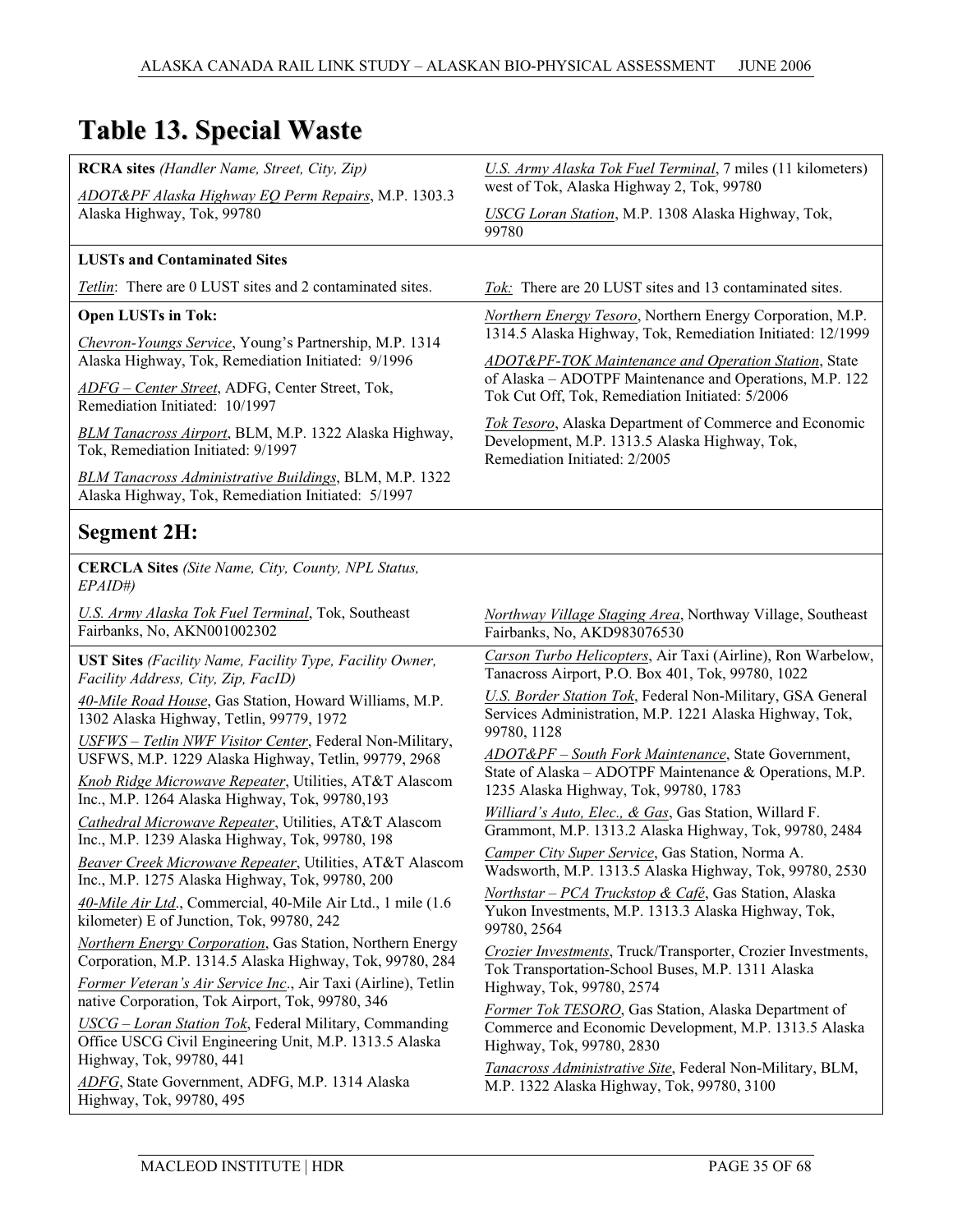# Table 13. Special Waste

**RCRA sites** *(Handler Name, Street, City, Zip)*

*ADOT&PF Alaska Highway EQ Perm Repairs*, M.P. 1303.3 Alaska Highway, Tok, 99780

*U.S. Army Alaska Tok Fuel Terminal*, 7 miles (11 kilometers) west of Tok, Alaska Highway 2, Tok, 99780

*USCG Loran Station*, M.P. 1308 Alaska Highway, Tok, 99780

**LUSTs and Contaminated Sites**

*Tetlin*: There are 0 LUST sites and 2 contaminated sites.

*Tok:* There are 20 LUST sites and 13 contaminated sites.

**Open LUSTs in Tok:**

*Chevron-Youngs Service*, Young's Partnership, M.P. 1314 Alaska Highway, Tok, Remediation Initiated: 9/1996

*ADFG – Center Street*, ADFG, Center Street, Tok, Remediation Initiated: 10/1997

*BLM Tanacross Airport*, BLM, M.P. 1322 Alaska Highway, Tok, Remediation Initiated: 9/1997

*BLM Tanacross Administrative Buildings*, BLM, M.P. 1322 Alaska Highway, Tok, Remediation Initiated: 5/1997

*Northern Energy Tesoro*, Northern Energy Corporation, M.P. 1314.5 Alaska Highway, Tok, Remediation Initiated: 12/1999

*ADOT&PF-TOK Maintenance and Operation Station*, State of Alaska – ADOTPF Maintenance and Operations, M.P. 122 Tok Cut Off, Tok, Remediation Initiated: 5/2006

*Tok Tesoro*, Alaska Department of Commerce and Economic Development, M.P. 1313.5 Alaska Highway, Tok, Remediation Initiated: 2/2005

## Segment 2H:

**CERCLA Sites** *(Site Name, City, County, NPL Status, EPAID#)*

*U.S. Army Alaska Tok Fuel Terminal*, Tok, Southeast Fairbanks, No, AKN001002302

*Northway Village Staging Area*, Northway Village, Southeast Fairbanks, No, AKD983076530

**UST Sites** *(Facility Name, Facility Type, Facility Owner, Facility Address, City, Zip, FacID)*

*40-Mile Road House*, Gas Station, Howard Williams, M.P. 1302 Alaska Highway, Tetlin, 99779, 1972

*USFWS – Tetlin NWF Visitor Center*, Federal Non-Military, USFWS, M.P. 1229 Alaska Highway, Tetlin, 99779, 2968

*Knob Ridge Microwave Repeater*, Utilities, AT&T Alascom Inc., M.P. 1264 Alaska Highway, Tok, 99780,193

*Cathedral Microwave Repeater*, Utilities, AT&T Alascom Inc., M.P. 1239 Alaska Highway, Tok, 99780, 198

*Beaver Creek Microwave Repeater*, Utilities, AT&T Alascom Inc., M.P. 1275 Alaska Highway, Tok, 99780, 200

*40-Mile Air Ltd*., Commercial, 40-Mile Air Ltd., 1 mile (1.6 kilometer) E of Junction, Tok, 99780, 242

*Northern Energy Corporation*, Gas Station, Northern Energy Corporation, M.P. 1314.5 Alaska Highway, Tok, 99780, 284

*Former Veteran's Air Service Inc*., Air Taxi (Airline), Tetlin native Corporation, Tok Airport, Tok, 99780, 346

*USCG – Loran Station Tok*, Federal Military, Commanding Office USCG Civil Engineering Unit, M.P. 1313.5 Alaska Highway, Tok, 99780, 441

*ADFG*, State Government, ADFG, M.P. 1314 Alaska Highway, Tok, 99780, 495

*Carson Turbo Helicopters*, Air Taxi (Airline), Ron Warbelow, Tanacross Airport, P.O. Box 401, Tok, 99780, 1022

*U.S. Border Station Tok*, Federal Non-Military, GSA General Services Administration, M.P. 1221 Alaska Highway, Tok, 99780, 1128

*ADOT&PF – South Fork Maintenance*, State Government, State of Alaska – ADOTPF Maintenance & Operations, M.P. 1235 Alaska Highway, Tok, 99780, 1783

*Williard's Auto, Elec., & Gas*, Gas Station, Willard F. Grammont, M.P. 1313.2 Alaska Highway, Tok, 99780, 2484

*Camper City Super Service*, Gas Station, Norma A. Wadsworth, M.P. 1313.5 Alaska Highway, Tok, 99780, 2530

*Northstar – PCA Truckstop & Café*, Gas Station, Alaska Yukon Investments, M.P. 1313.3 Alaska Highway, Tok, 99780, 2564

*Crozier Investments*, Truck/Transporter, Crozier Investments, Tok Transportation-School Buses, M.P. 1311 Alaska Highway, Tok, 99780, 2574

*Former Tok TESORO*, Gas Station, Alaska Department of Commerce and Economic Development, M.P. 1313.5 Alaska Highway, Tok, 99780, 2830

*Tanacross Administrative Site*, Federal Non-Military, BLM, M.P. 1322 Alaska Highway, Tok, 99780, 3100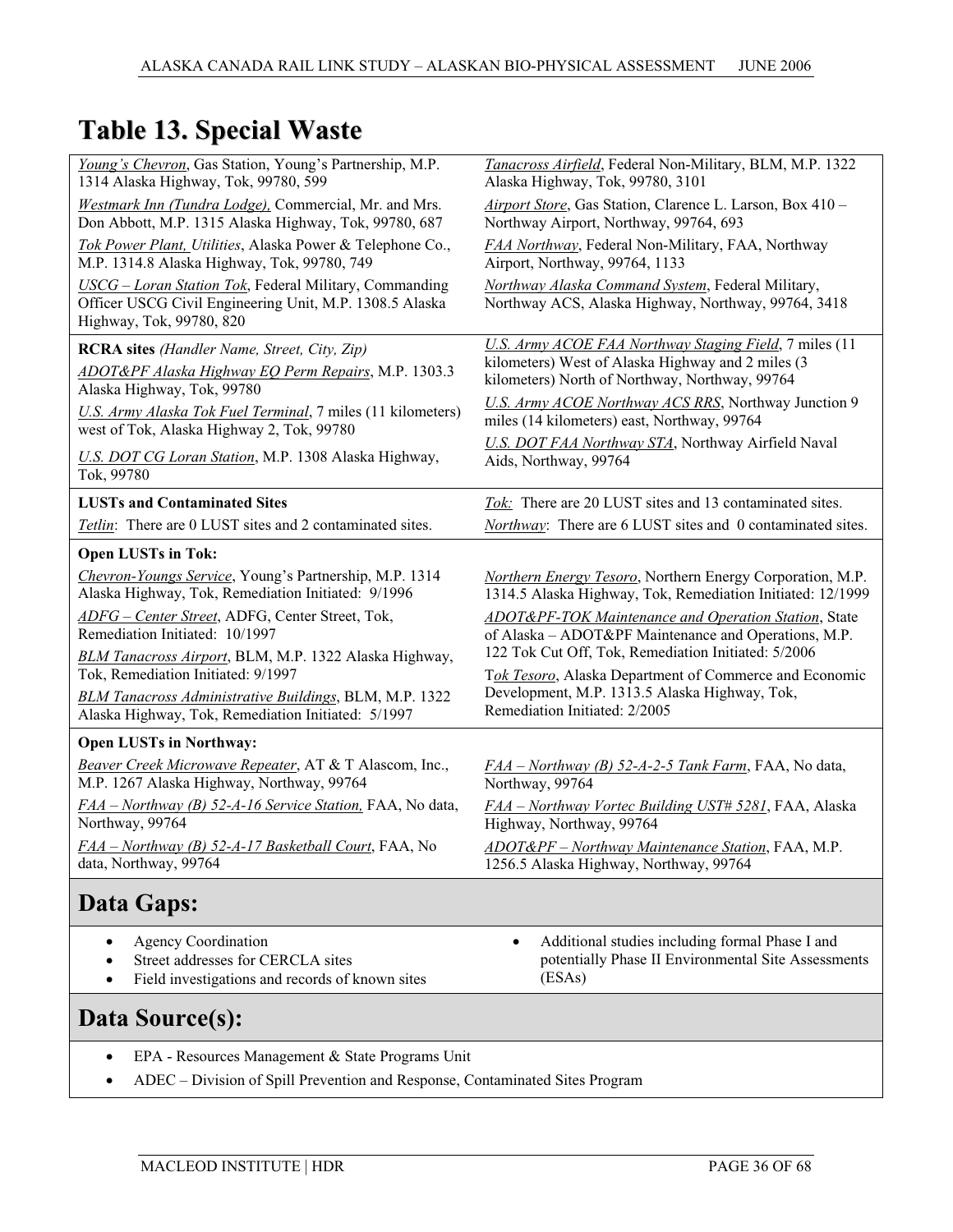# Table 13. Special Waste

*Young's Chevron*, Gas Station, Young's Partnership, M.P. 1314 Alaska Highway, Tok, 99780, 599

*Westmark Inn (Tundra Lodge)*, Commercial, Mr. and Mrs. Don Abbott, M.P. 1315 Alaska Highway, Tok, 99780, 687

*Tok Power Plant, Utilities*, Alaska Power & Telephone Co., M.P. 1314.8 Alaska Highway, Tok, 99780, 749

*USCG – Loran Station Tok*, Federal Military, Commanding Officer USCG Civil Engineering Unit, M.P. 1308.5 Alaska Highway, Tok, 99780, 820

*Tanacross Airfield*, Federal Non-Military, BLM, M.P. 1322 Alaska Highway, Tok, 99780, 3101

*Airport Store*, Gas Station, Clarence L. Larson, Box 410 – Northway Airport, Northway, 99764, 693

*FAA Northway*, Federal Non-Military, FAA, Northway Airport, Northway, 99764, 1133

*Northway Alaska Command System*, Federal Military, Northway ACS, Alaska Highway, Northway, 99764, 3418

**RCRA sites** *(Handler Name, Street, City, Zip)*

*ADOT&PF Alaska Highway EQ Perm Repairs*, M.P. 1303.3 Alaska Highway, Tok, 99780

*U.S. Army Alaska Tok Fuel Terminal*, 7 miles (11 kilometers) west of Tok, Alaska Highway 2, Tok, 99780

*U.S. DOT CG Loran Station*, M.P. 1308 Alaska Highway, Tok, 99780

*U.S. Army ACOE FAA Northway Staging Field*, 7 miles (11 kilometers) West of Alaska Highway and 2 miles (3 kilometers) North of Northway, Northway, 99764

*U.S. Army ACOE Northway ACS RRS*, Northway Junction 9 miles (14 kilometers) east, Northway, 99764

*U.S. DOT FAA Northway STA*, Northway Airfield Naval Aids, Northway, 99764

**LUSTs and Contaminated Sites**

*Tetlin*: There are 0 LUST sites and 2 contaminated sites.

*Tok:* There are 20 LUST sites and 13 contaminated sites.

*Northway*: There are 6 LUST sites and 0 contaminated sites.

**Open LUSTs in Tok:**

*Chevron-Youngs Service*, Young's Partnership, M.P. 1314 Alaska Highway, Tok, Remediation Initiated: 9/1996

*ADFG – Center Street*, ADFG, Center Street, Tok, Remediation Initiated: 10/1997

*BLM Tanacross Airport*, BLM, M.P. 1322 Alaska Highway, Tok, Remediation Initiated: 9/1997

*BLM Tanacross Administrative Buildings*, BLM, M.P. 1322 Alaska Highway, Tok, Remediation Initiated: 5/1997

*Northern Energy Tesoro*, Northern Energy Corporation, M.P. 1314.5 Alaska Highway, Tok, Remediation Initiated: 12/1999

*ADOT&PF-TOK Maintenance and Operation Station*, State of Alaska – ADOT&PF Maintenance and Operations, M.P. 122 Tok Cut Off, Tok, Remediation Initiated: 5/2006

T*ok Tesoro*, Alaska Department of Commerce and Economic Development, M.P. 1313.5 Alaska Highway, Tok, Remediation Initiated: 2/2005

**Open LUSTs in Northway:**

*Beaver Creek Microwave Repeater*, AT & T Alascom, Inc., M.P. 1267 Alaska Highway, Northway, 99764

*FAA – Northway (B) 52-A-16 Service Station,* FAA, No data, Northway, 99764

*FAA – Northway (B) 52-A-17 Basketball Court*, FAA, No data, Northway, 99764

*FAA – Northway (B) 52-A-2-5 Tank Farm*, FAA, No data, Northway, 99764

*FAA – Northway Vortec Building UST# 5281*, FAA, Alaska Highway, Northway, 99764

*ADOT&PF – Northway Maintenance Station*, FAA, M.P. 1256.5 Alaska Highway, Northway, 99764

## Data Gaps:

- Agency Coordination
- Street addresses for CERCLA sites
- Field investigations and records of known sites
- Additional studies including formal Phase I and potentially Phase II Environmental Site Assessments (ESAs)

## Data Source(s):

- EPA - Resources Management & State Programs Unit
- ADEC – Division of Spill Prevention and Response, Contaminated Sites Program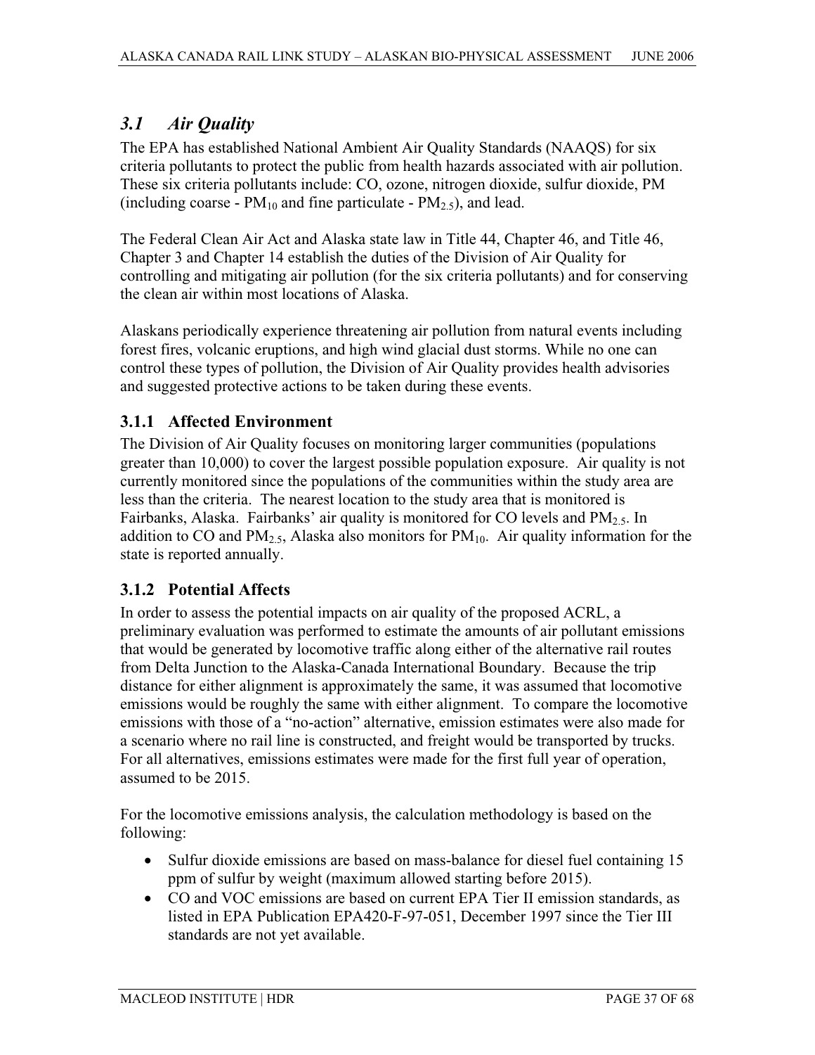## *3.1 Air Quality*

The EPA has established National Ambient Air Quality Standards (NAAQS) for six criteria pollutants to protect the public from health hazards associated with air pollution. These six criteria pollutants include: CO, ozone, nitrogen dioxide, sulfur dioxide, PM (including coarse - $PM_{10}$ and fine particulate - $PM_{2.5}$), and lead.

The Federal Clean Air Act and Alaska state law in Title 44, Chapter 46, and Title 46, Chapter 3 and Chapter 14 establish the duties of the Division of Air Quality for controlling and mitigating air pollution (for the six criteria pollutants) and for conserving the clean air within most locations of Alaska.

Alaskans periodically experience threatening air pollution from natural events including forest fires, volcanic eruptions, and high wind glacial dust storms. While no one can control these types of pollution, the Division of Air Quality provides health advisories and suggested protective actions to be taken during these events.

### 3.1.1 Affected Environment

The Division of Air Quality focuses on monitoring larger communities (populations greater than 10,000) to cover the largest possible population exposure. Air quality is not currently monitored since the populations of the communities within the study area are less than the criteria. The nearest location to the study area that is monitored is Fairbanks, Alaska. Fairbanks' air quality is monitored for CO levels and $PM_{2.5}$. In addition to CO and $PM_{2.5}$, Alaska also monitors for $PM_{10}$. Air quality information for the state is reported annually.

### 3.1.2 Potential Affects

In order to assess the potential impacts on air quality of the proposed ACRL, a preliminary evaluation was performed to estimate the amounts of air pollutant emissions that would be generated by locomotive traffic along either of the alternative rail routes from Delta Junction to the Alaska-Canada International Boundary. Because the trip distance for either alignment is approximately the same, it was assumed that locomotive emissions would be roughly the same with either alignment. To compare the locomotive emissions with those of a "no-action" alternative, emission estimates were also made for a scenario where no rail line is constructed, and freight would be transported by trucks. For all alternatives, emissions estimates were made for the first full year of operation, assumed to be 2015.

For the locomotive emissions analysis, the calculation methodology is based on the following:

- Sulfur dioxide emissions are based on mass-balance for diesel fuel containing 15 ppm of sulfur by weight (maximum allowed starting before 2015).
- CO and VOC emissions are based on current EPA Tier II emission standards, as listed in EPA Publication EPA420-F-97-051, December 1997 since the Tier III standards are not yet available.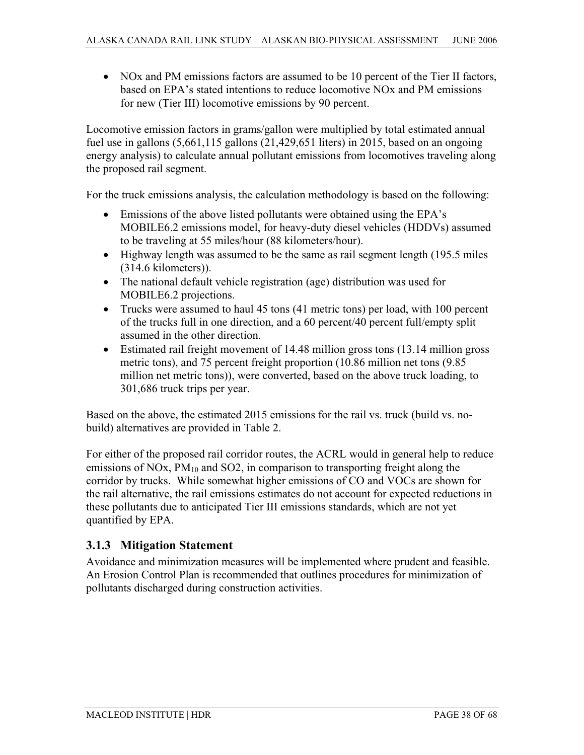- NOx and PM emissions factors are assumed to be 10 percent of the Tier II factors, based on EPA's stated intentions to reduce locomotive NOx and PM emissions for new (Tier III) locomotive emissions by 90 percent.

Locomotive emission factors in grams/gallon were multiplied by total estimated annual fuel use in gallons (5,661,115 gallons (21,429,651 liters) in 2015, based on an ongoing energy analysis) to calculate annual pollutant emissions from locomotives traveling along the proposed rail segment.

For the truck emissions analysis, the calculation methodology is based on the following:

- Emissions of the above listed pollutants were obtained using the EPA's MOBILE6.2 emissions model, for heavy-duty diesel vehicles (HDDVs) assumed to be traveling at 55 miles/hour (88 kilometers/hour).
- Highway length was assumed to be the same as rail segment length (195.5 miles (314.6 kilometers)).
- The national default vehicle registration (age) distribution was used for MOBILE6.2 projections.
- Trucks were assumed to haul 45 tons (41 metric tons) per load, with 100 percent of the trucks full in one direction, and a 60 percent/40 percent full/empty split assumed in the other direction.
- Estimated rail freight movement of 14.48 million gross tons (13.14 million gross metric tons), and 75 percent freight proportion (10.86 million net tons (9.85 million net metric tons)), were converted, based on the above truck loading, to 301,686 truck trips per year.

Based on the above, the estimated 2015 emissions for the rail vs. truck (build vs. no-build) alternatives are provided in Table 2.

For either of the proposed rail corridor routes, the ACRL would in general help to reduce emissions of NOx, $PM_{10}$ and SO2, in comparison to transporting freight along the corridor by trucks. While somewhat higher emissions of CO and VOCs are shown for the rail alternative, the rail emissions estimates do not account for expected reductions in these pollutants due to anticipated Tier III emissions standards, which are not yet quantified by EPA.

### 3.1.3 Mitigation Statement

Avoidance and minimization measures will be implemented where prudent and feasible. An Erosion Control Plan is recommended that outlines procedures for minimization of pollutants discharged during construction activities.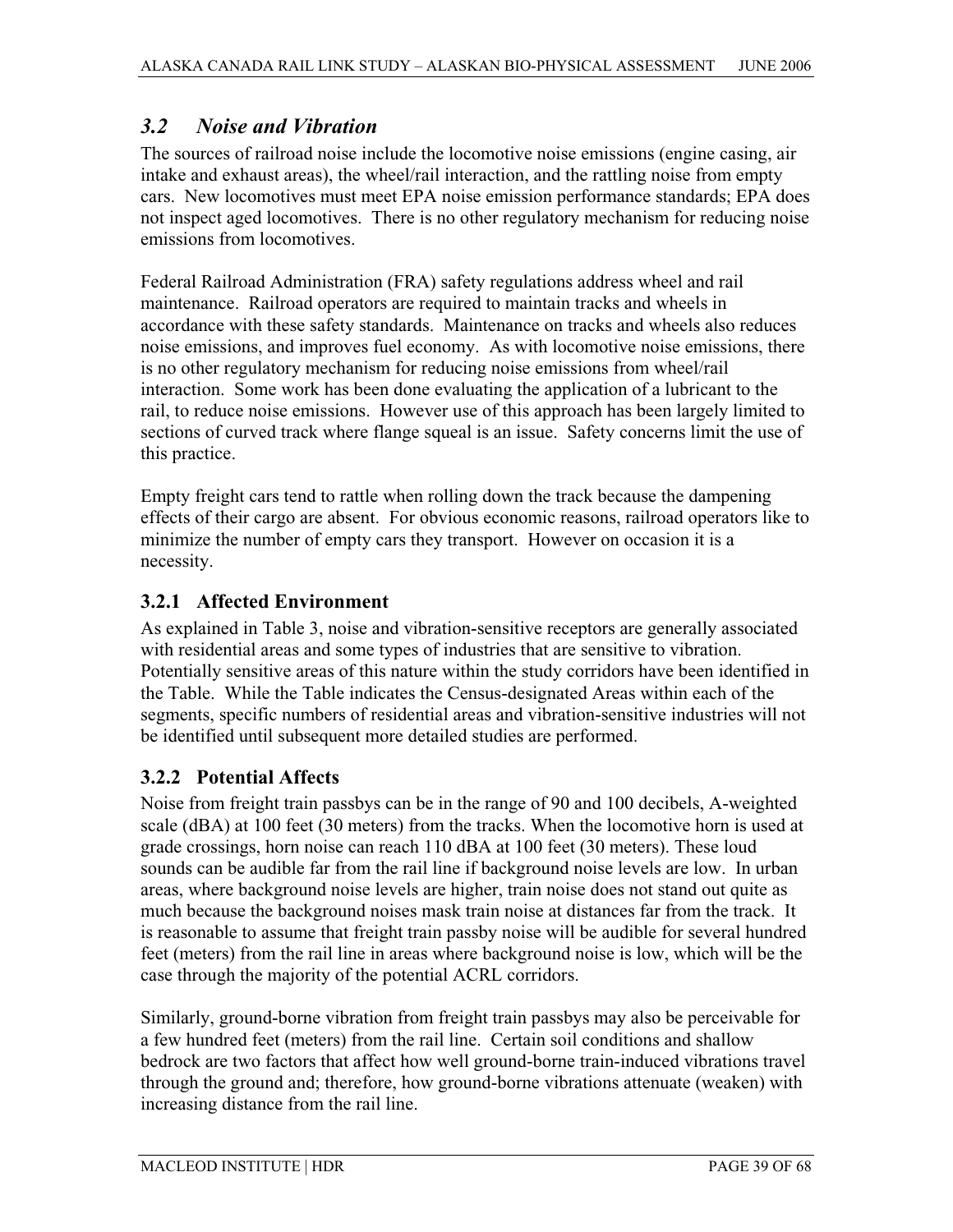## *3.2 Noise and Vibration*

The sources of railroad noise include the locomotive noise emissions (engine casing, air intake and exhaust areas), the wheel/rail interaction, and the rattling noise from empty cars. New locomotives must meet EPA noise emission performance standards; EPA does not inspect aged locomotives. There is no other regulatory mechanism for reducing noise emissions from locomotives.

Federal Railroad Administration (FRA) safety regulations address wheel and rail maintenance. Railroad operators are required to maintain tracks and wheels in accordance with these safety standards. Maintenance on tracks and wheels also reduces noise emissions, and improves fuel economy. As with locomotive noise emissions, there is no other regulatory mechanism for reducing noise emissions from wheel/rail interaction. Some work has been done evaluating the application of a lubricant to the rail, to reduce noise emissions. However use of this approach has been largely limited to sections of curved track where flange squeal is an issue. Safety concerns limit the use of this practice.

Empty freight cars tend to rattle when rolling down the track because the dampening effects of their cargo are absent. For obvious economic reasons, railroad operators like to minimize the number of empty cars they transport. However on occasion it is a necessity.

### 3.2.1 Affected Environment

As explained in Table 3, noise and vibration-sensitive receptors are generally associated with residential areas and some types of industries that are sensitive to vibration. Potentially sensitive areas of this nature within the study corridors have been identified in the Table. While the Table indicates the Census-designated Areas within each of the segments, specific numbers of residential areas and vibration-sensitive industries will not be identified until subsequent more detailed studies are performed.

### 3.2.2 Potential Affects

Noise from freight train passbys can be in the range of 90 and 100 decibels, A-weighted scale (dBA) at 100 feet (30 meters) from the tracks. When the locomotive horn is used at grade crossings, horn noise can reach 110 dBA at 100 feet (30 meters). These loud sounds can be audible far from the rail line if background noise levels are low. In urban areas, where background noise levels are higher, train noise does not stand out quite as much because the background noises mask train noise at distances far from the track. It is reasonable to assume that freight train passby noise will be audible for several hundred feet (meters) from the rail line in areas where background noise is low, which will be the case through the majority of the potential ACRL corridors.

Similarly, ground-borne vibration from freight train passbys may also be perceivable for a few hundred feet (meters) from the rail line. Certain soil conditions and shallow bedrock are two factors that affect how well ground-borne train-induced vibrations travel through the ground and; therefore, how ground-borne vibrations attenuate (weaken) with increasing distance from the rail line.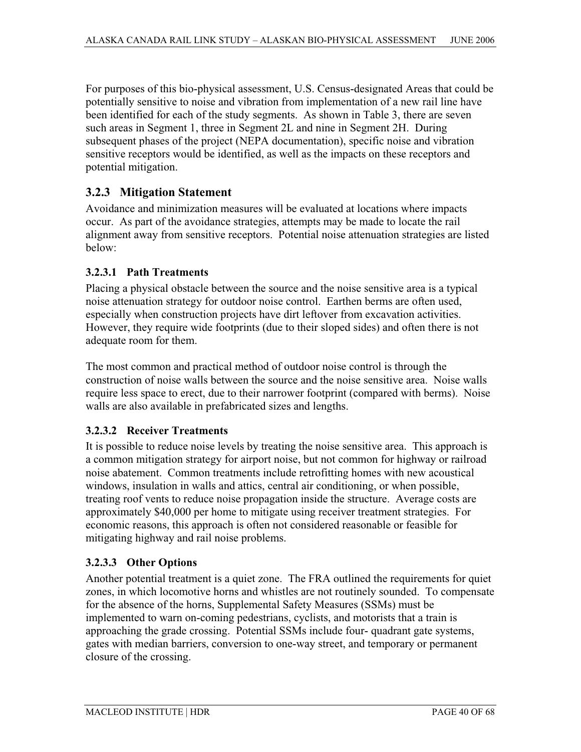For purposes of this bio-physical assessment, U.S. Census-designated Areas that could be potentially sensitive to noise and vibration from implementation of a new rail line have been identified for each of the study segments. As shown in Table 3, there are seven such areas in Segment 1, three in Segment 2L and nine in Segment 2H. During subsequent phases of the project (NEPA documentation), specific noise and vibration sensitive receptors would be identified, as well as the impacts on these receptors and potential mitigation.

### 3.2.3 Mitigation Statement

Avoidance and minimization measures will be evaluated at locations where impacts occur. As part of the avoidance strategies, attempts may be made to locate the rail alignment away from sensitive receptors. Potential noise attenuation strategies are listed below:

#### 3.2.3.1 Path Treatments

Placing a physical obstacle between the source and the noise sensitive area is a typical noise attenuation strategy for outdoor noise control. Earthen berms are often used, especially when construction projects have dirt leftover from excavation activities. However, they require wide footprints (due to their sloped sides) and often there is not adequate room for them.

The most common and practical method of outdoor noise control is through the construction of noise walls between the source and the noise sensitive area. Noise walls require less space to erect, due to their narrower footprint (compared with berms). Noise walls are also available in prefabricated sizes and lengths.

#### 3.2.3.2 Receiver Treatments

It is possible to reduce noise levels by treating the noise sensitive area. This approach is a common mitigation strategy for airport noise, but not common for highway or railroad noise abatement. Common treatments include retrofitting homes with new acoustical windows, insulation in walls and attics, central air conditioning, or when possible, treating roof vents to reduce noise propagation inside the structure. Average costs are approximately $40,000 per home to mitigate using receiver treatment strategies. For economic reasons, this approach is often not considered reasonable or feasible for mitigating highway and rail noise problems.

#### 3.2.3.3 Other Options

Another potential treatment is a quiet zone. The FRA outlined the requirements for quiet zones, in which locomotive horns and whistles are not routinely sounded. To compensate for the absence of the horns, Supplemental Safety Measures (SSMs) must be implemented to warn on-coming pedestrians, cyclists, and motorists that a train is approaching the grade crossing. Potential SSMs include four- quadrant gate systems, gates with median barriers, conversion to one-way street, and temporary or permanent closure of the crossing.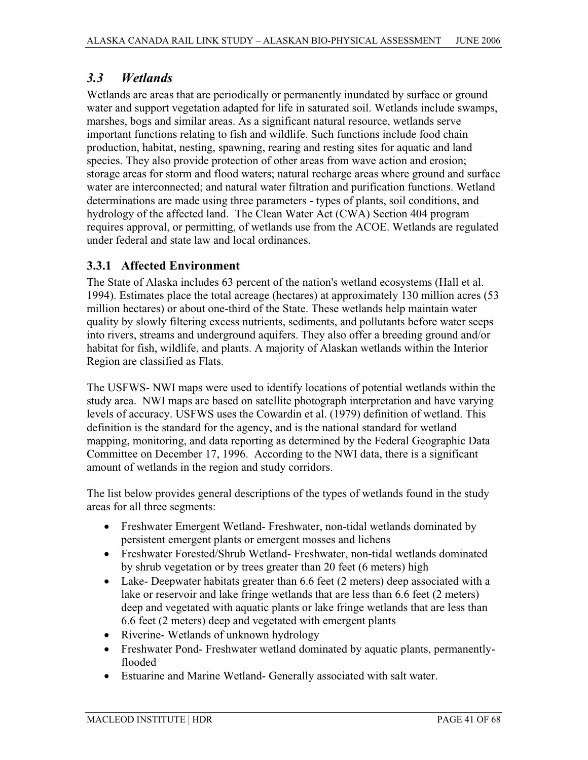## *3.3 Wetlands*

Wetlands are areas that are periodically or permanently inundated by surface or ground water and support vegetation adapted for life in saturated soil. Wetlands include swamps, marshes, bogs and similar areas. As a significant natural resource, wetlands serve important functions relating to fish and wildlife. Such functions include food chain production, habitat, nesting, spawning, rearing and resting sites for aquatic and land species. They also provide protection of other areas from wave action and erosion; storage areas for storm and flood waters; natural recharge areas where ground and surface water are interconnected; and natural water filtration and purification functions. Wetland determinations are made using three parameters - types of plants, soil conditions, and hydrology of the affected land. The Clean Water Act (CWA) Section 404 program requires approval, or permitting, of wetlands use from the ACOE. Wetlands are regulated under federal and state law and local ordinances.

### 3.3.1 Affected Environment

The State of Alaska includes 63 percent of the nation's wetland ecosystems (Hall et al. 1994). Estimates place the total acreage (hectares) at approximately 130 million acres (53 million hectares) or about one-third of the State. These wetlands help maintain water quality by slowly filtering excess nutrients, sediments, and pollutants before water seeps into rivers, streams and underground aquifers. They also offer a breeding ground and/or habitat for fish, wildlife, and plants. A majority of Alaskan wetlands within the Interior Region are classified as Flats.

The USFWS- NWI maps were used to identify locations of potential wetlands within the study area. NWI maps are based on satellite photograph interpretation and have varying levels of accuracy. USFWS uses the Cowardin et al. (1979) definition of wetland. This definition is the standard for the agency, and is the national standard for wetland mapping, monitoring, and data reporting as determined by the Federal Geographic Data Committee on December 17, 1996. According to the NWI data, there is a significant amount of wetlands in the region and study corridors.

The list below provides general descriptions of the types of wetlands found in the study areas for all three segments:

- Freshwater Emergent Wetland- Freshwater, non-tidal wetlands dominated by persistent emergent plants or emergent mosses and lichens
- Freshwater Forested/Shrub Wetland- Freshwater, non-tidal wetlands dominated by shrub vegetation or by trees greater than 20 feet (6 meters) high
- Lake- Deepwater habitats greater than 6.6 feet (2 meters) deep associated with a lake or reservoir and lake fringe wetlands that are less than 6.6 feet (2 meters) deep and vegetated with aquatic plants or lake fringe wetlands that are less than 6.6 feet (2 meters) deep and vegetated with emergent plants
- Riverine- Wetlands of unknown hydrology
- Freshwater Pond- Freshwater wetland dominated by aquatic plants, permanently-flooded
- Estuarine and Marine Wetland- Generally associated with salt water.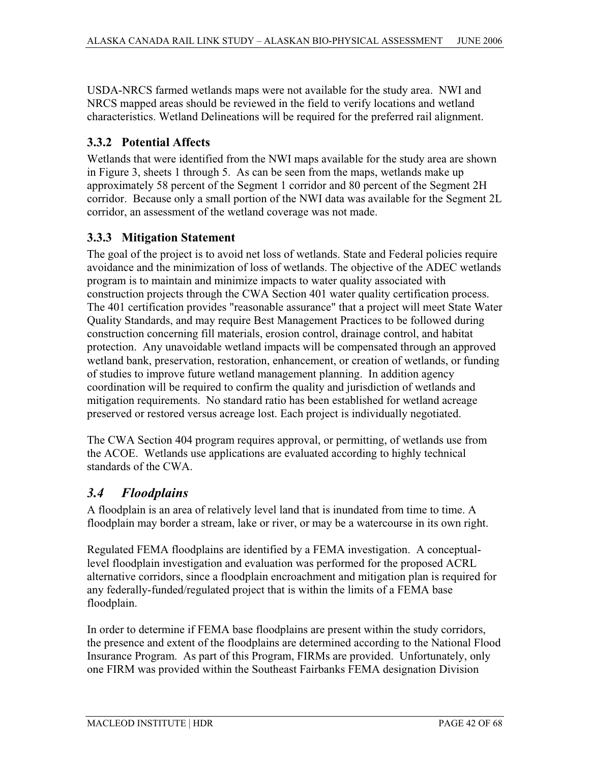USDA-NRCS farmed wetlands maps were not available for the study area. NWI and NRCS mapped areas should be reviewed in the field to verify locations and wetland characteristics. Wetland Delineations will be required for the preferred rail alignment.

### 3.3.2 Potential Affects

Wetlands that were identified from the NWI maps available for the study area are shown in Figure 3, sheets 1 through 5. As can be seen from the maps, wetlands make up approximately 58 percent of the Segment 1 corridor and 80 percent of the Segment 2H corridor. Because only a small portion of the NWI data was available for the Segment 2L corridor, an assessment of the wetland coverage was not made.

### 3.3.3 Mitigation Statement

The goal of the project is to avoid net loss of wetlands. State and Federal policies require avoidance and the minimization of loss of wetlands. The objective of the ADEC wetlands program is to maintain and minimize impacts to water quality associated with construction projects through the CWA Section 401 water quality certification process. The 401 certification provides "reasonable assurance" that a project will meet State Water Quality Standards, and may require Best Management Practices to be followed during construction concerning fill materials, erosion control, drainage control, and habitat protection. Any unavoidable wetland impacts will be compensated through an approved wetland bank, preservation, restoration, enhancement, or creation of wetlands, or funding of studies to improve future wetland management planning. In addition agency coordination will be required to confirm the quality and jurisdiction of wetlands and mitigation requirements. No standard ratio has been established for wetland acreage preserved or restored versus acreage lost. Each project is individually negotiated.

The CWA Section 404 program requires approval, or permitting, of wetlands use from the ACOE. Wetlands use applications are evaluated according to highly technical standards of the CWA.

## *3.4 Floodplains*

A floodplain is an area of relatively level land that is inundated from time to time. A floodplain may border a stream, lake or river, or may be a watercourse in its own right.

Regulated FEMA floodplains are identified by a FEMA investigation. A conceptual-level floodplain investigation and evaluation was performed for the proposed ACRL alternative corridors, since a floodplain encroachment and mitigation plan is required for any federally-funded/regulated project that is within the limits of a FEMA base floodplain.

In order to determine if FEMA base floodplains are present within the study corridors, the presence and extent of the floodplains are determined according to the National Flood Insurance Program. As part of this Program, FIRMs are provided. Unfortunately, only one FIRM was provided within the Southeast Fairbanks FEMA designation Division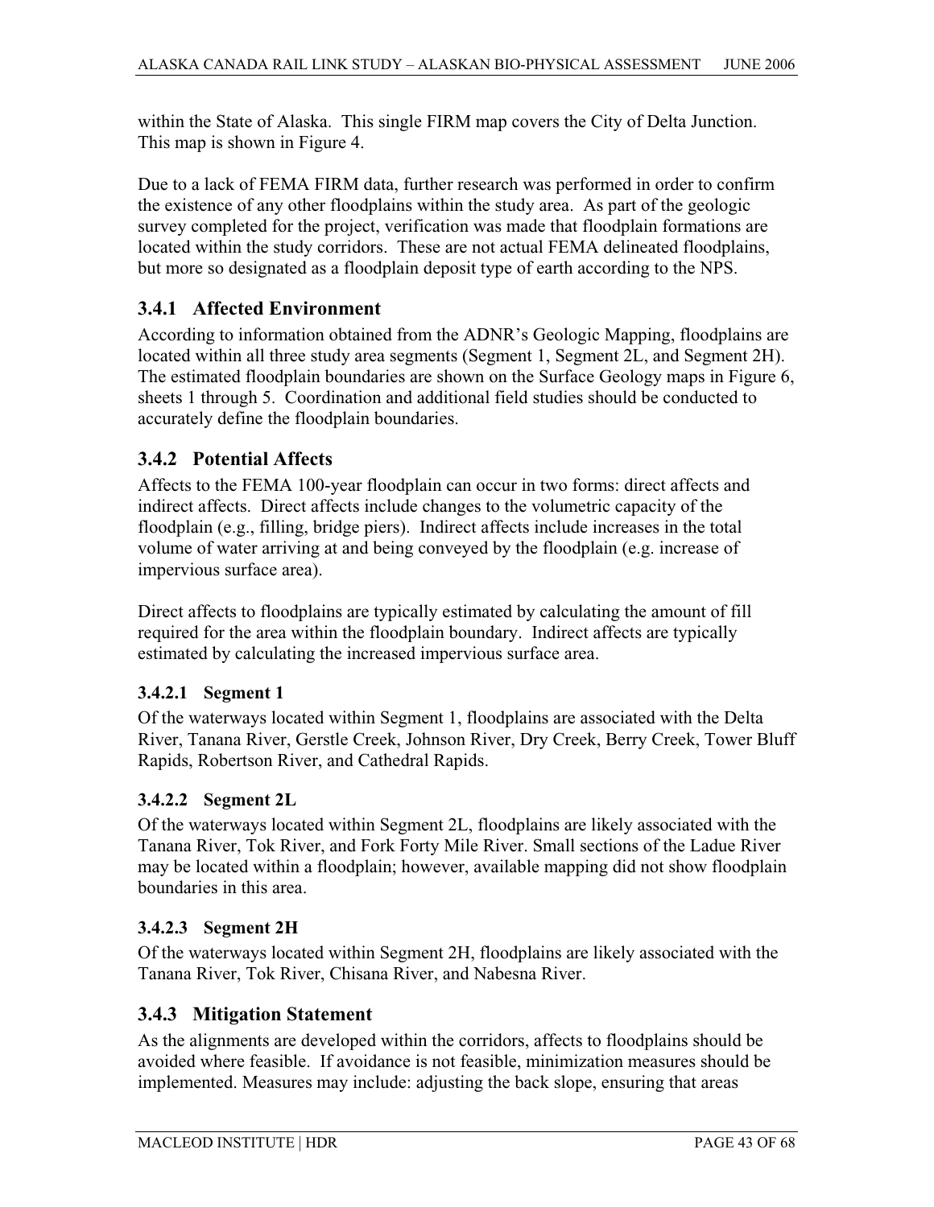within the State of Alaska. This single FIRM map covers the City of Delta Junction. This map is shown in Figure 4.

Due to a lack of FEMA FIRM data, further research was performed in order to confirm the existence of any other floodplains within the study area. As part of the geologic survey completed for the project, verification was made that floodplain formations are located within the study corridors. These are not actual FEMA delineated floodplains, but more so designated as a floodplain deposit type of earth according to the NPS.

### 3.4.1 Affected Environment

According to information obtained from the ADNR's Geologic Mapping, floodplains are located within all three study area segments (Segment 1, Segment 2L, and Segment 2H). The estimated floodplain boundaries are shown on the Surface Geology maps in Figure 6, sheets 1 through 5. Coordination and additional field studies should be conducted to accurately define the floodplain boundaries.

### 3.4.2 Potential Affects

Affects to the FEMA 100-year floodplain can occur in two forms: direct affects and indirect affects. Direct affects include changes to the volumetric capacity of the floodplain (e.g., filling, bridge piers). Indirect affects include increases in the total volume of water arriving at and being conveyed by the floodplain (e.g. increase of impervious surface area).

Direct affects to floodplains are typically estimated by calculating the amount of fill required for the area within the floodplain boundary. Indirect affects are typically estimated by calculating the increased impervious surface area.

#### 3.4.2.1 Segment 1

Of the waterways located within Segment 1, floodplains are associated with the Delta River, Tanana River, Gerstle Creek, Johnson River, Dry Creek, Berry Creek, Tower Bluff Rapids, Robertson River, and Cathedral Rapids.

#### 3.4.2.2 Segment 2L

Of the waterways located within Segment 2L, floodplains are likely associated with the Tanana River, Tok River, and Fork Forty Mile River. Small sections of the Ladue River may be located within a floodplain; however, available mapping did not show floodplain boundaries in this area.

#### 3.4.2.3 Segment 2H

Of the waterways located within Segment 2H, floodplains are likely associated with the Tanana River, Tok River, Chisana River, and Nabesna River.

### 3.4.3 Mitigation Statement

As the alignments are developed within the corridors, affects to floodplains should be avoided where feasible. If avoidance is not feasible, minimization measures should be implemented. Measures may include: adjusting the back slope, ensuring that areas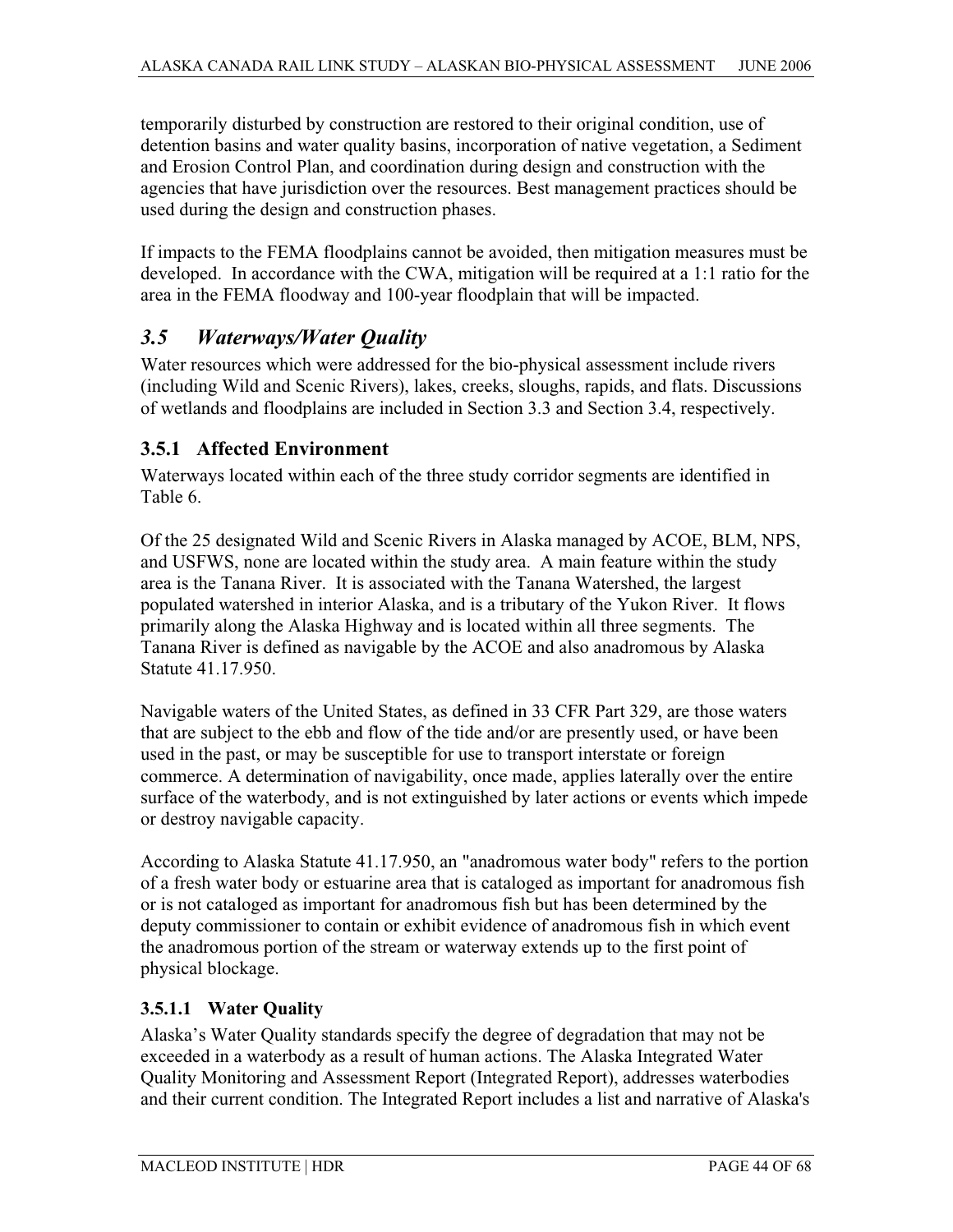temporarily disturbed by construction are restored to their original condition, use of detention basins and water quality basins, incorporation of native vegetation, a Sediment and Erosion Control Plan, and coordination during design and construction with the agencies that have jurisdiction over the resources. Best management practices should be used during the design and construction phases.

If impacts to the FEMA floodplains cannot be avoided, then mitigation measures must be developed. In accordance with the CWA, mitigation will be required at a 1:1 ratio for the area in the FEMA floodway and 100-year floodplain that will be impacted.

## *3.5 Waterways/Water Quality*

Water resources which were addressed for the bio-physical assessment include rivers (including Wild and Scenic Rivers), lakes, creeks, sloughs, rapids, and flats. Discussions of wetlands and floodplains are included in Section 3.3 and Section 3.4, respectively.

### 3.5.1 Affected Environment

Waterways located within each of the three study corridor segments are identified in Table 6.

Of the 25 designated Wild and Scenic Rivers in Alaska managed by ACOE, BLM, NPS, and USFWS, none are located within the study area. A main feature within the study area is the Tanana River. It is associated with the Tanana Watershed, the largest populated watershed in interior Alaska, and is a tributary of the Yukon River. It flows primarily along the Alaska Highway and is located within all three segments. The Tanana River is defined as navigable by the ACOE and also anadromous by Alaska Statute 41.17.950.

Navigable waters of the United States, as defined in 33 CFR Part 329, are those waters that are subject to the ebb and flow of the tide and/or are presently used, or have been used in the past, or may be susceptible for use to transport interstate or foreign commerce. A determination of navigability, once made, applies laterally over the entire surface of the waterbody, and is not extinguished by later actions or events which impede or destroy navigable capacity.

According to Alaska Statute 41.17.950, an "anadromous water body" refers to the portion of a fresh water body or estuarine area that is cataloged as important for anadromous fish or is not cataloged as important for anadromous fish but has been determined by the deputy commissioner to contain or exhibit evidence of anadromous fish in which event the anadromous portion of the stream or waterway extends up to the first point of physical blockage.

#### 3.5.1.1 Water Quality

Alaska's Water Quality standards specify the degree of degradation that may not be exceeded in a waterbody as a result of human actions. The Alaska Integrated Water Quality Monitoring and Assessment Report (Integrated Report), addresses waterbodies and their current condition. The Integrated Report includes a list and narrative of Alaska's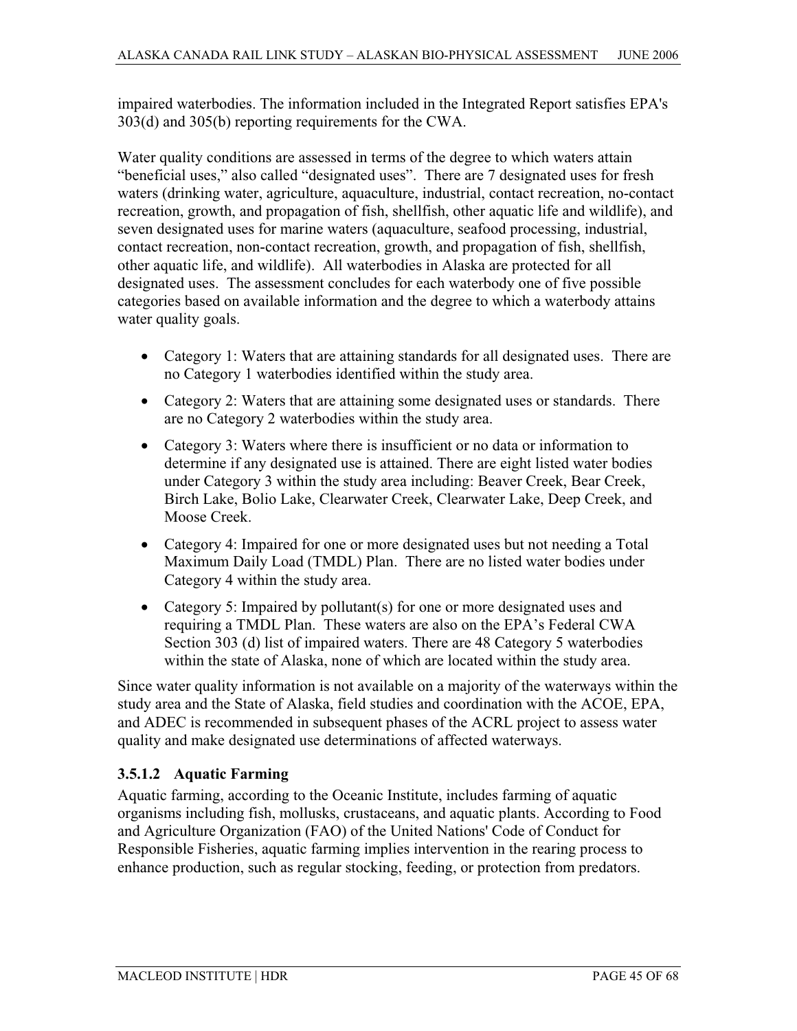impaired waterbodies. The information included in the Integrated Report satisfies EPA's 303(d) and 305(b) reporting requirements for the CWA.

Water quality conditions are assessed in terms of the degree to which waters attain "beneficial uses," also called "designated uses". There are 7 designated uses for fresh waters (drinking water, agriculture, aquaculture, industrial, contact recreation, no-contact recreation, growth, and propagation of fish, shellfish, other aquatic life and wildlife), and seven designated uses for marine waters (aquaculture, seafood processing, industrial, contact recreation, non-contact recreation, growth, and propagation of fish, shellfish, other aquatic life, and wildlife). All waterbodies in Alaska are protected for all designated uses. The assessment concludes for each waterbody one of five possible categories based on available information and the degree to which a waterbody attains water quality goals.

- Category 1: Waters that are attaining standards for all designated uses. There are no Category 1 waterbodies identified within the study area.
- Category 2: Waters that are attaining some designated uses or standards. There are no Category 2 waterbodies within the study area.
- Category 3: Waters where there is insufficient or no data or information to determine if any designated use is attained. There are eight listed water bodies under Category 3 within the study area including: Beaver Creek, Bear Creek, Birch Lake, Bolio Lake, Clearwater Creek, Clearwater Lake, Deep Creek, and Moose Creek.
- Category 4: Impaired for one or more designated uses but not needing a Total Maximum Daily Load (TMDL) Plan. There are no listed water bodies under Category 4 within the study area.
- Category 5: Impaired by pollutant(s) for one or more designated uses and requiring a TMDL Plan. These waters are also on the EPA's Federal CWA Section 303 (d) list of impaired waters. There are 48 Category 5 waterbodies within the state of Alaska, none of which are located within the study area.

Since water quality information is not available on a majority of the waterways within the study area and the State of Alaska, field studies and coordination with the ACOE, EPA, and ADEC is recommended in subsequent phases of the ACRL project to assess water quality and make designated use determinations of affected waterways.

### 3.5.1.2 Aquatic Farming

Aquatic farming, according to the Oceanic Institute, includes farming of aquatic organisms including fish, mollusks, crustaceans, and aquatic plants. According to Food and Agriculture Organization (FAO) of the United Nations' Code of Conduct for Responsible Fisheries, aquatic farming implies intervention in the rearing process to enhance production, such as regular stocking, feeding, or protection from predators.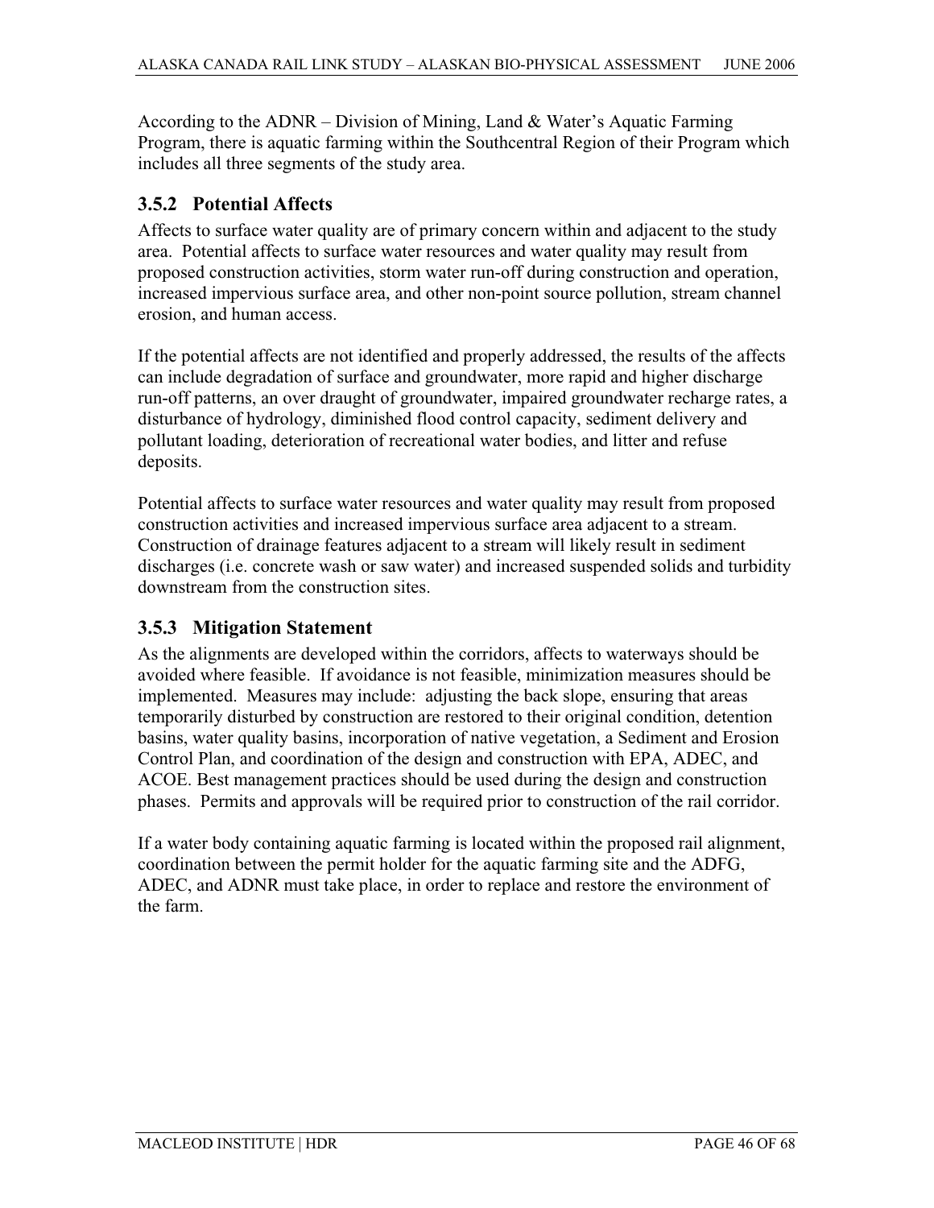According to the ADNR – Division of Mining, Land & Water's Aquatic Farming Program, there is aquatic farming within the Southcentral Region of their Program which includes all three segments of the study area.

### 3.5.2 Potential Affects

Affects to surface water quality are of primary concern within and adjacent to the study area. Potential affects to surface water resources and water quality may result from proposed construction activities, storm water run-off during construction and operation, increased impervious surface area, and other non-point source pollution, stream channel erosion, and human access.

If the potential affects are not identified and properly addressed, the results of the affects can include degradation of surface and groundwater, more rapid and higher discharge run-off patterns, an over draught of groundwater, impaired groundwater recharge rates, a disturbance of hydrology, diminished flood control capacity, sediment delivery and pollutant loading, deterioration of recreational water bodies, and litter and refuse deposits.

Potential affects to surface water resources and water quality may result from proposed construction activities and increased impervious surface area adjacent to a stream. Construction of drainage features adjacent to a stream will likely result in sediment discharges (i.e. concrete wash or saw water) and increased suspended solids and turbidity downstream from the construction sites.

### 3.5.3 Mitigation Statement

As the alignments are developed within the corridors, affects to waterways should be avoided where feasible. If avoidance is not feasible, minimization measures should be implemented. Measures may include: adjusting the back slope, ensuring that areas temporarily disturbed by construction are restored to their original condition, detention basins, water quality basins, incorporation of native vegetation, a Sediment and Erosion Control Plan, and coordination of the design and construction with EPA, ADEC, and ACOE. Best management practices should be used during the design and construction phases. Permits and approvals will be required prior to construction of the rail corridor.

If a water body containing aquatic farming is located within the proposed rail alignment, coordination between the permit holder for the aquatic farming site and the ADFG, ADEC, and ADNR must take place, in order to replace and restore the environment of the farm.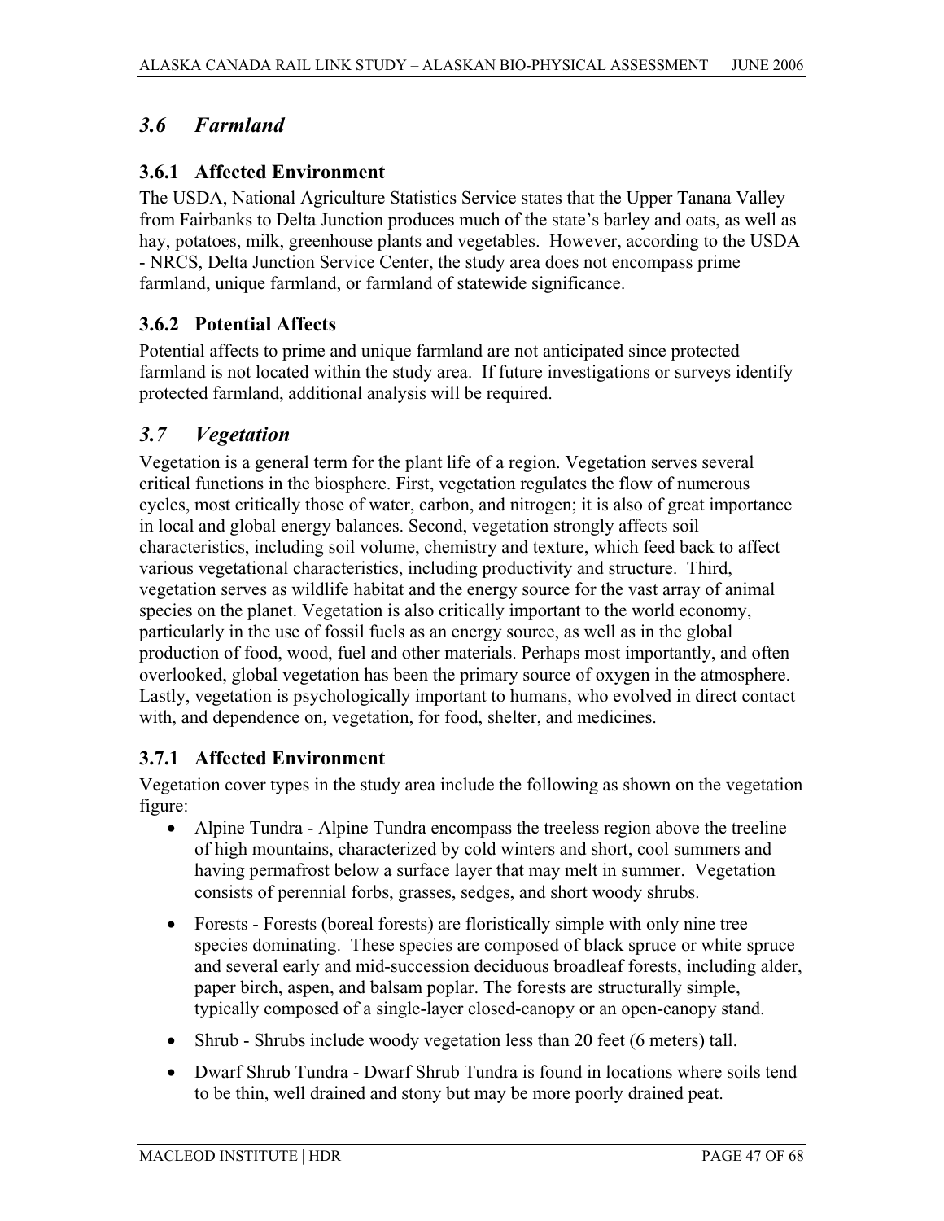## *3.6 Farmland*

### 3.6.1 Affected Environment

The USDA, National Agriculture Statistics Service states that the Upper Tanana Valley from Fairbanks to Delta Junction produces much of the state's barley and oats, as well as hay, potatoes, milk, greenhouse plants and vegetables. However, according to the USDA - NRCS, Delta Junction Service Center, the study area does not encompass prime farmland, unique farmland, or farmland of statewide significance.

### 3.6.2 Potential Affects

Potential affects to prime and unique farmland are not anticipated since protected farmland is not located within the study area. If future investigations or surveys identify protected farmland, additional analysis will be required.

## *3.7 Vegetation*

Vegetation is a general term for the plant life of a region. Vegetation serves several critical functions in the biosphere. First, vegetation regulates the flow of numerous cycles, most critically those of water, carbon, and nitrogen; it is also of great importance in local and global energy balances. Second, vegetation strongly affects soil characteristics, including soil volume, chemistry and texture, which feed back to affect various vegetational characteristics, including productivity and structure. Third, vegetation serves as wildlife habitat and the energy source for the vast array of animal species on the planet. Vegetation is also critically important to the world economy, particularly in the use of fossil fuels as an energy source, as well as in the global production of food, wood, fuel and other materials. Perhaps most importantly, and often overlooked, global vegetation has been the primary source of oxygen in the atmosphere. Lastly, vegetation is psychologically important to humans, who evolved in direct contact with, and dependence on, vegetation, for food, shelter, and medicines.

### 3.7.1 Affected Environment

Vegetation cover types in the study area include the following as shown on the vegetation figure:

- Alpine Tundra - Alpine Tundra encompass the treeless region above the treeline of high mountains, characterized by cold winters and short, cool summers and having permafrost below a surface layer that may melt in summer. Vegetation consists of perennial forbs, grasses, sedges, and short woody shrubs.
- Forests - Forests (boreal forests) are floristically simple with only nine tree species dominating. These species are composed of black spruce or white spruce and several early and mid-succession deciduous broadleaf forests, including alder, paper birch, aspen, and balsam poplar. The forests are structurally simple, typically composed of a single-layer closed-canopy or an open-canopy stand.
- Shrub - Shrubs include woody vegetation less than 20 feet (6 meters) tall.
- Dwarf Shrub Tundra - Dwarf Shrub Tundra is found in locations where soils tend to be thin, well drained and stony but may be more poorly drained peat.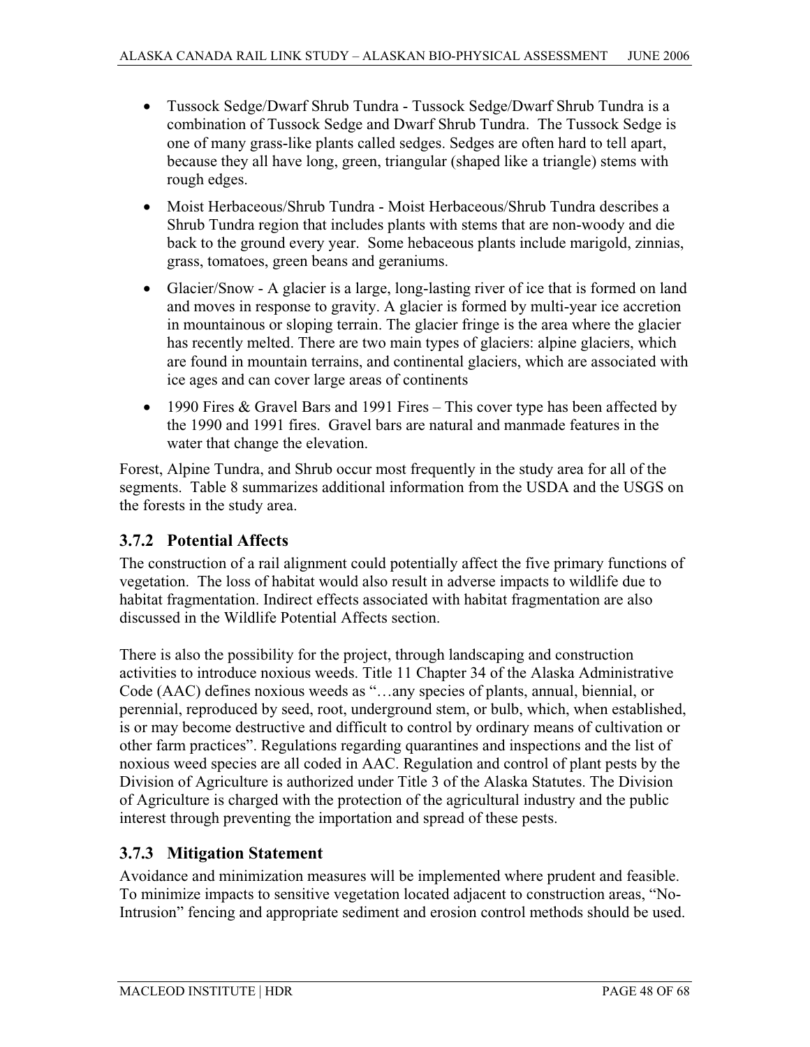- Tussock Sedge/Dwarf Shrub Tundra - Tussock Sedge/Dwarf Shrub Tundra is a combination of Tussock Sedge and Dwarf Shrub Tundra. The Tussock Sedge is one of many grass-like plants called sedges. Sedges are often hard to tell apart, because they all have long, green, triangular (shaped like a triangle) stems with rough edges.
- Moist Herbaceous/Shrub Tundra - Moist Herbaceous/Shrub Tundra describes a Shrub Tundra region that includes plants with stems that are non-woody and die back to the ground every year. Some hebaceous plants include marigold, zinnias, grass, tomatoes, green beans and geraniums.
- Glacier/Snow - A glacier is a large, long-lasting river of ice that is formed on land and moves in response to gravity. A glacier is formed by multi-year ice accretion in mountainous or sloping terrain. The glacier fringe is the area where the glacier has recently melted. There are two main types of glaciers: alpine glaciers, which are found in mountain terrains, and continental glaciers, which are associated with ice ages and can cover large areas of continents
- 1990 Fires & Gravel Bars and 1991 Fires – This cover type has been affected by the 1990 and 1991 fires. Gravel bars are natural and manmade features in the water that change the elevation.

Forest, Alpine Tundra, and Shrub occur most frequently in the study area for all of the segments. Table 8 summarizes additional information from the USDA and the USGS on the forests in the study area.

### 3.7.2 Potential Affects

The construction of a rail alignment could potentially affect the five primary functions of vegetation. The loss of habitat would also result in adverse impacts to wildlife due to habitat fragmentation. Indirect effects associated with habitat fragmentation are also discussed in the Wildlife Potential Affects section.

There is also the possibility for the project, through landscaping and construction activities to introduce noxious weeds. Title 11 Chapter 34 of the Alaska Administrative Code (AAC) defines noxious weeds as "…any species of plants, annual, biennial, or perennial, reproduced by seed, root, underground stem, or bulb, which, when established, is or may become destructive and difficult to control by ordinary means of cultivation or other farm practices". Regulations regarding quarantines and inspections and the list of noxious weed species are all coded in AAC. Regulation and control of plant pests by the Division of Agriculture is authorized under Title 3 of the Alaska Statutes. The Division of Agriculture is charged with the protection of the agricultural industry and the public interest through preventing the importation and spread of these pests.

### 3.7.3 Mitigation Statement

Avoidance and minimization measures will be implemented where prudent and feasible. To minimize impacts to sensitive vegetation located adjacent to construction areas, "No-Intrusion" fencing and appropriate sediment and erosion control methods should be used.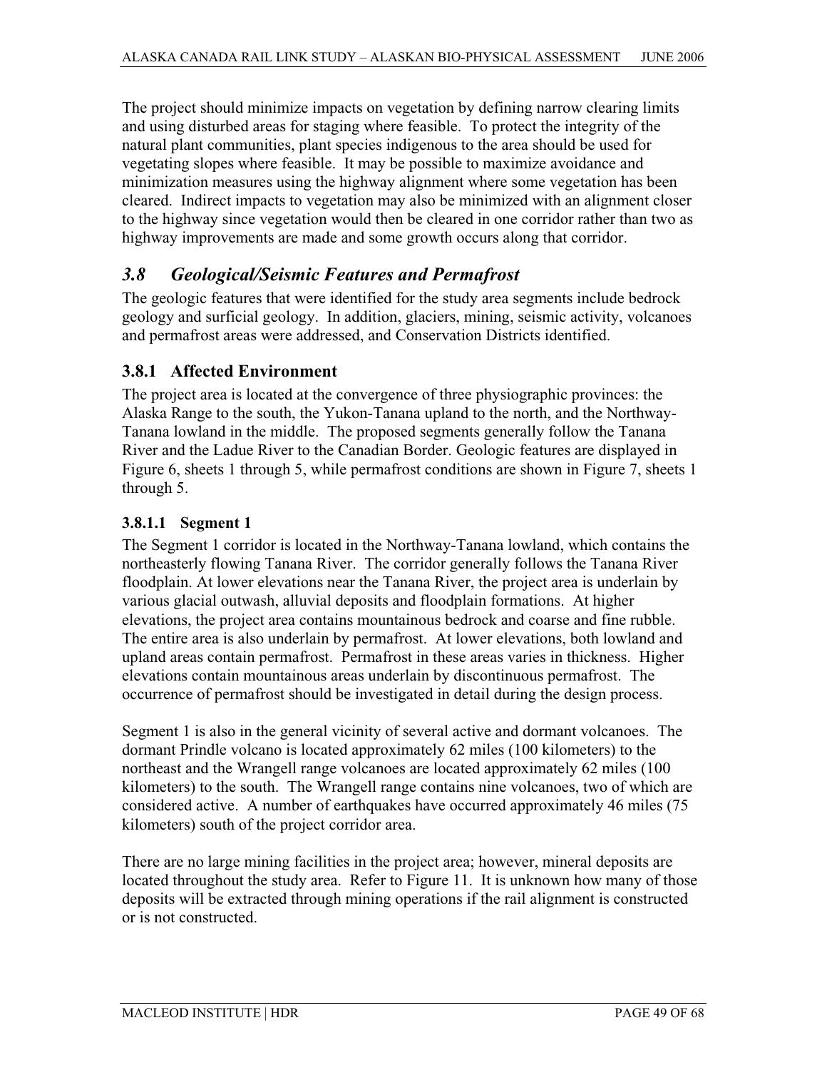The project should minimize impacts on vegetation by defining narrow clearing limits and using disturbed areas for staging where feasible. To protect the integrity of the natural plant communities, plant species indigenous to the area should be used for vegetating slopes where feasible. It may be possible to maximize avoidance and minimization measures using the highway alignment where some vegetation has been cleared. Indirect impacts to vegetation may also be minimized with an alignment closer to the highway since vegetation would then be cleared in one corridor rather than two as highway improvements are made and some growth occurs along that corridor.

## *3.8 Geological/Seismic Features and Permafrost*

The geologic features that were identified for the study area segments include bedrock geology and surficial geology. In addition, glaciers, mining, seismic activity, volcanoes and permafrost areas were addressed, and Conservation Districts identified.

### 3.8.1 Affected Environment

The project area is located at the convergence of three physiographic provinces: the Alaska Range to the south, the Yukon-Tanana upland to the north, and the Northway-Tanana lowland in the middle. The proposed segments generally follow the Tanana River and the Ladue River to the Canadian Border. Geologic features are displayed in Figure 6, sheets 1 through 5, while permafrost conditions are shown in Figure 7, sheets 1 through 5.

#### 3.8.1.1 Segment 1

The Segment 1 corridor is located in the Northway-Tanana lowland, which contains the northeasterly flowing Tanana River. The corridor generally follows the Tanana River floodplain. At lower elevations near the Tanana River, the project area is underlain by various glacial outwash, alluvial deposits and floodplain formations. At higher elevations, the project area contains mountainous bedrock and coarse and fine rubble. The entire area is also underlain by permafrost. At lower elevations, both lowland and upland areas contain permafrost. Permafrost in these areas varies in thickness. Higher elevations contain mountainous areas underlain by discontinuous permafrost. The occurrence of permafrost should be investigated in detail during the design process.

Segment 1 is also in the general vicinity of several active and dormant volcanoes. The dormant Prindle volcano is located approximately 62 miles (100 kilometers) to the northeast and the Wrangell range volcanoes are located approximately 62 miles (100 kilometers) to the south. The Wrangell range contains nine volcanoes, two of which are considered active. A number of earthquakes have occurred approximately 46 miles (75 kilometers) south of the project corridor area.

There are no large mining facilities in the project area; however, mineral deposits are located throughout the study area. Refer to Figure 11. It is unknown how many of those deposits will be extracted through mining operations if the rail alignment is constructed or is not constructed.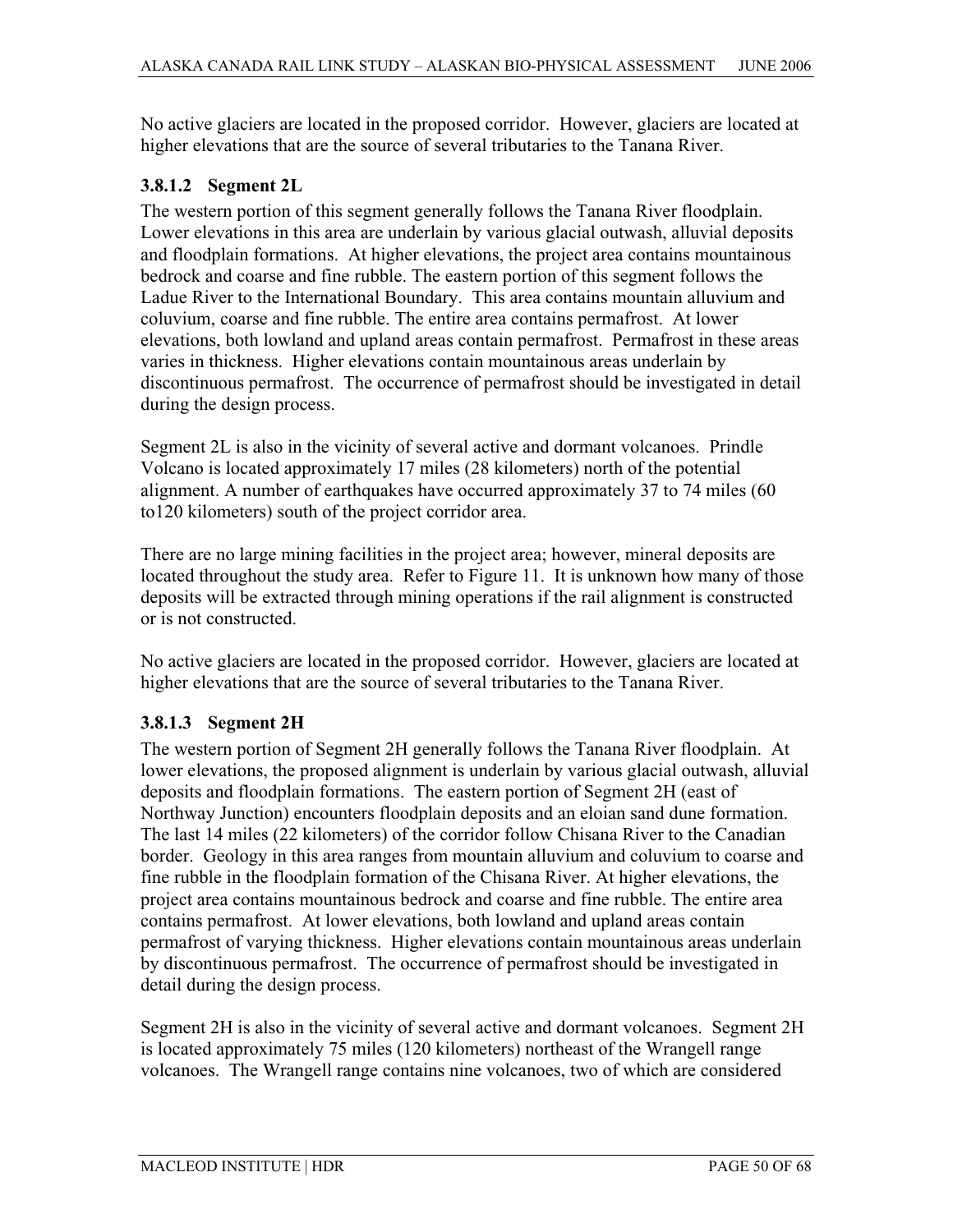No active glaciers are located in the proposed corridor. However, glaciers are located at higher elevations that are the source of several tributaries to the Tanana River.

### 3.8.1.2 Segment 2L

The western portion of this segment generally follows the Tanana River floodplain. Lower elevations in this area are underlain by various glacial outwash, alluvial deposits and floodplain formations. At higher elevations, the project area contains mountainous bedrock and coarse and fine rubble. The eastern portion of this segment follows the Ladue River to the International Boundary. This area contains mountain alluvium and coluvium, coarse and fine rubble. The entire area contains permafrost. At lower elevations, both lowland and upland areas contain permafrost. Permafrost in these areas varies in thickness. Higher elevations contain mountainous areas underlain by discontinuous permafrost. The occurrence of permafrost should be investigated in detail during the design process.

Segment 2L is also in the vicinity of several active and dormant volcanoes. Prindle Volcano is located approximately 17 miles (28 kilometers) north of the potential alignment. A number of earthquakes have occurred approximately 37 to 74 miles (60 to120 kilometers) south of the project corridor area.

There are no large mining facilities in the project area; however, mineral deposits are located throughout the study area. Refer to Figure 11. It is unknown how many of those deposits will be extracted through mining operations if the rail alignment is constructed or is not constructed.

No active glaciers are located in the proposed corridor. However, glaciers are located at higher elevations that are the source of several tributaries to the Tanana River.

### 3.8.1.3 Segment 2H

The western portion of Segment 2H generally follows the Tanana River floodplain. At lower elevations, the proposed alignment is underlain by various glacial outwash, alluvial deposits and floodplain formations. The eastern portion of Segment 2H (east of Northway Junction) encounters floodplain deposits and an eloian sand dune formation. The last 14 miles (22 kilometers) of the corridor follow Chisana River to the Canadian border. Geology in this area ranges from mountain alluvium and coluvium to coarse and fine rubble in the floodplain formation of the Chisana River. At higher elevations, the project area contains mountainous bedrock and coarse and fine rubble. The entire area contains permafrost. At lower elevations, both lowland and upland areas contain permafrost of varying thickness. Higher elevations contain mountainous areas underlain by discontinuous permafrost. The occurrence of permafrost should be investigated in detail during the design process.

Segment 2H is also in the vicinity of several active and dormant volcanoes. Segment 2H is located approximately 75 miles (120 kilometers) northeast of the Wrangell range volcanoes. The Wrangell range contains nine volcanoes, two of which are considered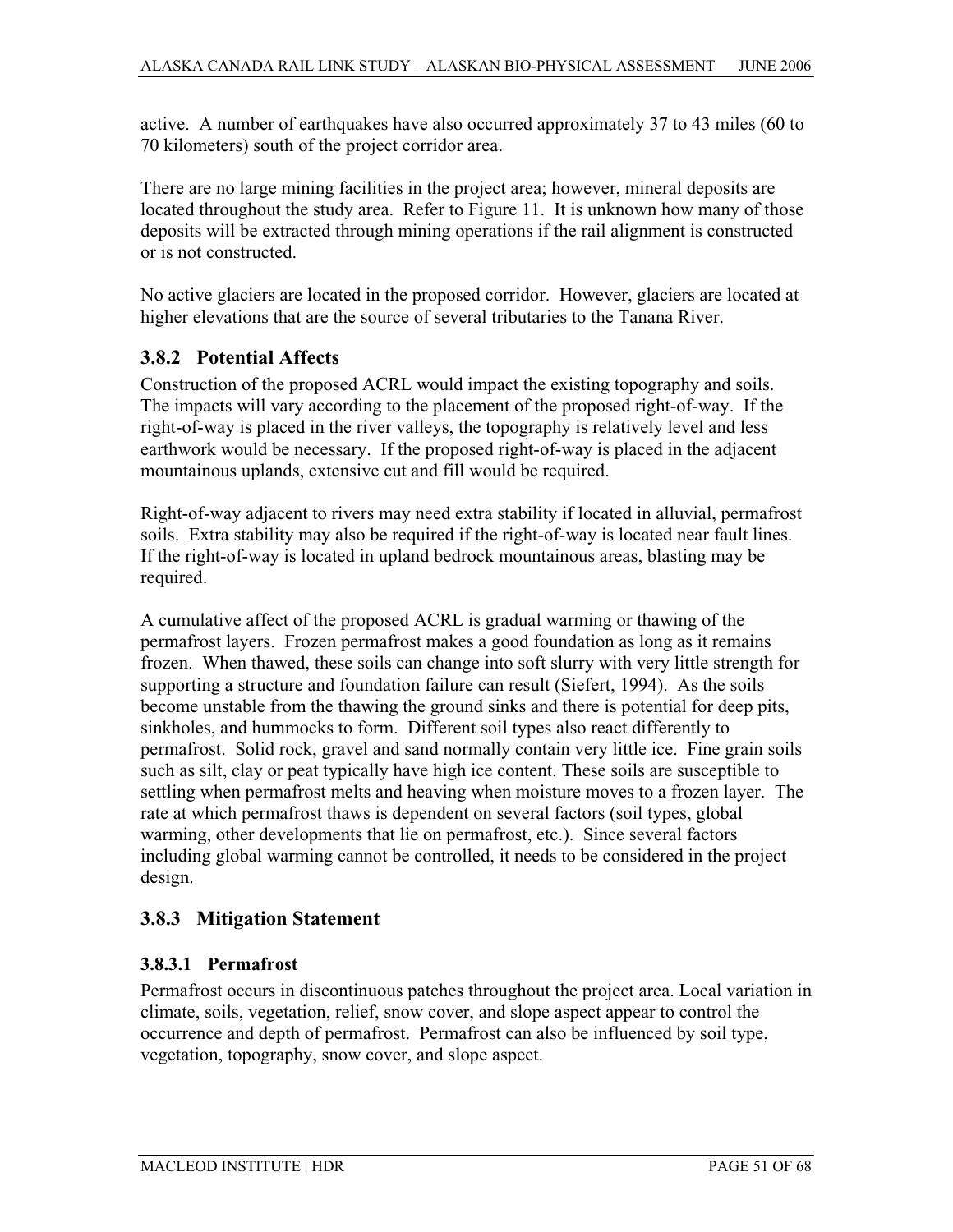active. A number of earthquakes have also occurred approximately 37 to 43 miles (60 to 70 kilometers) south of the project corridor area.

There are no large mining facilities in the project area; however, mineral deposits are located throughout the study area. Refer to Figure 11. It is unknown how many of those deposits will be extracted through mining operations if the rail alignment is constructed or is not constructed.

No active glaciers are located in the proposed corridor. However, glaciers are located at higher elevations that are the source of several tributaries to the Tanana River.

## 3.8.2 Potential Affects

Construction of the proposed ACRL would impact the existing topography and soils. The impacts will vary according to the placement of the proposed right-of-way. If the right-of-way is placed in the river valleys, the topography is relatively level and less earthwork would be necessary. If the proposed right-of-way is placed in the adjacent mountainous uplands, extensive cut and fill would be required.

Right-of-way adjacent to rivers may need extra stability if located in alluvial, permafrost soils. Extra stability may also be required if the right-of-way is located near fault lines. If the right-of-way is located in upland bedrock mountainous areas, blasting may be required.

A cumulative affect of the proposed ACRL is gradual warming or thawing of the permafrost layers. Frozen permafrost makes a good foundation as long as it remains frozen. When thawed, these soils can change into soft slurry with very little strength for supporting a structure and foundation failure can result (Siefert, 1994). As the soils become unstable from the thawing the ground sinks and there is potential for deep pits, sinkholes, and hummocks to form. Different soil types also react differently to permafrost. Solid rock, gravel and sand normally contain very little ice. Fine grain soils such as silt, clay or peat typically have high ice content. These soils are susceptible to settling when permafrost melts and heaving when moisture moves to a frozen layer. The rate at which permafrost thaws is dependent on several factors (soil types, global warming, other developments that lie on permafrost, etc.). Since several factors including global warming cannot be controlled, it needs to be considered in the project design.

## 3.8.3 Mitigation Statement

### 3.8.3.1 Permafrost

Permafrost occurs in discontinuous patches throughout the project area. Local variation in climate, soils, vegetation, relief, snow cover, and slope aspect appear to control the occurrence and depth of permafrost. Permafrost can also be influenced by soil type, vegetation, topography, snow cover, and slope aspect.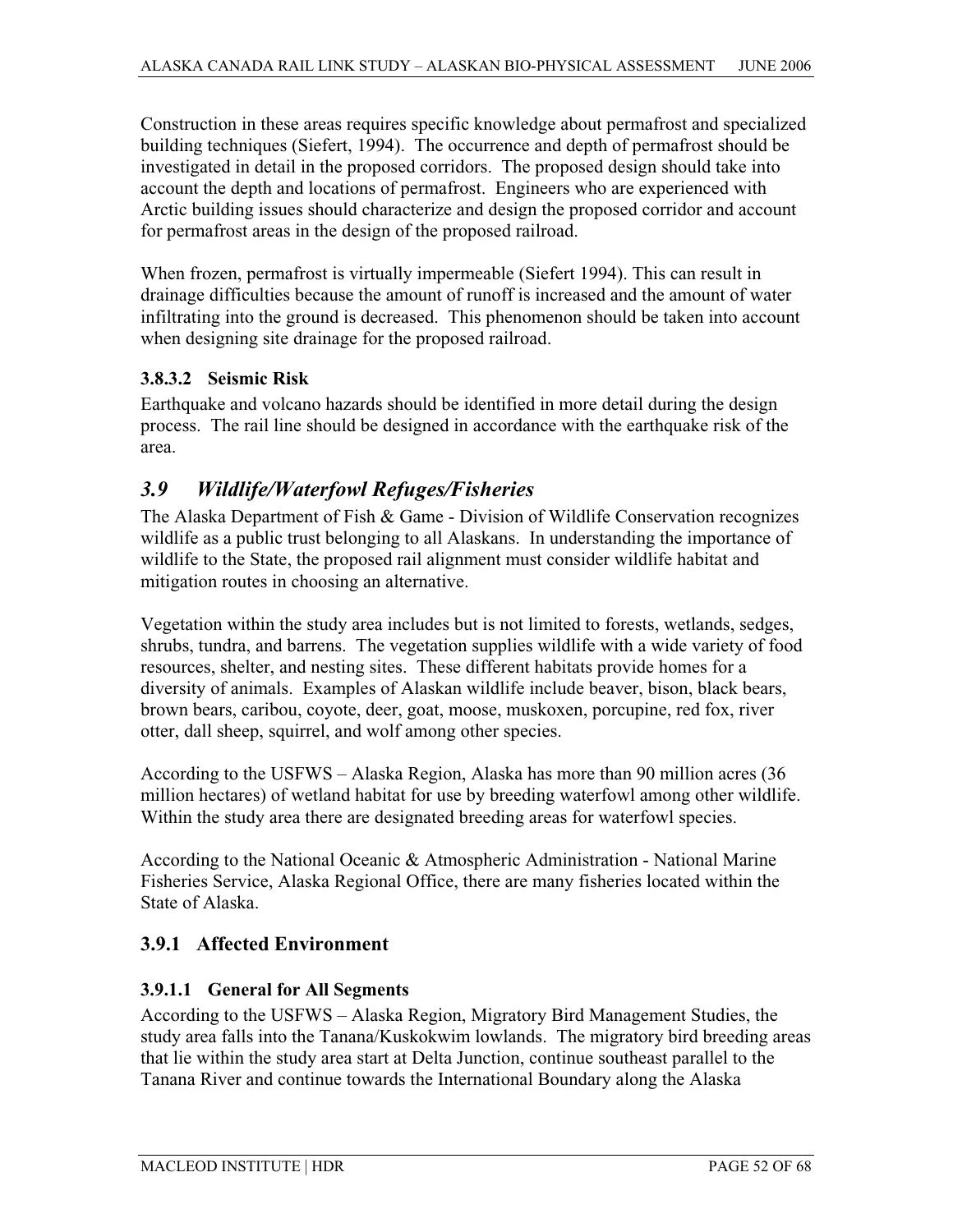Construction in these areas requires specific knowledge about permafrost and specialized building techniques (Siefert, 1994). The occurrence and depth of permafrost should be investigated in detail in the proposed corridors. The proposed design should take into account the depth and locations of permafrost. Engineers who are experienced with Arctic building issues should characterize and design the proposed corridor and account for permafrost areas in the design of the proposed railroad.

When frozen, permafrost is virtually impermeable (Siefert 1994). This can result in drainage difficulties because the amount of runoff is increased and the amount of water infiltrating into the ground is decreased. This phenomenon should be taken into account when designing site drainage for the proposed railroad.

#### 3.8.3.2 Seismic Risk

Earthquake and volcano hazards should be identified in more detail during the design process. The rail line should be designed in accordance with the earthquake risk of the area.

## *3.9 Wildlife/Waterfowl Refuges/Fisheries*

The Alaska Department of Fish & Game - Division of Wildlife Conservation recognizes wildlife as a public trust belonging to all Alaskans. In understanding the importance of wildlife to the State, the proposed rail alignment must consider wildlife habitat and mitigation routes in choosing an alternative.

Vegetation within the study area includes but is not limited to forests, wetlands, sedges, shrubs, tundra, and barrens. The vegetation supplies wildlife with a wide variety of food resources, shelter, and nesting sites. These different habitats provide homes for a diversity of animals. Examples of Alaskan wildlife include beaver, bison, black bears, brown bears, caribou, coyote, deer, goat, moose, muskoxen, porcupine, red fox, river otter, dall sheep, squirrel, and wolf among other species.

According to the USFWS – Alaska Region, Alaska has more than 90 million acres (36 million hectares) of wetland habitat for use by breeding waterfowl among other wildlife. Within the study area there are designated breeding areas for waterfowl species.

According to the National Oceanic & Atmospheric Administration - National Marine Fisheries Service, Alaska Regional Office, there are many fisheries located within the State of Alaska.

### 3.9.1 Affected Environment

#### 3.9.1.1 General for All Segments

According to the USFWS – Alaska Region, Migratory Bird Management Studies, the study area falls into the Tanana/Kuskokwim lowlands. The migratory bird breeding areas that lie within the study area start at Delta Junction, continue southeast parallel to the Tanana River and continue towards the International Boundary along the Alaska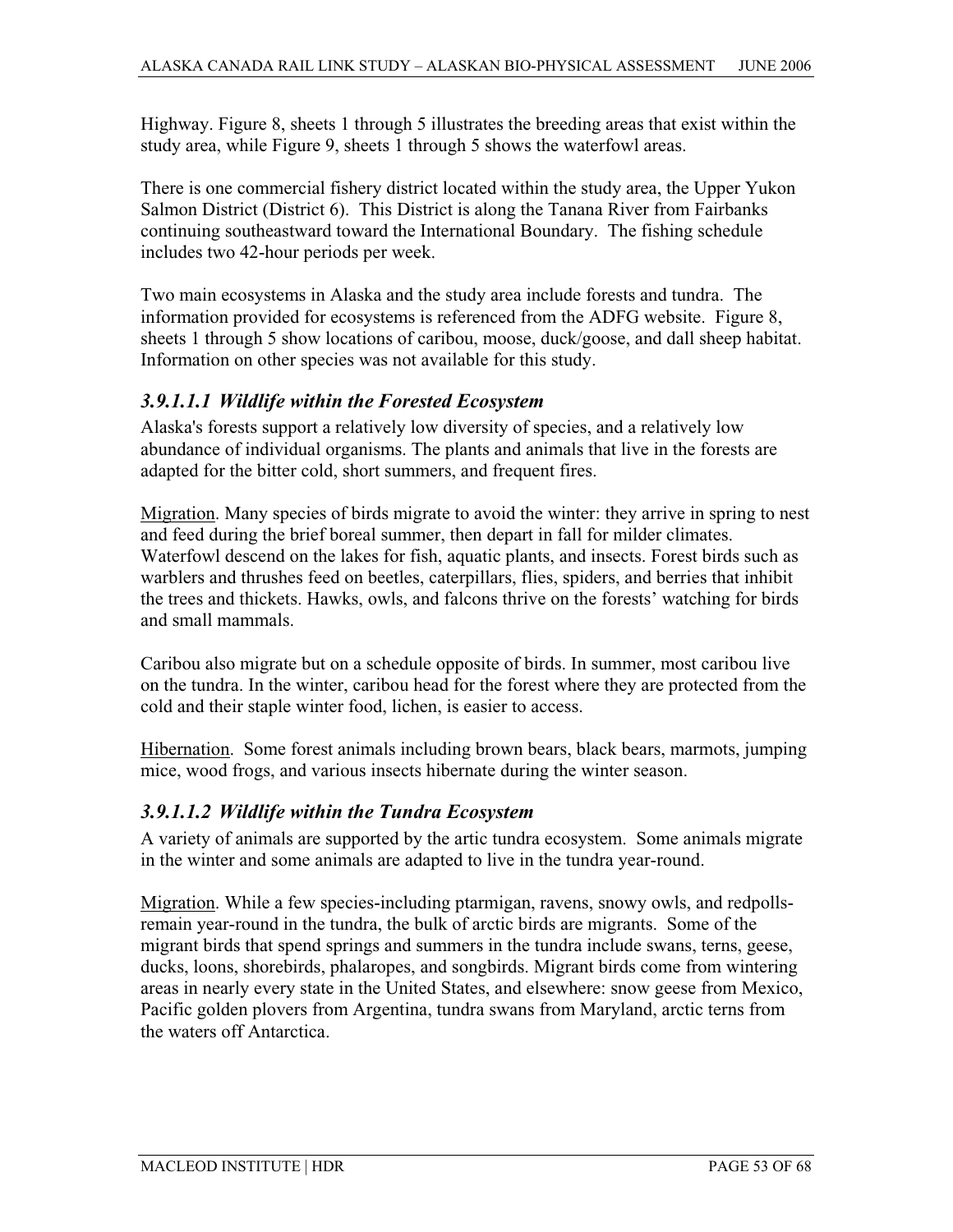Highway. Figure 8, sheets 1 through 5 illustrates the breeding areas that exist within the study area, while Figure 9, sheets 1 through 5 shows the waterfowl areas.

There is one commercial fishery district located within the study area, the Upper Yukon Salmon District (District 6). This District is along the Tanana River from Fairbanks continuing southeastward toward the International Boundary. The fishing schedule includes two 42-hour periods per week.

Two main ecosystems in Alaska and the study area include forests and tundra. The information provided for ecosystems is referenced from the ADFG website. Figure 8, sheets 1 through 5 show locations of caribou, moose, duck/goose, and dall sheep habitat. Information on other species was not available for this study.

#### *3.9.1.1.1 Wildlife within the Forested Ecosystem*

Alaska's forests support a relatively low diversity of species, and a relatively low abundance of individual organisms. The plants and animals that live in the forests are adapted for the bitter cold, short summers, and frequent fires.

Migration. Many species of birds migrate to avoid the winter: they arrive in spring to nest and feed during the brief boreal summer, then depart in fall for milder climates. Waterfowl descend on the lakes for fish, aquatic plants, and insects. Forest birds such as warblers and thrushes feed on beetles, caterpillars, flies, spiders, and berries that inhibit the trees and thickets. Hawks, owls, and falcons thrive on the forests' watching for birds and small mammals.

Caribou also migrate but on a schedule opposite of birds. In summer, most caribou live on the tundra. In the winter, caribou head for the forest where they are protected from the cold and their staple winter food, lichen, is easier to access.

Hibernation. Some forest animals including brown bears, black bears, marmots, jumping mice, wood frogs, and various insects hibernate during the winter season.

#### *3.9.1.1.2 Wildlife within the Tundra Ecosystem*

A variety of animals are supported by the artic tundra ecosystem. Some animals migrate in the winter and some animals are adapted to live in the tundra year-round.

Migration. While a few species-including ptarmigan, ravens, snowy owls, and redpolls-remain year-round in the tundra, the bulk of arctic birds are migrants. Some of the migrant birds that spend springs and summers in the tundra include swans, terns, geese, ducks, loons, shorebirds, phalaropes, and songbirds. Migrant birds come from wintering areas in nearly every state in the United States, and elsewhere: snow geese from Mexico, Pacific golden plovers from Argentina, tundra swans from Maryland, arctic terns from the waters off Antarctica.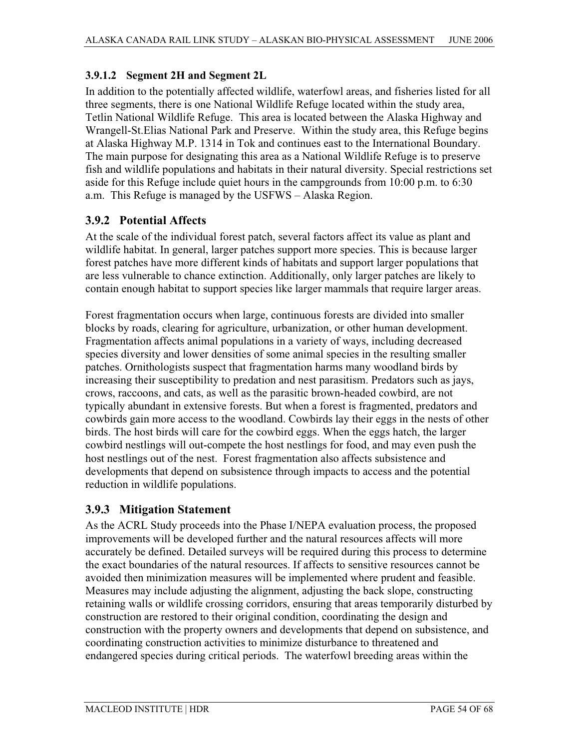#### 3.9.1.2 Segment 2H and Segment 2L

In addition to the potentially affected wildlife, waterfowl areas, and fisheries listed for all three segments, there is one National Wildlife Refuge located within the study area, Tetlin National Wildlife Refuge. This area is located between the Alaska Highway and Wrangell-St.Elias National Park and Preserve. Within the study area, this Refuge begins at Alaska Highway M.P. 1314 in Tok and continues east to the International Boundary. The main purpose for designating this area as a National Wildlife Refuge is to preserve fish and wildlife populations and habitats in their natural diversity. Special restrictions set aside for this Refuge include quiet hours in the campgrounds from 10:00 p.m. to 6:30 a.m. This Refuge is managed by the USFWS – Alaska Region.

### 3.9.2 Potential Affects

At the scale of the individual forest patch, several factors affect its value as plant and wildlife habitat. In general, larger patches support more species. This is because larger forest patches have more different kinds of habitats and support larger populations that are less vulnerable to chance extinction. Additionally, only larger patches are likely to contain enough habitat to support species like larger mammals that require larger areas.

Forest fragmentation occurs when large, continuous forests are divided into smaller blocks by roads, clearing for agriculture, urbanization, or other human development. Fragmentation affects animal populations in a variety of ways, including decreased species diversity and lower densities of some animal species in the resulting smaller patches. Ornithologists suspect that fragmentation harms many woodland birds by increasing their susceptibility to predation and nest parasitism. Predators such as jays, crows, raccoons, and cats, as well as the parasitic brown-headed cowbird, are not typically abundant in extensive forests. But when a forest is fragmented, predators and cowbirds gain more access to the woodland. Cowbirds lay their eggs in the nests of other birds. The host birds will care for the cowbird eggs. When the eggs hatch, the larger cowbird nestlings will out-compete the host nestlings for food, and may even push the host nestlings out of the nest. Forest fragmentation also affects subsistence and developments that depend on subsistence through impacts to access and the potential reduction in wildlife populations.

### 3.9.3 Mitigation Statement

As the ACRL Study proceeds into the Phase I/NEPA evaluation process, the proposed improvements will be developed further and the natural resources affects will more accurately be defined. Detailed surveys will be required during this process to determine the exact boundaries of the natural resources. If affects to sensitive resources cannot be avoided then minimization measures will be implemented where prudent and feasible. Measures may include adjusting the alignment, adjusting the back slope, constructing retaining walls or wildlife crossing corridors, ensuring that areas temporarily disturbed by construction are restored to their original condition, coordinating the design and construction with the property owners and developments that depend on subsistence, and coordinating construction activities to minimize disturbance to threatened and endangered species during critical periods. The waterfowl breeding areas within the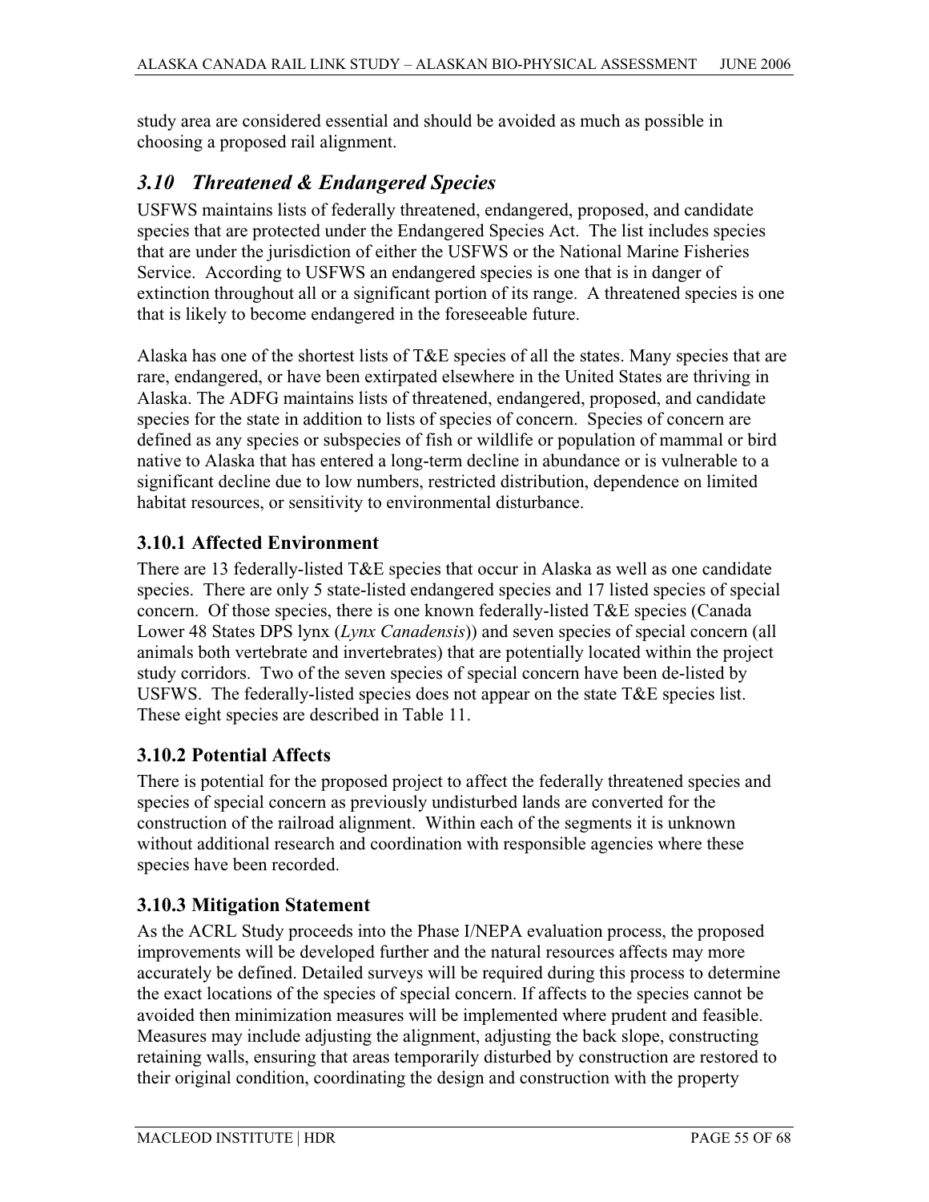study area are considered essential and should be avoided as much as possible in choosing a proposed rail alignment.

## *3.10 Threatened & Endangered Species*

USFWS maintains lists of federally threatened, endangered, proposed, and candidate species that are protected under the Endangered Species Act. The list includes species that are under the jurisdiction of either the USFWS or the National Marine Fisheries Service. According to USFWS an endangered species is one that is in danger of extinction throughout all or a significant portion of its range. A threatened species is one that is likely to become endangered in the foreseeable future.

Alaska has one of the shortest lists of T&E species of all the states. Many species that are rare, endangered, or have been extirpated elsewhere in the United States are thriving in Alaska. The ADFG maintains lists of threatened, endangered, proposed, and candidate species for the state in addition to lists of species of concern. Species of concern are defined as any species or subspecies of fish or wildlife or population of mammal or bird native to Alaska that has entered a long-term decline in abundance or is vulnerable to a significant decline due to low numbers, restricted distribution, dependence on limited habitat resources, or sensitivity to environmental disturbance.

### 3.10.1 Affected Environment

There are 13 federally-listed T&E species that occur in Alaska as well as one candidate species. There are only 5 state-listed endangered species and 17 listed species of special concern. Of those species, there is one known federally-listed T&E species (Canada Lower 48 States DPS lynx (*Lynx Canadensis*)) and seven species of special concern (all animals both vertebrate and invertebrates) that are potentially located within the project study corridors. Two of the seven species of special concern have been de-listed by USFWS. The federally-listed species does not appear on the state T&E species list. These eight species are described in Table 11.

### 3.10.2 Potential Affects

There is potential for the proposed project to affect the federally threatened species and species of special concern as previously undisturbed lands are converted for the construction of the railroad alignment. Within each of the segments it is unknown without additional research and coordination with responsible agencies where these species have been recorded.

### 3.10.3 Mitigation Statement

As the ACRL Study proceeds into the Phase I/NEPA evaluation process, the proposed improvements will be developed further and the natural resources affects may more accurately be defined. Detailed surveys will be required during this process to determine the exact locations of the species of special concern. If affects to the species cannot be avoided then minimization measures will be implemented where prudent and feasible. Measures may include adjusting the alignment, adjusting the back slope, constructing retaining walls, ensuring that areas temporarily disturbed by construction are restored to their original condition, coordinating the design and construction with the property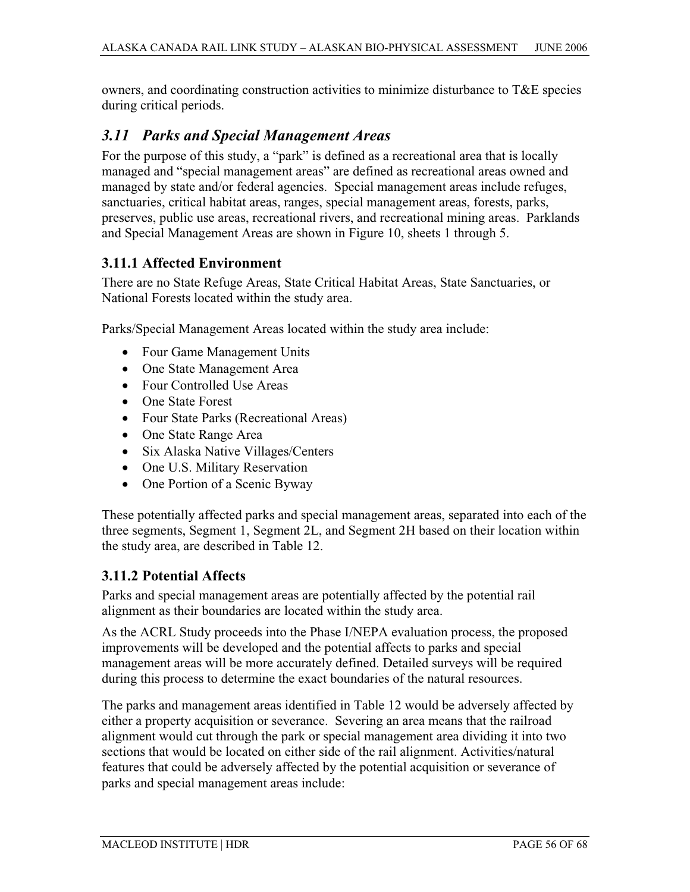owners, and coordinating construction activities to minimize disturbance to T&E species during critical periods.

## *3.11 Parks and Special Management Areas*

For the purpose of this study, a "park" is defined as a recreational area that is locally managed and "special management areas" are defined as recreational areas owned and managed by state and/or federal agencies. Special management areas include refuges, sanctuaries, critical habitat areas, ranges, special management areas, forests, parks, preserves, public use areas, recreational rivers, and recreational mining areas. Parklands and Special Management Areas are shown in Figure 10, sheets 1 through 5.

### 3.11.1 Affected Environment

There are no State Refuge Areas, State Critical Habitat Areas, State Sanctuaries, or National Forests located within the study area.

Parks/Special Management Areas located within the study area include:

- Four Game Management Units
- One State Management Area
- Four Controlled Use Areas
- One State Forest
- Four State Parks (Recreational Areas)
- One State Range Area
- Six Alaska Native Villages/Centers
- One U.S. Military Reservation
- One Portion of a Scenic Byway

These potentially affected parks and special management areas, separated into each of the three segments, Segment 1, Segment 2L, and Segment 2H based on their location within the study area, are described in Table 12.

### 3.11.2 Potential Affects

Parks and special management areas are potentially affected by the potential rail alignment as their boundaries are located within the study area.

As the ACRL Study proceeds into the Phase I/NEPA evaluation process, the proposed improvements will be developed and the potential affects to parks and special management areas will be more accurately defined. Detailed surveys will be required during this process to determine the exact boundaries of the natural resources.

The parks and management areas identified in Table 12 would be adversely affected by either a property acquisition or severance. Severing an area means that the railroad alignment would cut through the park or special management area dividing it into two sections that would be located on either side of the rail alignment. Activities/natural features that could be adversely affected by the potential acquisition or severance of parks and special management areas include: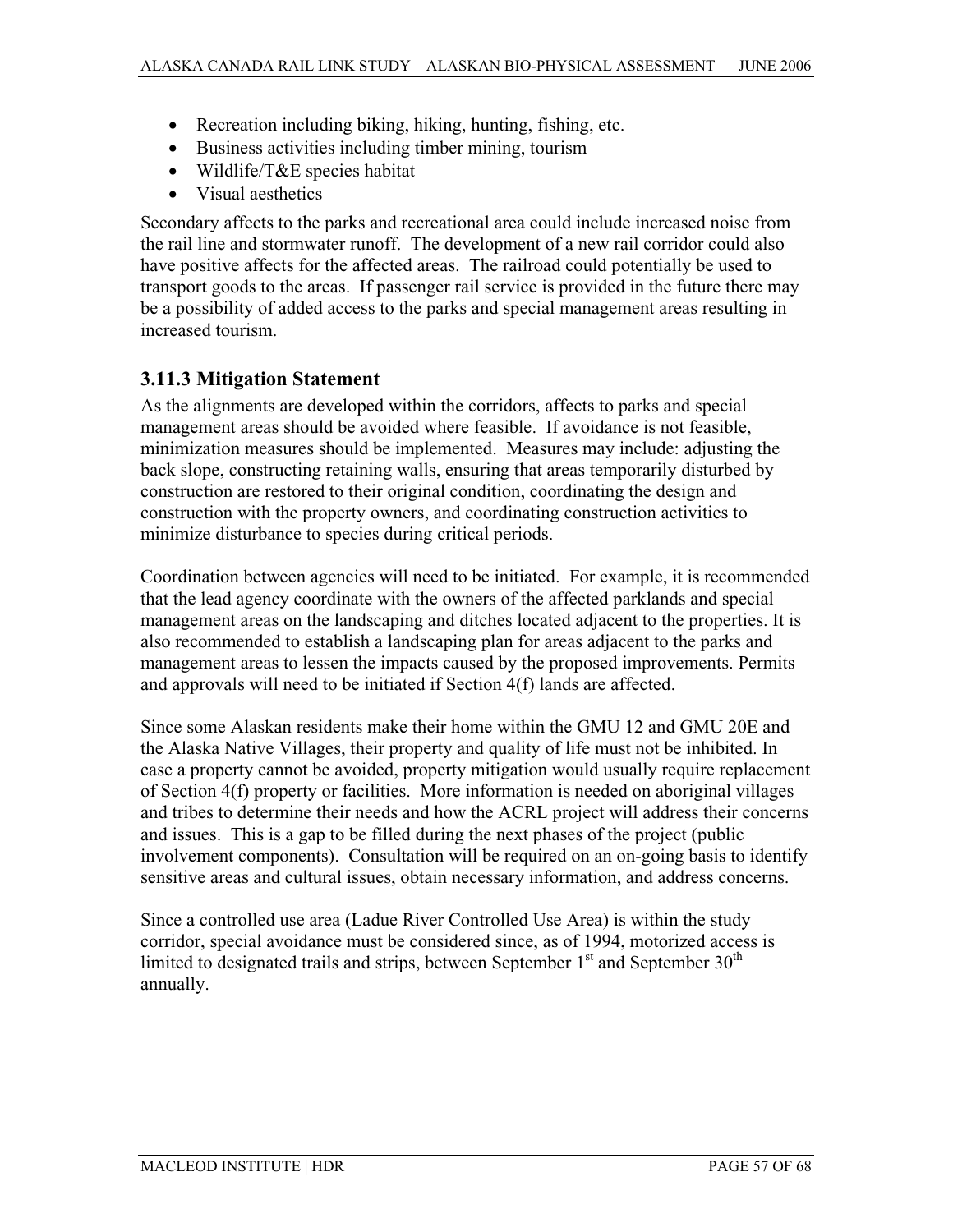- Recreation including biking, hiking, hunting, fishing, etc.
- Business activities including timber mining, tourism
- Wildlife/T&E species habitat
- Visual aesthetics

Secondary affects to the parks and recreational area could include increased noise from the rail line and stormwater runoff. The development of a new rail corridor could also have positive affects for the affected areas. The railroad could potentially be used to transport goods to the areas. If passenger rail service is provided in the future there may be a possibility of added access to the parks and special management areas resulting in increased tourism.

### 3.11.3 Mitigation Statement

As the alignments are developed within the corridors, affects to parks and special management areas should be avoided where feasible. If avoidance is not feasible, minimization measures should be implemented. Measures may include: adjusting the back slope, constructing retaining walls, ensuring that areas temporarily disturbed by construction are restored to their original condition, coordinating the design and construction with the property owners, and coordinating construction activities to minimize disturbance to species during critical periods.

Coordination between agencies will need to be initiated. For example, it is recommended that the lead agency coordinate with the owners of the affected parklands and special management areas on the landscaping and ditches located adjacent to the properties. It is also recommended to establish a landscaping plan for areas adjacent to the parks and management areas to lessen the impacts caused by the proposed improvements. Permits and approvals will need to be initiated if Section 4(f) lands are affected.

Since some Alaskan residents make their home within the GMU 12 and GMU 20E and the Alaska Native Villages, their property and quality of life must not be inhibited. In case a property cannot be avoided, property mitigation would usually require replacement of Section 4(f) property or facilities. More information is needed on aboriginal villages and tribes to determine their needs and how the ACRL project will address their concerns and issues. This is a gap to be filled during the next phases of the project (public involvement components). Consultation will be required on an on-going basis to identify sensitive areas and cultural issues, obtain necessary information, and address concerns.

Since a controlled use area (Ladue River Controlled Use Area) is within the study corridor, special avoidance must be considered since, as of 1994, motorized access is limited to designated trails and strips, between September 1st and September 30th annually.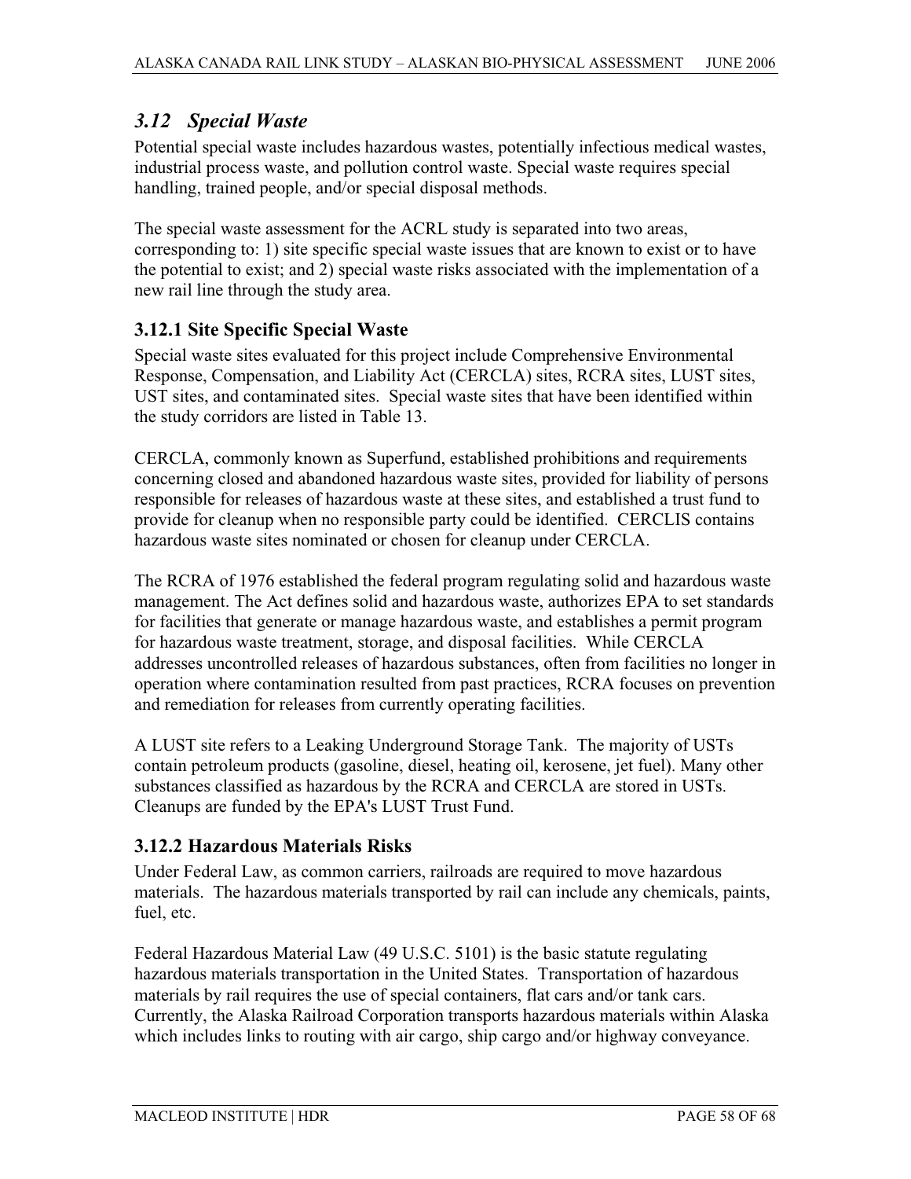## *3.12 Special Waste*

Potential special waste includes hazardous wastes, potentially infectious medical wastes, industrial process waste, and pollution control waste. Special waste requires special handling, trained people, and/or special disposal methods.

The special waste assessment for the ACRL study is separated into two areas, corresponding to: 1) site specific special waste issues that are known to exist or to have the potential to exist; and 2) special waste risks associated with the implementation of a new rail line through the study area.

### 3.12.1 Site Specific Special Waste

Special waste sites evaluated for this project include Comprehensive Environmental Response, Compensation, and Liability Act (CERCLA) sites, RCRA sites, LUST sites, UST sites, and contaminated sites. Special waste sites that have been identified within the study corridors are listed in Table 13.

CERCLA, commonly known as Superfund, established prohibitions and requirements concerning closed and abandoned hazardous waste sites, provided for liability of persons responsible for releases of hazardous waste at these sites, and established a trust fund to provide for cleanup when no responsible party could be identified. CERCLIS contains hazardous waste sites nominated or chosen for cleanup under CERCLA.

The RCRA of 1976 established the federal program regulating solid and hazardous waste management. The Act defines solid and hazardous waste, authorizes EPA to set standards for facilities that generate or manage hazardous waste, and establishes a permit program for hazardous waste treatment, storage, and disposal facilities. While CERCLA addresses uncontrolled releases of hazardous substances, often from facilities no longer in operation where contamination resulted from past practices, RCRA focuses on prevention and remediation for releases from currently operating facilities.

A LUST site refers to a Leaking Underground Storage Tank. The majority of USTs contain petroleum products (gasoline, diesel, heating oil, kerosene, jet fuel). Many other substances classified as hazardous by the RCRA and CERCLA are stored in USTs. Cleanups are funded by the EPA's LUST Trust Fund.

### 3.12.2 Hazardous Materials Risks

Under Federal Law, as common carriers, railroads are required to move hazardous materials. The hazardous materials transported by rail can include any chemicals, paints, fuel, etc.

Federal Hazardous Material Law (49 U.S.C. 5101) is the basic statute regulating hazardous materials transportation in the United States. Transportation of hazardous materials by rail requires the use of special containers, flat cars and/or tank cars. Currently, the Alaska Railroad Corporation transports hazardous materials within Alaska which includes links to routing with air cargo, ship cargo and/or highway conveyance.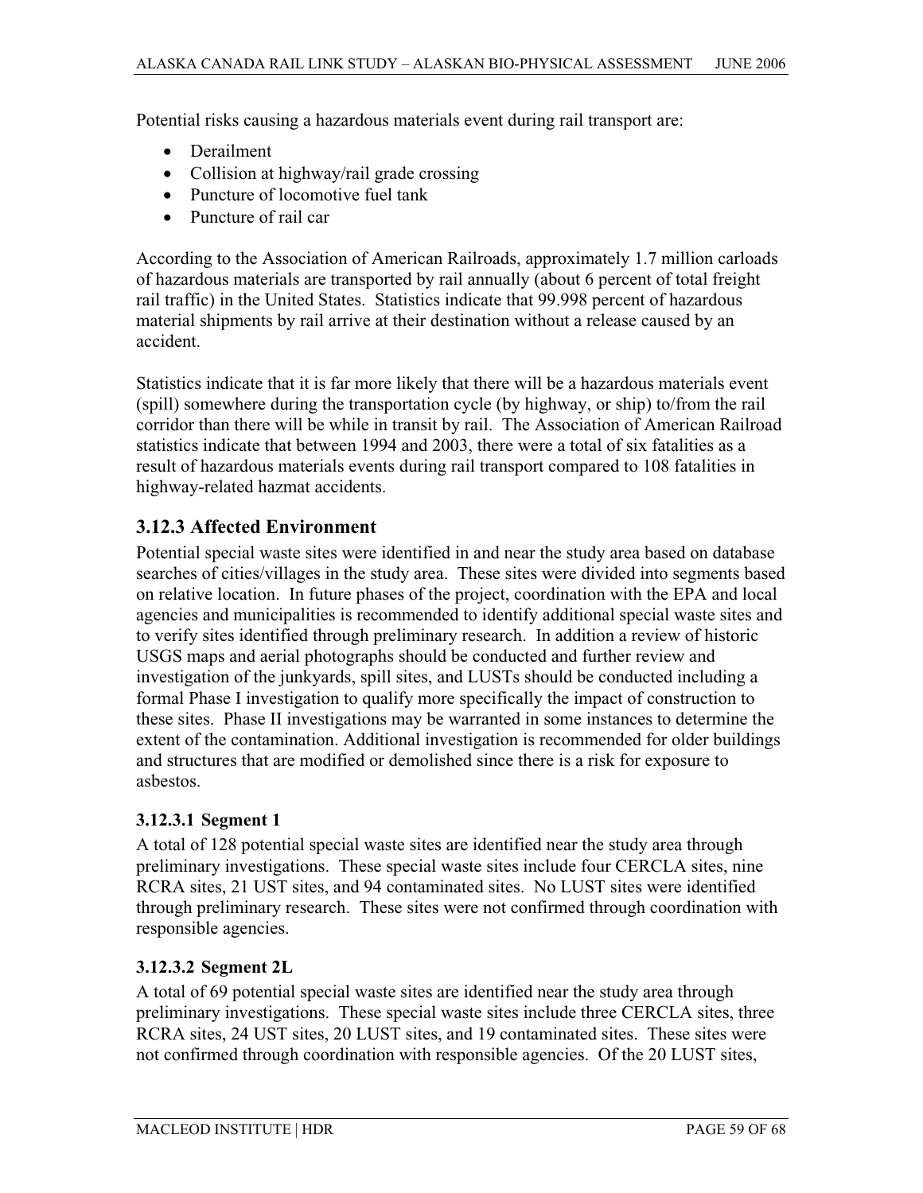Potential risks causing a hazardous materials event during rail transport are:

- Derailment
- Collision at highway/rail grade crossing
- Puncture of locomotive fuel tank
- Puncture of rail car

According to the Association of American Railroads, approximately 1.7 million carloads of hazardous materials are transported by rail annually (about 6 percent of total freight rail traffic) in the United States. Statistics indicate that 99.998 percent of hazardous material shipments by rail arrive at their destination without a release caused by an accident.

Statistics indicate that it is far more likely that there will be a hazardous materials event (spill) somewhere during the transportation cycle (by highway, or ship) to/from the rail corridor than there will be while in transit by rail. The Association of American Railroad statistics indicate that between 1994 and 2003, there were a total of six fatalities as a result of hazardous materials events during rail transport compared to 108 fatalities in highway-related hazmat accidents.

## 3.12.3 Affected Environment

Potential special waste sites were identified in and near the study area based on database searches of cities/villages in the study area. These sites were divided into segments based on relative location. In future phases of the project, coordination with the EPA and local agencies and municipalities is recommended to identify additional special waste sites and to verify sites identified through preliminary research. In addition a review of historic USGS maps and aerial photographs should be conducted and further review and investigation of the junkyards, spill sites, and LUSTs should be conducted including a formal Phase I investigation to qualify more specifically the impact of construction to these sites. Phase II investigations may be warranted in some instances to determine the extent of the contamination. Additional investigation is recommended for older buildings and structures that are modified or demolished since there is a risk for exposure to asbestos.

### 3.12.3.1 Segment 1

A total of 128 potential special waste sites are identified near the study area through preliminary investigations. These special waste sites include four CERCLA sites, nine RCRA sites, 21 UST sites, and 94 contaminated sites. No LUST sites were identified through preliminary research. These sites were not confirmed through coordination with responsible agencies.

### 3.12.3.2 Segment 2L

A total of 69 potential special waste sites are identified near the study area through preliminary investigations. These special waste sites include three CERCLA sites, three RCRA sites, 24 UST sites, 20 LUST sites, and 19 contaminated sites. These sites were not confirmed through coordination with responsible agencies. Of the 20 LUST sites,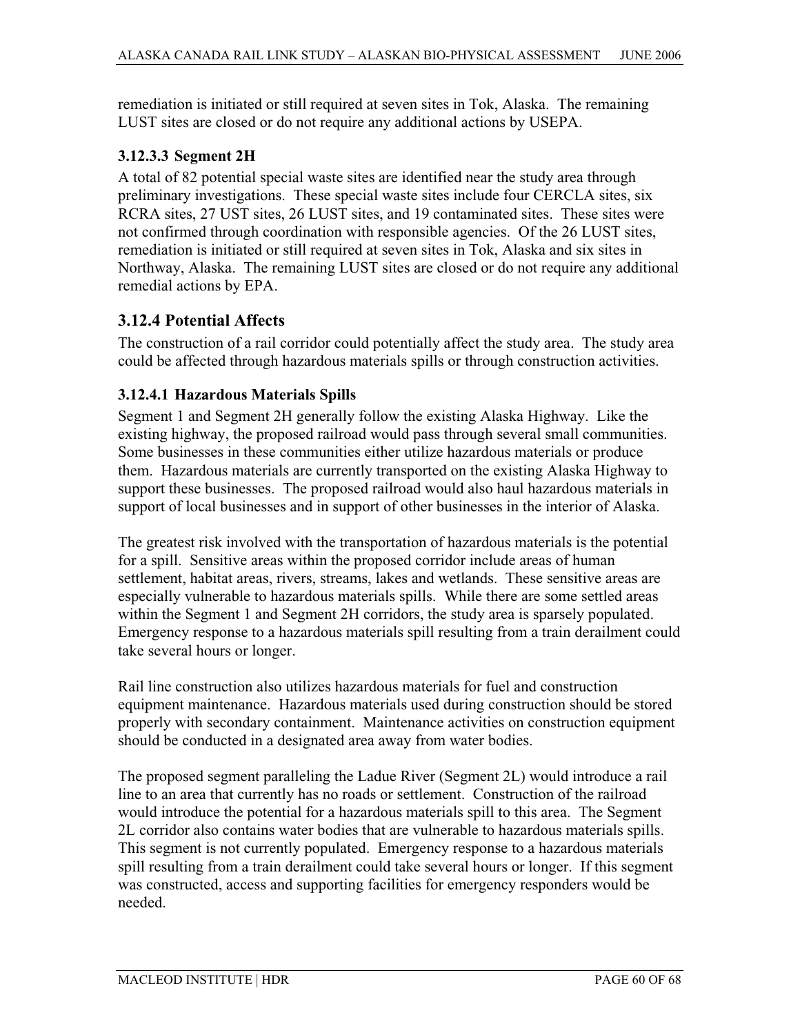remediation is initiated or still required at seven sites in Tok, Alaska. The remaining LUST sites are closed or do not require any additional actions by USEPA.

### 3.12.3.3 Segment 2H

A total of 82 potential special waste sites are identified near the study area through preliminary investigations. These special waste sites include four CERCLA sites, six RCRA sites, 27 UST sites, 26 LUST sites, and 19 contaminated sites. These sites were not confirmed through coordination with responsible agencies. Of the 26 LUST sites, remediation is initiated or still required at seven sites in Tok, Alaska and six sites in Northway, Alaska. The remaining LUST sites are closed or do not require any additional remedial actions by EPA.

## 3.12.4 Potential Affects

The construction of a rail corridor could potentially affect the study area. The study area could be affected through hazardous materials spills or through construction activities.

### 3.12.4.1 Hazardous Materials Spills

Segment 1 and Segment 2H generally follow the existing Alaska Highway. Like the existing highway, the proposed railroad would pass through several small communities. Some businesses in these communities either utilize hazardous materials or produce them. Hazardous materials are currently transported on the existing Alaska Highway to support these businesses. The proposed railroad would also haul hazardous materials in support of local businesses and in support of other businesses in the interior of Alaska.

The greatest risk involved with the transportation of hazardous materials is the potential for a spill. Sensitive areas within the proposed corridor include areas of human settlement, habitat areas, rivers, streams, lakes and wetlands. These sensitive areas are especially vulnerable to hazardous materials spills. While there are some settled areas within the Segment 1 and Segment 2H corridors, the study area is sparsely populated. Emergency response to a hazardous materials spill resulting from a train derailment could take several hours or longer.

Rail line construction also utilizes hazardous materials for fuel and construction equipment maintenance. Hazardous materials used during construction should be stored properly with secondary containment. Maintenance activities on construction equipment should be conducted in a designated area away from water bodies.

The proposed segment paralleling the Ladue River (Segment 2L) would introduce a rail line to an area that currently has no roads or settlement. Construction of the railroad would introduce the potential for a hazardous materials spill to this area. The Segment 2L corridor also contains water bodies that are vulnerable to hazardous materials spills. This segment is not currently populated. Emergency response to a hazardous materials spill resulting from a train derailment could take several hours or longer. If this segment was constructed, access and supporting facilities for emergency responders would be needed.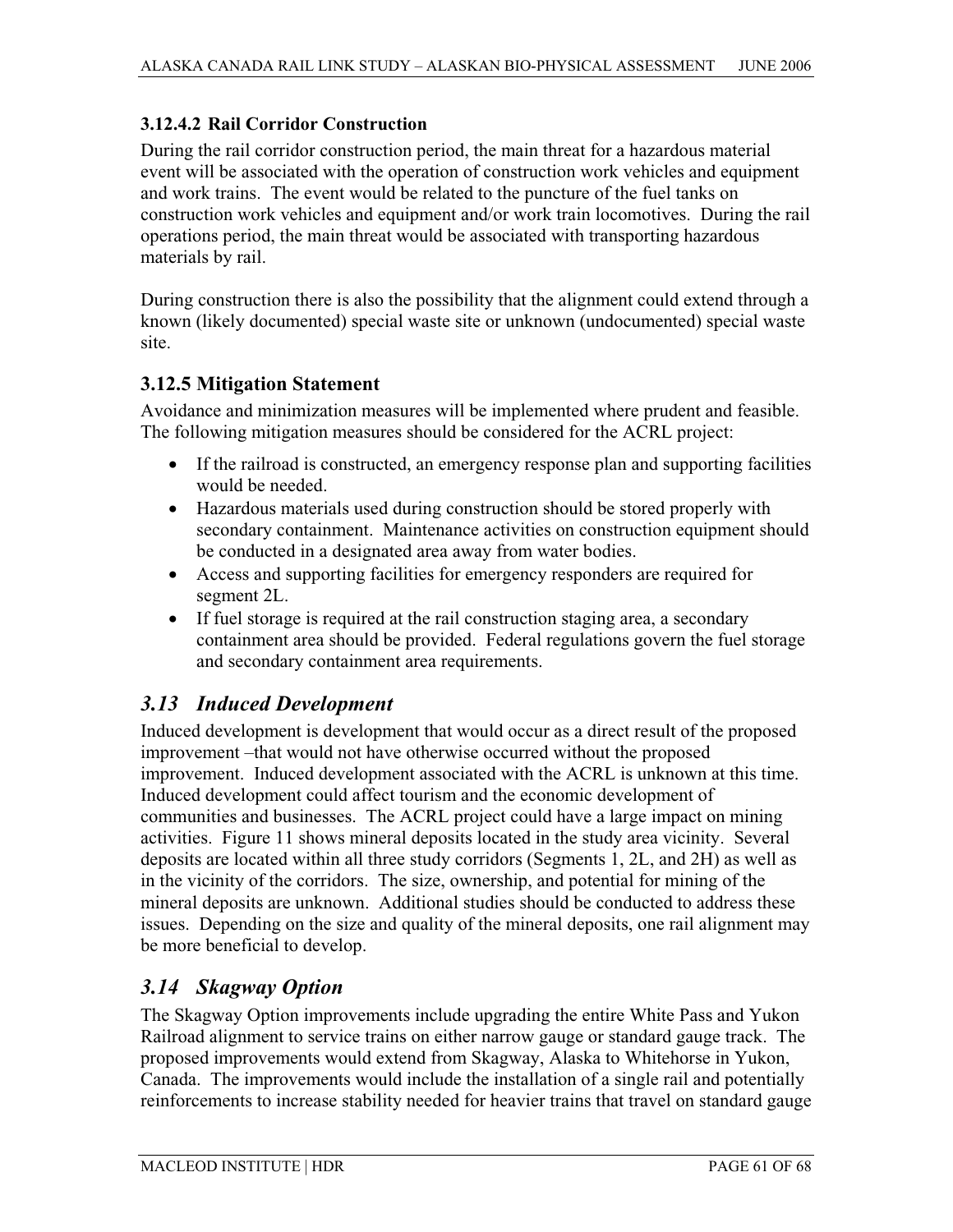#### 3.12.4.2 Rail Corridor Construction

During the rail corridor construction period, the main threat for a hazardous material event will be associated with the operation of construction work vehicles and equipment and work trains. The event would be related to the puncture of the fuel tanks on construction work vehicles and equipment and/or work train locomotives. During the rail operations period, the main threat would be associated with transporting hazardous materials by rail.

During construction there is also the possibility that the alignment could extend through a known (likely documented) special waste site or unknown (undocumented) special waste site.

### 3.12.5 Mitigation Statement

Avoidance and minimization measures will be implemented where prudent and feasible. The following mitigation measures should be considered for the ACRL project:

- If the railroad is constructed, an emergency response plan and supporting facilities would be needed.
- Hazardous materials used during construction should be stored properly with secondary containment. Maintenance activities on construction equipment should be conducted in a designated area away from water bodies.
- Access and supporting facilities for emergency responders are required for segment 2L.
- If fuel storage is required at the rail construction staging area, a secondary containment area should be provided. Federal regulations govern the fuel storage and secondary containment area requirements.

## *3.13 Induced Development*

Induced development is development that would occur as a direct result of the proposed improvement –that would not have otherwise occurred without the proposed improvement. Induced development associated with the ACRL is unknown at this time. Induced development could affect tourism and the economic development of communities and businesses. The ACRL project could have a large impact on mining activities. Figure 11 shows mineral deposits located in the study area vicinity. Several deposits are located within all three study corridors (Segments 1, 2L, and 2H) as well as in the vicinity of the corridors. The size, ownership, and potential for mining of the mineral deposits are unknown. Additional studies should be conducted to address these issues. Depending on the size and quality of the mineral deposits, one rail alignment may be more beneficial to develop.

## *3.14 Skagway Option*

The Skagway Option improvements include upgrading the entire White Pass and Yukon Railroad alignment to service trains on either narrow gauge or standard gauge track. The proposed improvements would extend from Skagway, Alaska to Whitehorse in Yukon, Canada. The improvements would include the installation of a single rail and potentially reinforcements to increase stability needed for heavier trains that travel on standard gauge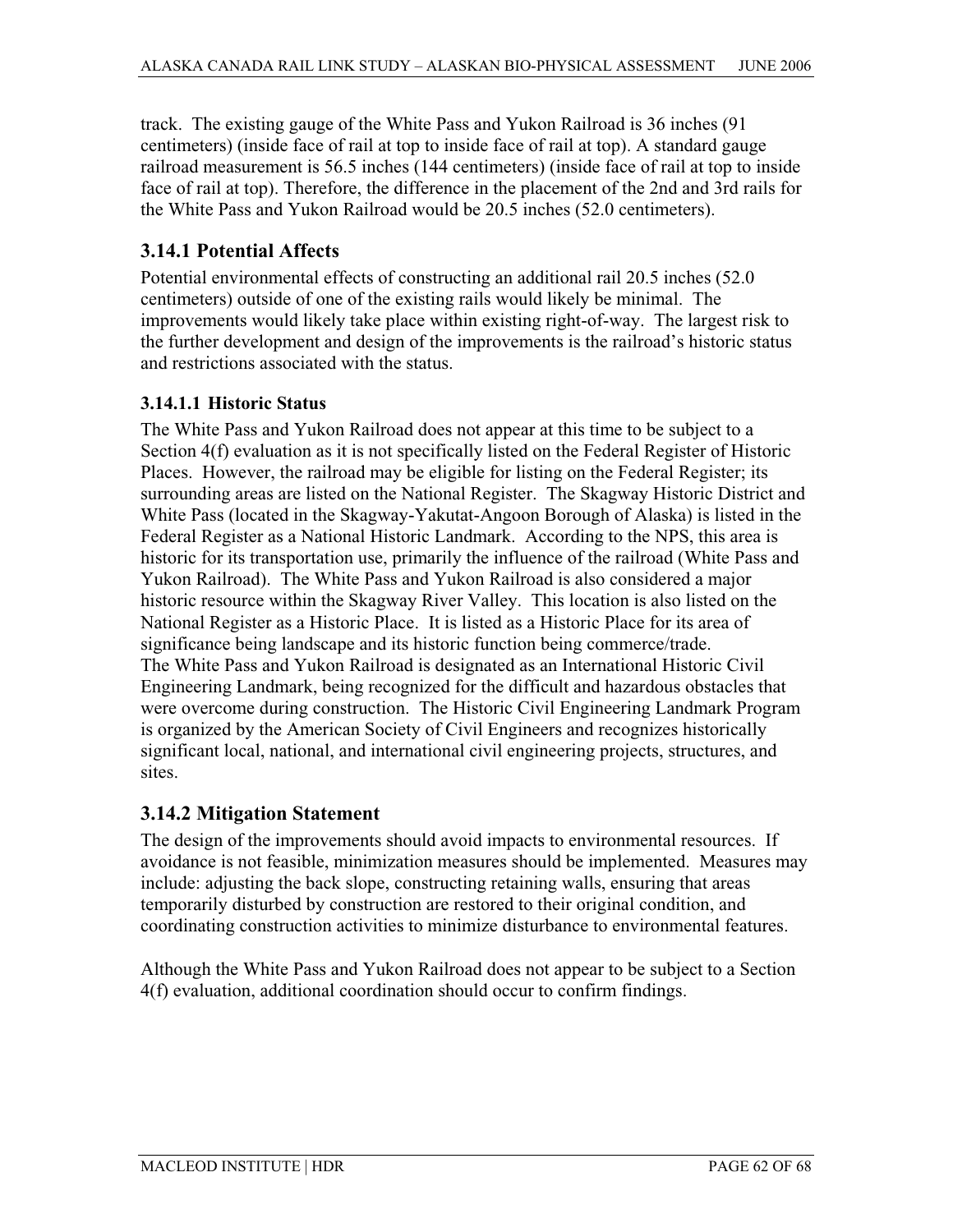track. The existing gauge of the White Pass and Yukon Railroad is 36 inches (91 centimeters) (inside face of rail at top to inside face of rail at top). A standard gauge railroad measurement is 56.5 inches (144 centimeters) (inside face of rail at top to inside face of rail at top). Therefore, the difference in the placement of the 2nd and 3rd rails for the White Pass and Yukon Railroad would be 20.5 inches (52.0 centimeters).

## 3.14.1 Potential Affects

Potential environmental effects of constructing an additional rail 20.5 inches (52.0 centimeters) outside of one of the existing rails would likely be minimal. The improvements would likely take place within existing right-of-way. The largest risk to the further development and design of the improvements is the railroad's historic status and restrictions associated with the status.

### 3.14.1.1 Historic Status

The White Pass and Yukon Railroad does not appear at this time to be subject to a Section 4(f) evaluation as it is not specifically listed on the Federal Register of Historic Places. However, the railroad may be eligible for listing on the Federal Register; its surrounding areas are listed on the National Register. The Skagway Historic District and White Pass (located in the Skagway-Yakutat-Angoon Borough of Alaska) is listed in the Federal Register as a National Historic Landmark. According to the NPS, this area is historic for its transportation use, primarily the influence of the railroad (White Pass and Yukon Railroad). The White Pass and Yukon Railroad is also considered a major historic resource within the Skagway River Valley. This location is also listed on the National Register as a Historic Place. It is listed as a Historic Place for its area of significance being landscape and its historic function being commerce/trade.
The White Pass and Yukon Railroad is designated as an International Historic Civil Engineering Landmark, being recognized for the difficult and hazardous obstacles that were overcome during construction. The Historic Civil Engineering Landmark Program is organized by the American Society of Civil Engineers and recognizes historically significant local, national, and international civil engineering projects, structures, and sites.

## 3.14.2 Mitigation Statement

The design of the improvements should avoid impacts to environmental resources. If avoidance is not feasible, minimization measures should be implemented. Measures may include: adjusting the back slope, constructing retaining walls, ensuring that areas temporarily disturbed by construction are restored to their original condition, and coordinating construction activities to minimize disturbance to environmental features.

Although the White Pass and Yukon Railroad does not appear to be subject to a Section 4(f) evaluation, additional coordination should occur to confirm findings.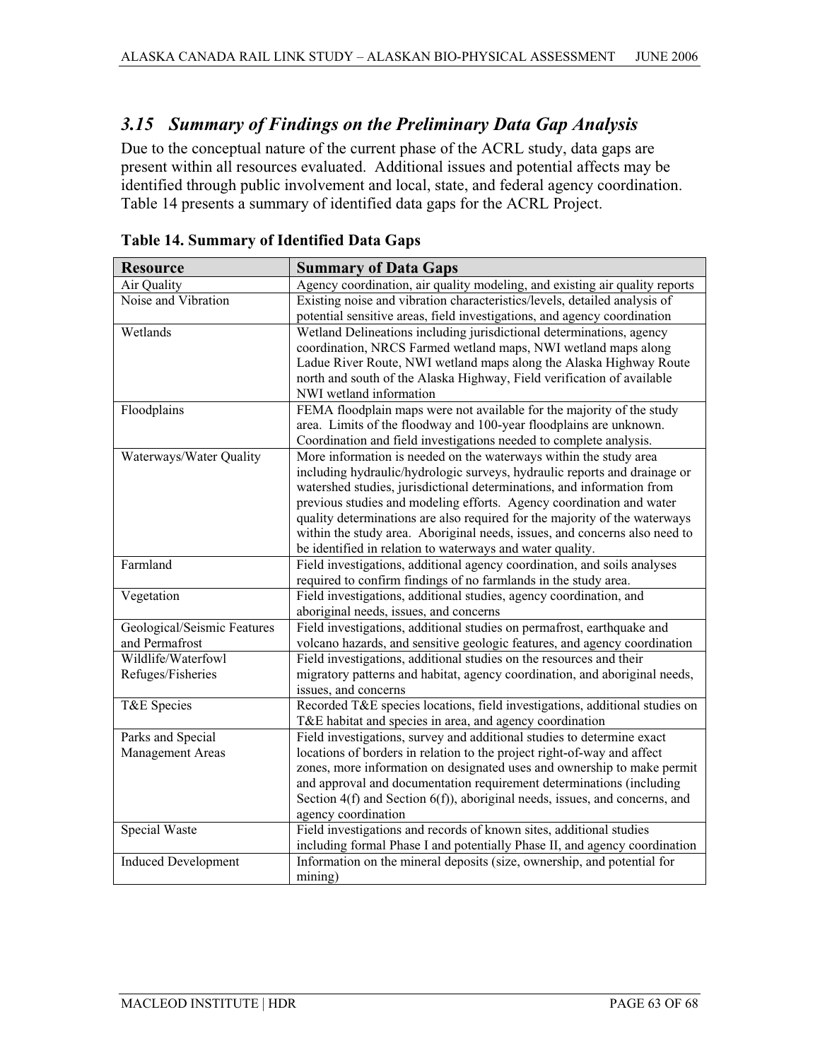## *3.15 Summary of Findings on the Preliminary Data Gap Analysis*

Due to the conceptual nature of the current phase of the ACRL study, data gaps are present within all resources evaluated. Additional issues and potential affects may be identified through public involvement and local, state, and federal agency coordination. Table 14 presents a summary of identified data gaps for the ACRL Project.

**Table 14. Summary of Identified Data Gaps**

| Resource | Summary of Data Gaps |
|---|---|
| Air Quality | Agency coordination, air quality modeling, and existing air quality reports |
| Noise and Vibration | Existing noise and vibration characteristics/levels, detailed analysis of potential sensitive areas, field investigations, and agency coordination |
| Wetlands | Wetland Delineations including jurisdictional determinations, agency coordination, NRCS Farmed wetland maps, NWI wetland maps along Ladue River Route, NWI wetland maps along the Alaska Highway Route north and south of the Alaska Highway, Field verification of available NWI wetland information |
| Floodplains | FEMA floodplain maps were not available for the majority of the study area. Limits of the floodway and 100-year floodplains are unknown. Coordination and field investigations needed to complete analysis. |
| Waterways/Water Quality | More information is needed on the waterways within the study area including hydraulic/hydrologic surveys, hydraulic reports and drainage or watershed studies, jurisdictional determinations, and information from previous studies and modeling efforts. Agency coordination and water quality determinations are also required for the majority of the waterways within the study area. Aboriginal needs, issues, and concerns also need to be identified in relation to waterways and water quality. |
| Farmland | Field investigations, additional agency coordination, and soils analyses required to confirm findings of no farmlands in the study area. |
| Vegetation | Field investigations, additional studies, agency coordination, and aboriginal needs, issues, and concerns |
| Geological/Seismic Features and Permafrost | Field investigations, additional studies on permafrost, earthquake and volcano hazards, and sensitive geologic features, and agency coordination |
| Wildlife/Waterfowl Refuges/Fisheries | Field investigations, additional studies on the resources and their migratory patterns and habitat, agency coordination, and aboriginal needs, issues, and concerns |
| T&E Species | Recorded T&E species locations, field investigations, additional studies on T&E habitat and species in area, and agency coordination |
| Parks and Special Management Areas | Field investigations, survey and additional studies to determine exact locations of borders in relation to the project right-of-way and affect zones, more information on designated uses and ownership to make permit and approval and documentation requirement determinations (including Section 4(f) and Section 6(f)), aboriginal needs, issues, and concerns, and agency coordination |
| Special Waste | Field investigations and records of known sites, additional studies including formal Phase I and potentially Phase II, and agency coordination |
| Induced Development | Information on the mineral deposits (size, ownership, and potential for mining) |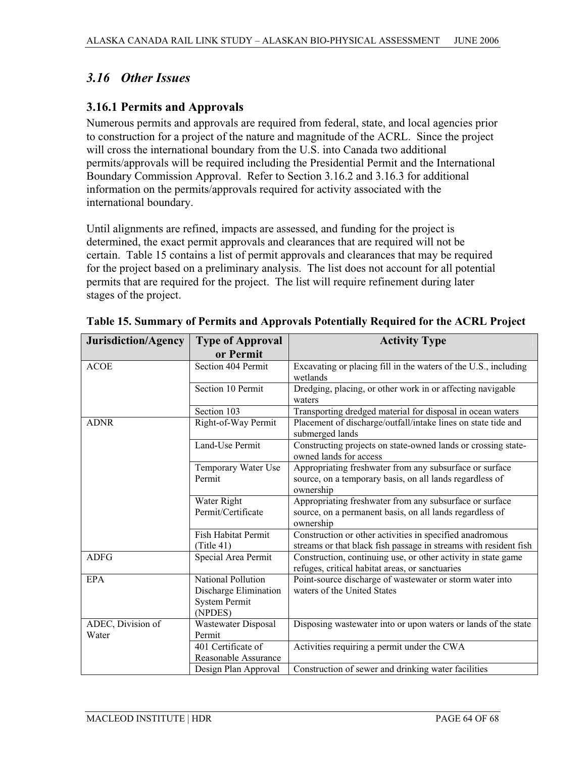## *3.16 Other Issues*

### 3.16.1 Permits and Approvals

Numerous permits and approvals are required from federal, state, and local agencies prior to construction for a project of the nature and magnitude of the ACRL. Since the project will cross the international boundary from the U.S. into Canada two additional permits/approvals will be required including the Presidential Permit and the International Boundary Commission Approval. Refer to Section 3.16.2 and 3.16.3 for additional information on the permits/approvals required for activity associated with the international boundary.

Until alignments are refined, impacts are assessed, and funding for the project is determined, the exact permit approvals and clearances that are required will not be certain. Table 15 contains a list of permit approvals and clearances that may be required for the project based on a preliminary analysis. The list does not account for all potential permits that are required for the project. The list will require refinement during later stages of the project.

**Table 15. Summary of Permits and Approvals Potentially Required for the ACRL Project**

| Jurisdiction/Agency | Type of Approval or Permit | Activity Type |
|---|---|---|
| ACOE | Section 404 Permit | Excavating or placing fill in the waters of the U.S., including wetlands |
| | Section 10 Permit | Dredging, placing, or other work in or affecting navigable waters |
| | Section 103 | Transporting dredged material for disposal in ocean waters |
| ADNR | Right-of-Way Permit | Placement of discharge/outfall/intake lines on state tide and submerged lands |
| | Land-Use Permit | Constructing projects on state-owned lands or crossing state-owned lands for access |
| | Temporary Water Use Permit | Appropriating freshwater from any subsurface or surface source, on a temporary basis, on all lands regardless of ownership |
| | Water Right Permit/Certificate | Appropriating freshwater from any subsurface or surface source, on a permanent basis, on all lands regardless of ownership |
| | Fish Habitat Permit (Title 41) | Construction or other activities in specified anadromous streams or that black fish passage in streams with resident fish |
| ADFG | Special Area Permit | Construction, continuing use, or other activity in state game refuges, critical habitat areas, or sanctuaries |
| EPA | National Pollution Discharge Elimination System Permit (NPDES) | Point-source discharge of wastewater or storm water into waters of the United States |
| ADEC, Division of Water | Wastewater Disposal Permit | Disposing wastewater into or upon waters or lands of the state |
| | 401 Certificate of Reasonable Assurance | Activities requiring a permit under the CWA |
| | Design Plan Approval | Construction of sewer and drinking water facilities |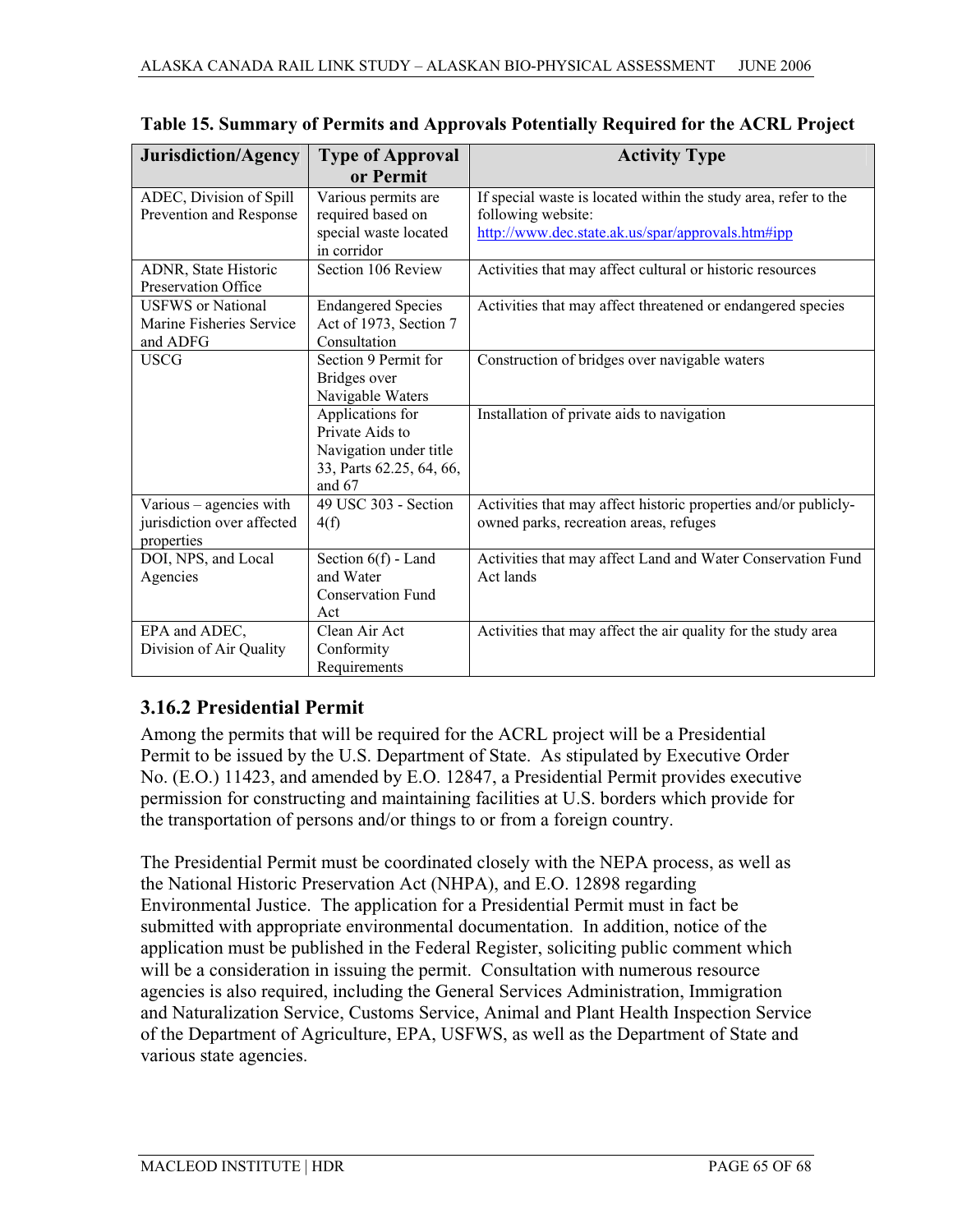**Table 15. Summary of Permits and Approvals Potentially Required for the ACRL Project**

| Jurisdiction/Agency | Type of Approval or Permit | Activity Type |
|---|---|---|
| ADEC, Division of Spill Prevention and Response | Various permits are required based on special waste located in corridor | If special waste is located within the study area, refer to the following website: http://www.dec.state.ak.us/spar/approvals.htm#ipp |
| ADNR, State Historic Preservation Office | Section 106 Review | Activities that may affect cultural or historic resources |
| USFWS or National Marine Fisheries Service and ADFG | Endangered Species Act of 1973, Section 7 Consultation | Activities that may affect threatened or endangered species |
| USCG | Section 9 Permit for Bridges over Navigable Waters | Construction of bridges over navigable waters |
| | Applications for Private Aids to Navigation under title 33, Parts 62.25, 64, 66, and 67 | Installation of private aids to navigation |
| Various – agencies with jurisdiction over affected properties | 49 USC 303 - Section 4(f) | Activities that may affect historic properties and/or publicly-owned parks, recreation areas, refuges |
| DOI, NPS, and Local Agencies | Section 6(f) - Land and Water Conservation Fund Act | Activities that may affect Land and Water Conservation Fund Act lands |
| EPA and ADEC, Division of Air Quality | Clean Air Act Conformity Requirements | Activities that may affect the air quality for the study area |

### 3.16.2 Presidential Permit

Among the permits that will be required for the ACRL project will be a Presidential Permit to be issued by the U.S. Department of State. As stipulated by Executive Order No. (E.O.) 11423, and amended by E.O. 12847, a Presidential Permit provides executive permission for constructing and maintaining facilities at U.S. borders which provide for the transportation of persons and/or things to or from a foreign country.

The Presidential Permit must be coordinated closely with the NEPA process, as well as the National Historic Preservation Act (NHPA), and E.O. 12898 regarding Environmental Justice. The application for a Presidential Permit must in fact be submitted with appropriate environmental documentation. In addition, notice of the application must be published in the Federal Register, soliciting public comment which will be a consideration in issuing the permit. Consultation with numerous resource agencies is also required, including the General Services Administration, Immigration and Naturalization Service, Customs Service, Animal and Plant Health Inspection Service of the Department of Agriculture, EPA, USFWS, as well as the Department of State and various state agencies.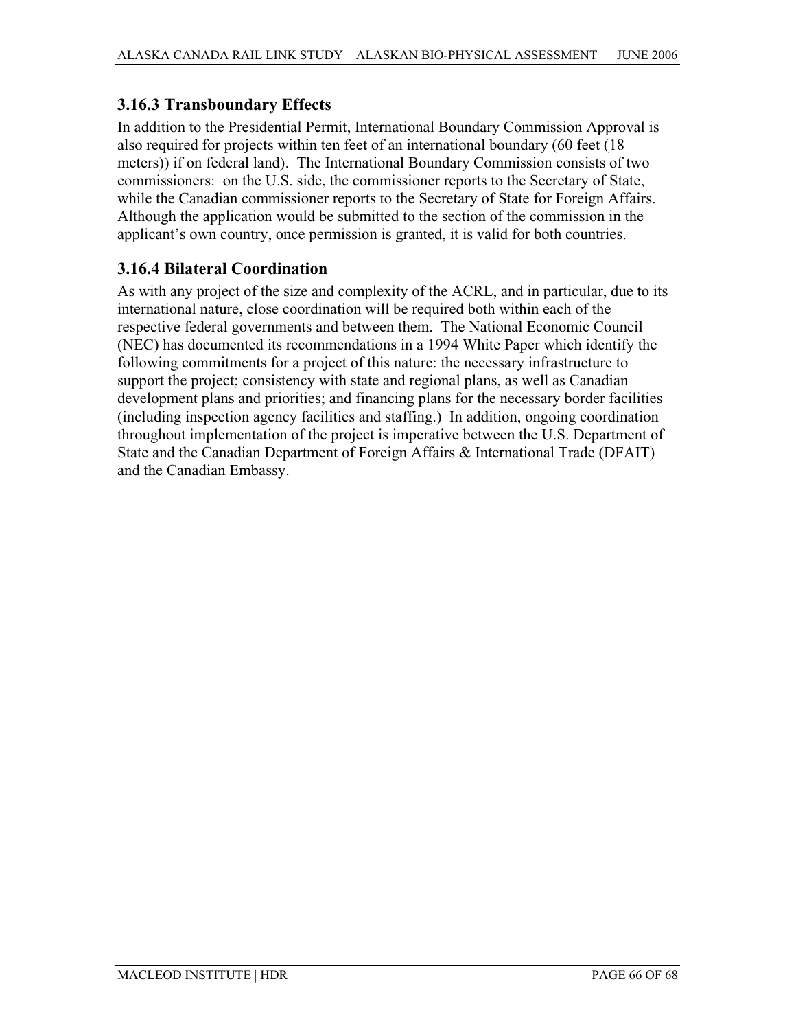### 3.16.3 Transboundary Effects

In addition to the Presidential Permit, International Boundary Commission Approval is also required for projects within ten feet of an international boundary (60 feet (18 meters)) if on federal land). The International Boundary Commission consists of two commissioners: on the U.S. side, the commissioner reports to the Secretary of State, while the Canadian commissioner reports to the Secretary of State for Foreign Affairs. Although the application would be submitted to the section of the commission in the applicant's own country, once permission is granted, it is valid for both countries.

### 3.16.4 Bilateral Coordination

As with any project of the size and complexity of the ACRL, and in particular, due to its international nature, close coordination will be required both within each of the respective federal governments and between them. The National Economic Council (NEC) has documented its recommendations in a 1994 White Paper which identify the following commitments for a project of this nature: the necessary infrastructure to support the project; consistency with state and regional plans, as well as Canadian development plans and priorities; and financing plans for the necessary border facilities (including inspection agency facilities and staffing.) In addition, ongoing coordination throughout implementation of the project is imperative between the U.S. Department of State and the Canadian Department of Foreign Affairs & International Trade (DFAIT) and the Canadian Embassy.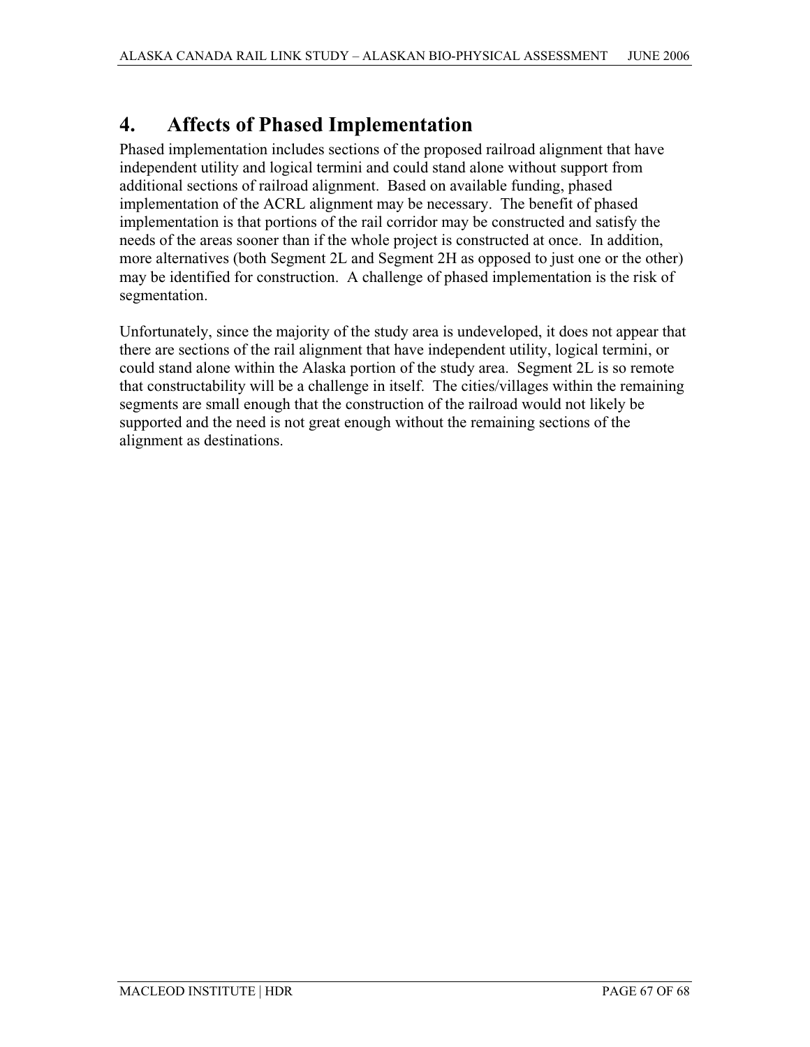# 4. Affects of Phased Implementation

Phased implementation includes sections of the proposed railroad alignment that have independent utility and logical termini and could stand alone without support from additional sections of railroad alignment. Based on available funding, phased implementation of the ACRL alignment may be necessary. The benefit of phased implementation is that portions of the rail corridor may be constructed and satisfy the needs of the areas sooner than if the whole project is constructed at once. In addition, more alternatives (both Segment 2L and Segment 2H as opposed to just one or the other) may be identified for construction. A challenge of phased implementation is the risk of segmentation.

Unfortunately, since the majority of the study area is undeveloped, it does not appear that there are sections of the rail alignment that have independent utility, logical termini, or could stand alone within the Alaska portion of the study area. Segment 2L is so remote that constructability will be a challenge in itself. The cities/villages within the remaining segments are small enough that the construction of the railroad would not likely be supported and the need is not great enough without the remaining sections of the alignment as destinations.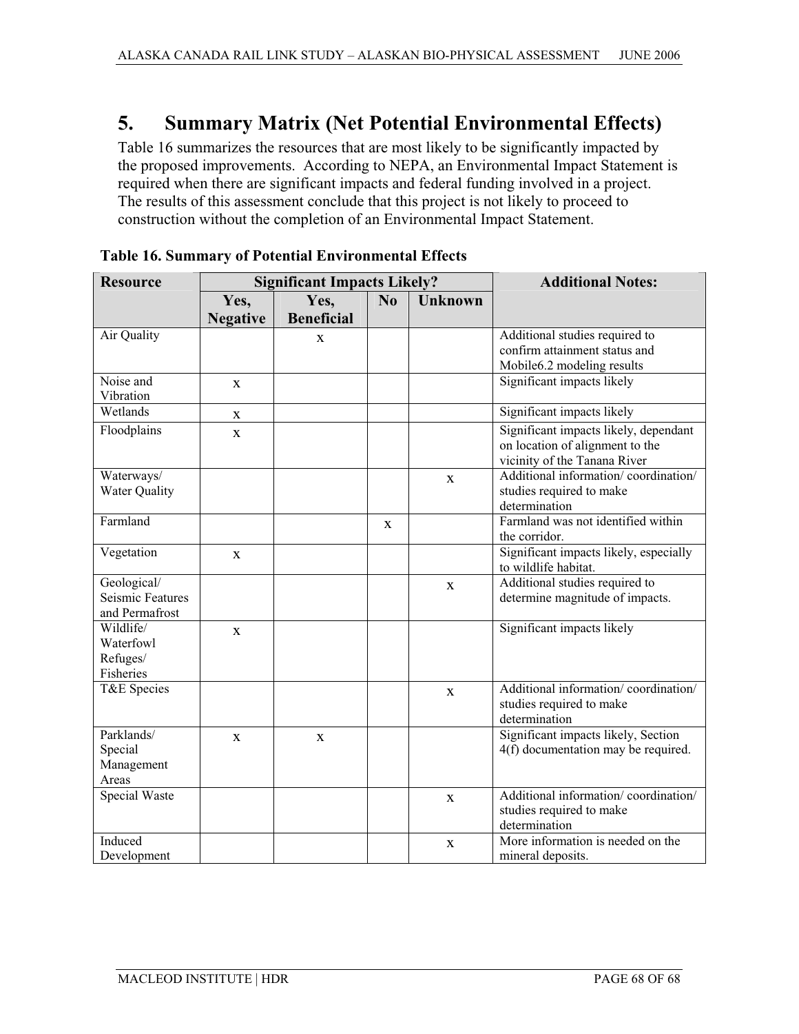# 5. Summary Matrix (Net Potential Environmental Effects)

Table 16 summarizes the resources that are most likely to be significantly impacted by the proposed improvements. According to NEPA, an Environmental Impact Statement is required when there are significant impacts and federal funding involved in a project. The results of this assessment conclude that this project is not likely to proceed to construction without the completion of an Environmental Impact Statement.

**Table 16. Summary of Potential Environmental Effects**

| Resource | Significant Impacts Likely? | | | | Additional Notes: |
|---|---|---|---|---|---|
| | Yes, Negative | Yes, Beneficial | No | Unknown | |
| Air Quality | | x | | | Additional studies required to confirm attainment status and Mobile6.2 modeling results |
| Noise and Vibration | x | | | | Significant impacts likely |
| Wetlands | x | | | | Significant impacts likely |
| Floodplains | x | | | | Significant impacts likely, dependant on location of alignment to the vicinity of the Tanana River |
| Waterways/ Water Quality | | | | x | Additional information/ coordination/ studies required to make determination |
| Farmland | | | x | | Farmland was not identified within the corridor. |
| Vegetation | x | | | | Significant impacts likely, especially to wildlife habitat. |
| Geological/ Seismic Features and Permafrost | | | | x | Additional studies required to determine magnitude of impacts. |
| Wildlife/ Waterfowl Refuges/ Fisheries | x | | | | Significant impacts likely |
| T&E Species | | | | x | Additional information/ coordination/ studies required to make determination |
| Parklands/ Special Management Areas | x | x | | | Significant impacts likely, Section 4(f) documentation may be required. |
| Special Waste | | | | x | Additional information/ coordination/ studies required to make determination |
| Induced Development | | | | x | More information is needed on the mineral deposits. |